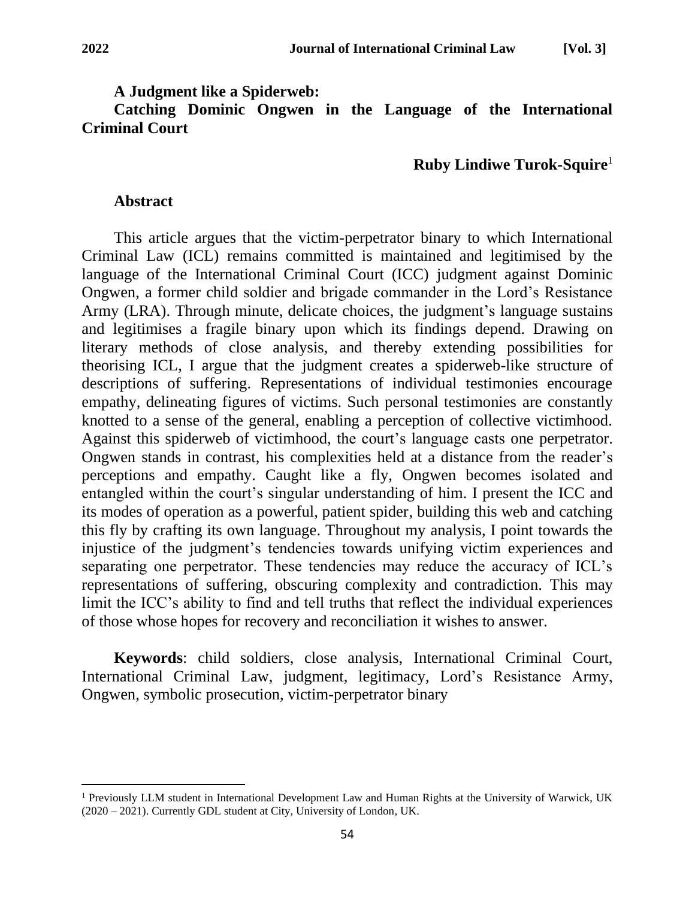# A Judgment like a Spiderweb: Catching Dominic Ongwen in the Language of the International Criminal Court

**Ruby Lindiwe Turok-Squire**[1]

## Abstract

This article argues that the victim-perpetrator binary to which International Criminal Law (ICL) remains committed is maintained and legitimised by the language of the International Criminal Court (ICC) judgment against Dominic Ongwen, a former child soldier and brigade commander in the Lord's Resistance Army (LRA). Through minute, delicate choices, the judgment's language sustains and legitimises a fragile binary upon which its findings depend. Drawing on literary methods of close analysis, and thereby extending possibilities for theorising ICL, I argue that the judgment creates a spiderweb-like structure of descriptions of suffering. Representations of individual testimonies encourage empathy, delineating figures of victims. Such personal testimonies are constantly knotted to a sense of the general, enabling a perception of collective victimhood. Against this spiderweb of victimhood, the court's language casts one perpetrator. Ongwen stands in contrast, his complexities held at a distance from the reader's perceptions and empathy. Caught like a fly, Ongwen becomes isolated and entangled within the court's singular understanding of him. I present the ICC and its modes of operation as a powerful, patient spider, building this web and catching this fly by crafting its own language. Throughout my analysis, I point towards the injustice of the judgment's tendencies towards unifying victim experiences and separating one perpetrator. These tendencies may reduce the accuracy of ICL's representations of suffering, obscuring complexity and contradiction. This may limit the ICC's ability to find and tell truths that reflect the individual experiences of those whose hopes for recovery and reconciliation it wishes to answer.

**Keywords**: child soldiers, close analysis, International Criminal Court, International Criminal Law, judgment, legitimacy, Lord's Resistance Army, Ongwen, symbolic prosecution, victim-perpetrator binary

---

[1] Previously LLM student in International Development Law and Human Rights at the University of Warwick, UK (2020 – 2021). Currently GDL student at City, University of London, UK.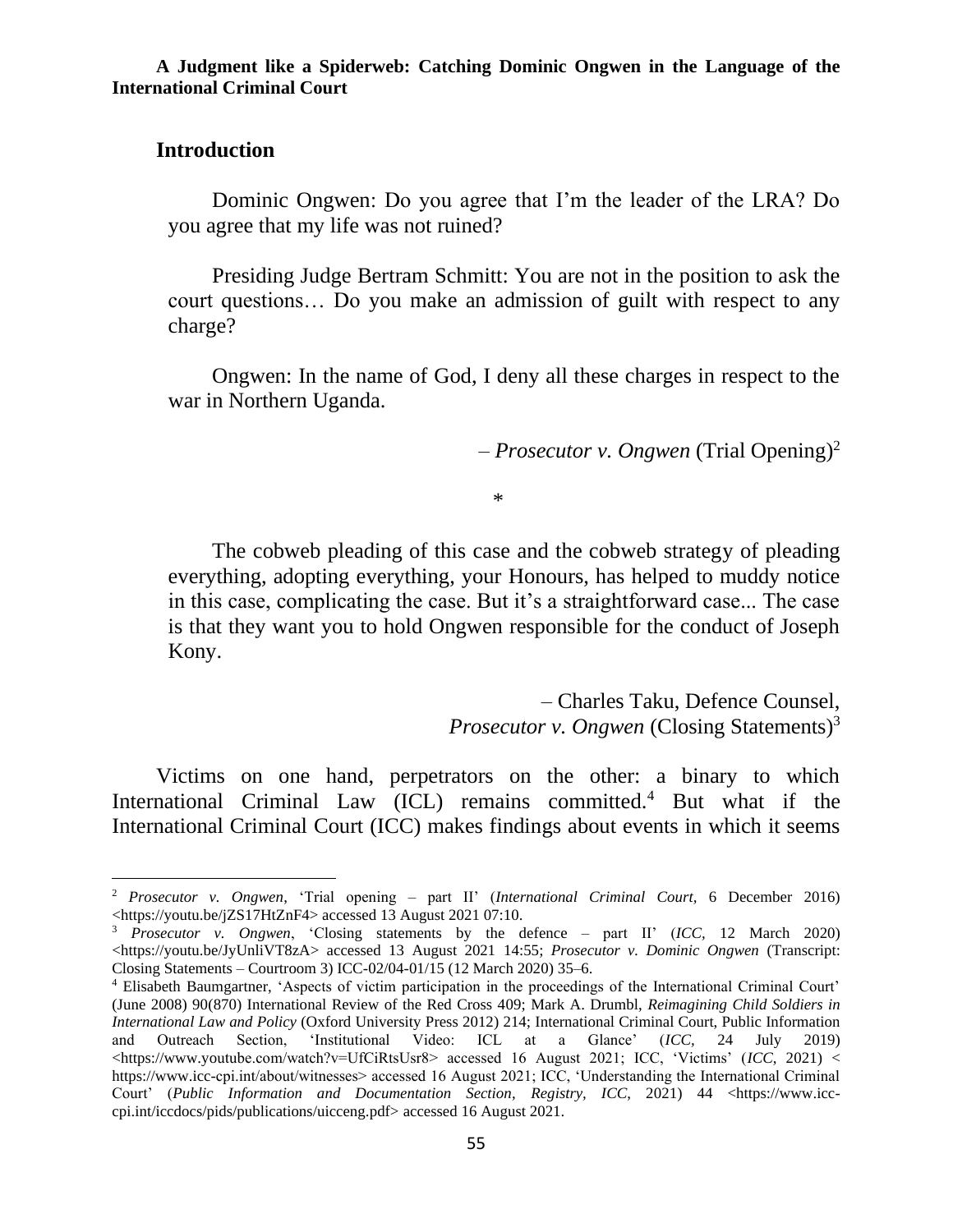**A Judgment like a Spiderweb: Catching Dominic Ongwen in the Language of the International Criminal Court**

## Introduction

> Dominic Ongwen: Do you agree that I'm the leader of the LRA? Do you agree that my life was not ruined?
>
> Presiding Judge Bertram Schmitt: You are not in the position to ask the court questions… Do you make an admission of guilt with respect to any charge?
>
> Ongwen: In the name of God, I deny all these charges in respect to the war in Northern Uganda.
>
> – *Prosecutor v. Ongwen* (Trial Opening)[2]

*

> The cobweb pleading of this case and the cobweb strategy of pleading everything, adopting everything, your Honours, has helped to muddy notice in this case, complicating the case. But it's a straightforward case... The case is that they want you to hold Ongwen responsible for the conduct of Joseph Kony.
>
> – Charles Taku, Defence Counsel, *Prosecutor v. Ongwen* (Closing Statements)[3]

Victims on one hand, perpetrators on the other: a binary to which International Criminal Law (ICL) remains committed.[4] But what if the International Criminal Court (ICC) makes findings about events in which it seems

---

[2] *Prosecutor v. Ongwen*, 'Trial opening – part II' (*International Criminal Court,* 6 December 2016) <https://youtu.be/jZS17HtZnF4> accessed 13 August 2021 07:10.

[3] *Prosecutor v. Ongwen*, 'Closing statements by the defence – part II' (*ICC,* 12 March 2020) <https://youtu.be/JyUnliVT8zA> accessed 13 August 2021 14:55; *Prosecutor v. Dominic Ongwen* (Transcript: Closing Statements – Courtroom 3) ICC-02/04-01/15 (12 March 2020) 35–6.

[4] Elisabeth Baumgartner, 'Aspects of victim participation in the proceedings of the International Criminal Court' (June 2008) 90(870) International Review of the Red Cross 409; Mark A. Drumbl, *Reimagining Child Soldiers in International Law and Policy* (Oxford University Press 2012) 214; International Criminal Court, Public Information and Outreach Section, 'Institutional Video: ICL at a Glance' (*ICC,* 24 July 2019) <https://www.youtube.com/watch?v=UfCiRtsUsr8> accessed 16 August 2021; ICC, 'Victims' (*ICC,* 2021) < https://www.icc-cpi.int/about/witnesses> accessed 16 August 2021; ICC, 'Understanding the International Criminal Court' (*Public Information and Documentation Section, Registry, ICC,* 2021) 44 <https://www.icc-cpi.int/iccdocs/pids/publications/uicceng.pdf> accessed 16 August 2021.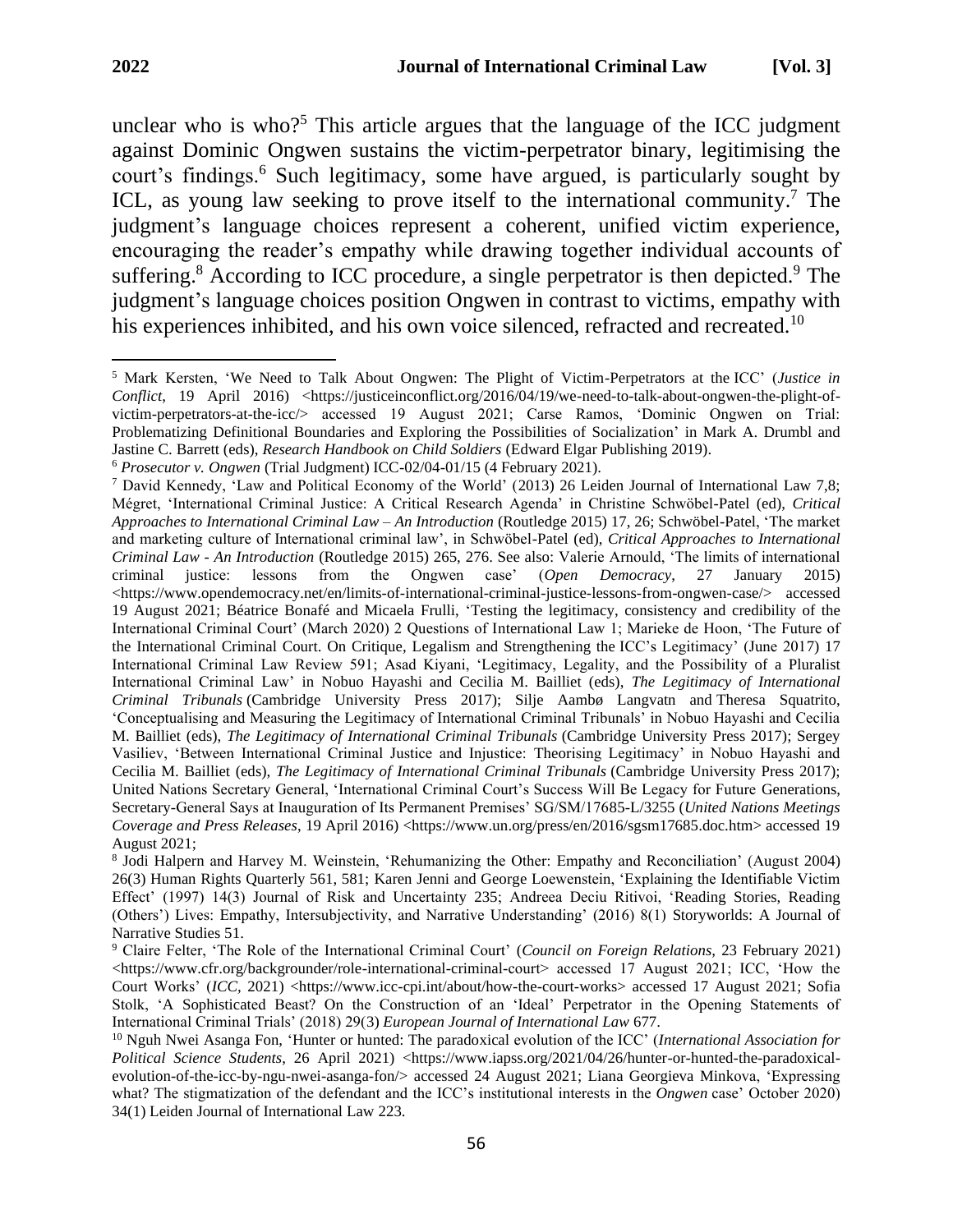unclear who is who?[5] This article argues that the language of the ICC judgment against Dominic Ongwen sustains the victim-perpetrator binary, legitimising the court's findings.[6] Such legitimacy, some have argued, is particularly sought by ICL, as young law seeking to prove itself to the international community.[7] The judgment's language choices represent a coherent, unified victim experience, encouraging the reader's empathy while drawing together individual accounts of suffering.[8] According to ICC procedure, a single perpetrator is then depicted.[9] The judgment's language choices position Ongwen in contrast to victims, empathy with his experiences inhibited, and his own voice silenced, refracted and recreated.[10]

---

[5] Mark Kersten, 'We Need to Talk About Ongwen: The Plight of Victim-Perpetrators at the ICC' (*Justice in Conflict*, 19 April 2016) <https://justiceinconflict.org/2016/04/19/we-need-to-talk-about-ongwen-the-plight-of-victim-perpetrators-at-the-icc/> accessed 19 August 2021; Carse Ramos, 'Dominic Ongwen on Trial: Problematizing Definitional Boundaries and Exploring the Possibilities of Socialization' in Mark A. Drumbl and Jastine C. Barrett (eds), *Research Handbook on Child Soldiers* (Edward Elgar Publishing 2019).

[6] *Prosecutor v. Ongwen* (Trial Judgment) ICC-02/04-01/15 (4 February 2021).

[7] David Kennedy, 'Law and Political Economy of the World' (2013) 26 Leiden Journal of International Law 7,8; Mégret, 'International Criminal Justice: A Critical Research Agenda' in Christine Schwöbel-Patel (ed), *Critical Approaches to International Criminal Law – An Introduction* (Routledge 2015) 17, 26; Schwöbel-Patel, 'The market and marketing culture of International criminal law', in Schwöbel-Patel (ed), *Critical Approaches to International Criminal Law - An Introduction* (Routledge 2015) 265, 276. See also: Valerie Arnould, 'The limits of international criminal justice: lessons from the Ongwen case' (*Open Democracy*, 27 January 2015) <https://www.opendemocracy.net/en/limits-of-international-criminal-justice-lessons-from-ongwen-case/> accessed 19 August 2021; Béatrice Bonafé and Micaela Frulli, 'Testing the legitimacy, consistency and credibility of the International Criminal Court' (March 2020) 2 Questions of International Law 1; Marieke de Hoon, 'The Future of the International Criminal Court. On Critique, Legalism and Strengthening the ICC's Legitimacy' (June 2017) 17 International Criminal Law Review 591; Asad Kiyani, 'Legitimacy, Legality, and the Possibility of a Pluralist International Criminal Law' in Nobuo Hayashi and Cecilia M. Bailliet (eds), *The Legitimacy of International Criminal Tribunals* (Cambridge University Press 2017); Silje Aambø Langvatn and Theresa Squatrito, 'Conceptualising and Measuring the Legitimacy of International Criminal Tribunals' in Nobuo Hayashi and Cecilia M. Bailliet (eds), *The Legitimacy of International Criminal Tribunals* (Cambridge University Press 2017); Sergey Vasiliev, 'Between International Criminal Justice and Injustice: Theorising Legitimacy' in Nobuo Hayashi and Cecilia M. Bailliet (eds), *The Legitimacy of International Criminal Tribunals* (Cambridge University Press 2017); United Nations Secretary General, 'International Criminal Court's Success Will Be Legacy for Future Generations, Secretary-General Says at Inauguration of Its Permanent Premises' SG/SM/17685-L/3255 (*United Nations Meetings Coverage and Press Releases*, 19 April 2016) <https://www.un.org/press/en/2016/sgsm17685.doc.htm> accessed 19 August 2021;

[8] Jodi Halpern and Harvey M. Weinstein, 'Rehumanizing the Other: Empathy and Reconciliation' (August 2004) 26(3) Human Rights Quarterly 561, 581; Karen Jenni and George Loewenstein, 'Explaining the Identifiable Victim Effect' (1997) 14(3) Journal of Risk and Uncertainty 235; Andreea Deciu Ritivoi, 'Reading Stories, Reading (Others') Lives: Empathy, Intersubjectivity, and Narrative Understanding' (2016) 8(1) Storyworlds: A Journal of Narrative Studies 51.

[9] Claire Felter, 'The Role of the International Criminal Court' (*Council on Foreign Relations*, 23 February 2021) <https://www.cfr.org/backgrounder/role-international-criminal-court> accessed 17 August 2021; ICC, 'How the Court Works' (*ICC*, 2021) <https://www.icc-cpi.int/about/how-the-court-works> accessed 17 August 2021; Sofia Stolk, 'A Sophisticated Beast? On the Construction of an 'Ideal' Perpetrator in the Opening Statements of International Criminal Trials' (2018) 29(3) *European Journal of International Law* 677.

[10] Nguh Nwei Asanga Fon, 'Hunter or hunted: The paradoxical evolution of the ICC' (*International Association for Political Science Students*, 26 April 2021) <https://www.iapss.org/2021/04/26/hunter-or-hunted-the-paradoxical-evolution-of-the-icc-by-ngu-nwei-asanga-fon/> accessed 24 August 2021; Liana Georgieva Minkova, 'Expressing what? The stigmatization of the defendant and the ICC's institutional interests in the *Ongwen* case' October 2020) 34(1) Leiden Journal of International Law 223.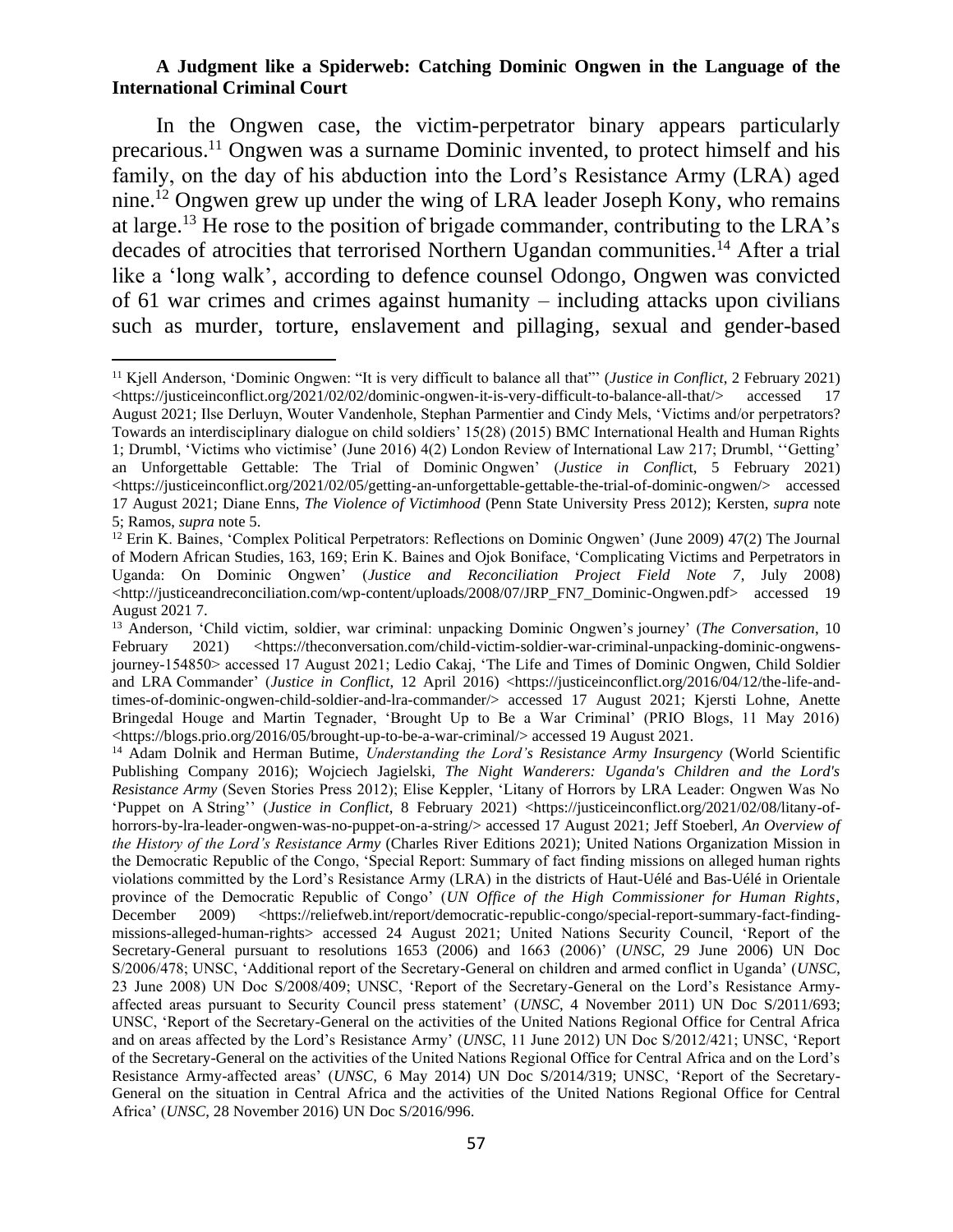**A Judgment like a Spiderweb: Catching Dominic Ongwen in the Language of the International Criminal Court**

In the Ongwen case, the victim-perpetrator binary appears particularly precarious.[11] Ongwen was a surname Dominic invented, to protect himself and his family, on the day of his abduction into the Lord's Resistance Army (LRA) aged nine.[12] Ongwen grew up under the wing of LRA leader Joseph Kony, who remains at large.[13] He rose to the position of brigade commander, contributing to the LRA's decades of atrocities that terrorised Northern Ugandan communities.[14] After a trial like a 'long walk', according to defence counsel Odongo, Ongwen was convicted of 61 war crimes and crimes against humanity – including attacks upon civilians such as murder, torture, enslavement and pillaging, sexual and gender-based

---

[11] Kjell Anderson, 'Dominic Ongwen: "It is very difficult to balance all that"' (*Justice in Conflict*, 2 February 2021) <https://justiceinconflict.org/2021/02/02/dominic-ongwen-it-is-very-difficult-to-balance-all-that/> accessed 17 August 2021; Ilse Derluyn, Wouter Vandenhole, Stephan Parmentier and Cindy Mels, 'Victims and/or perpetrators? Towards an interdisciplinary dialogue on child soldiers' 15(28) (2015) BMC International Health and Human Rights 1; Drumbl, 'Victims who victimise' (June 2016) 4(2) London Review of International Law 217; Drumbl, ''Getting' an Unforgettable Gettable: The Trial of Dominic Ongwen' (*Justice in Conflict*, 5 February 2021) <https://justiceinconflict.org/2021/02/05/getting-an-unforgettable-gettable-the-trial-of-dominic-ongwen/> accessed 17 August 2021; Diane Enns, *The Violence of Victimhood* (Penn State University Press 2012); Kersten, *supra* note 5; Ramos, *supra* note 5.

[12] Erin K. Baines, 'Complex Political Perpetrators: Reflections on Dominic Ongwen' (June 2009) 47(2) The Journal of Modern African Studies, 163, 169; Erin K. Baines and Ojok Boniface, 'Complicating Victims and Perpetrators in Uganda: On Dominic Ongwen' (*Justice and Reconciliation Project Field Note 7*, July 2008) <http://justiceandreconciliation.com/wp-content/uploads/2008/07/JRP_FN7_Dominic-Ongwen.pdf> accessed 19 August 2021 7.

[13] Anderson, 'Child victim, soldier, war criminal: unpacking Dominic Ongwen's journey' (*The Conversation*, 10 February 2021) <https://theconversation.com/child-victim-soldier-war-criminal-unpacking-dominic-ongwens-journey-154850> accessed 17 August 2021; Ledio Cakaj, 'The Life and Times of Dominic Ongwen, Child Soldier and LRA Commander' (*Justice in Conflict*, 12 April 2016) <https://justiceinconflict.org/2016/04/12/the-life-and-times-of-dominic-ongwen-child-soldier-and-lra-commander/> accessed 17 August 2021; Kjersti Lohne, Anette Bringedal Houge and Martin Tegnader, 'Brought Up to Be a War Criminal' (PRIO Blogs, 11 May 2016) <https://blogs.prio.org/2016/05/brought-up-to-be-a-war-criminal/> accessed 19 August 2021.

[14] Adam Dolnik and Herman Butime, *Understanding the Lord's Resistance Army Insurgency* (World Scientific Publishing Company 2016); Wojciech Jagielski, *The Night Wanderers: Uganda's Children and the Lord's Resistance Army* (Seven Stories Press 2012); Elise Keppler, 'Litany of Horrors by LRA Leader: Ongwen Was No 'Puppet on A String'' (*Justice in Conflict*, 8 February 2021) <https://justiceinconflict.org/2021/02/08/litany-of-horrors-by-lra-leader-ongwen-was-no-puppet-on-a-string/> accessed 17 August 2021; Jeff Stoeberl, *An Overview of the History of the Lord's Resistance Army* (Charles River Editions 2021); United Nations Organization Mission in the Democratic Republic of the Congo, 'Special Report: Summary of fact finding missions on alleged human rights violations committed by the Lord's Resistance Army (LRA) in the districts of Haut-Uélé and Bas-Uélé in Orientale province of the Democratic Republic of Congo' (*UN Office of the High Commissioner for Human Rights*, December 2009) <https://reliefweb.int/report/democratic-republic-congo/special-report-summary-fact-finding-missions-alleged-human-rights> accessed 24 August 2021; United Nations Security Council, 'Report of the Secretary-General pursuant to resolutions 1653 (2006) and 1663 (2006)' (*UNSC*, 29 June 2006) UN Doc S/2006/478; UNSC, 'Additional report of the Secretary-General on children and armed conflict in Uganda' (*UNSC*, 23 June 2008) UN Doc S/2008/409; UNSC, 'Report of the Secretary-General on the Lord's Resistance Army-affected areas pursuant to Security Council press statement' (*UNSC*, 4 November 2011) UN Doc S/2011/693; UNSC, 'Report of the Secretary-General on the activities of the United Nations Regional Office for Central Africa and on areas affected by the Lord's Resistance Army' (*UNSC*, 11 June 2012) UN Doc S/2012/421; UNSC, 'Report of the Secretary-General on the activities of the United Nations Regional Office for Central Africa and on the Lord's Resistance Army-affected areas' (*UNSC*, 6 May 2014) UN Doc S/2014/319; UNSC, 'Report of the Secretary-General on the situation in Central Africa and the activities of the United Nations Regional Office for Central Africa' (*UNSC*, 28 November 2016) UN Doc S/2016/996.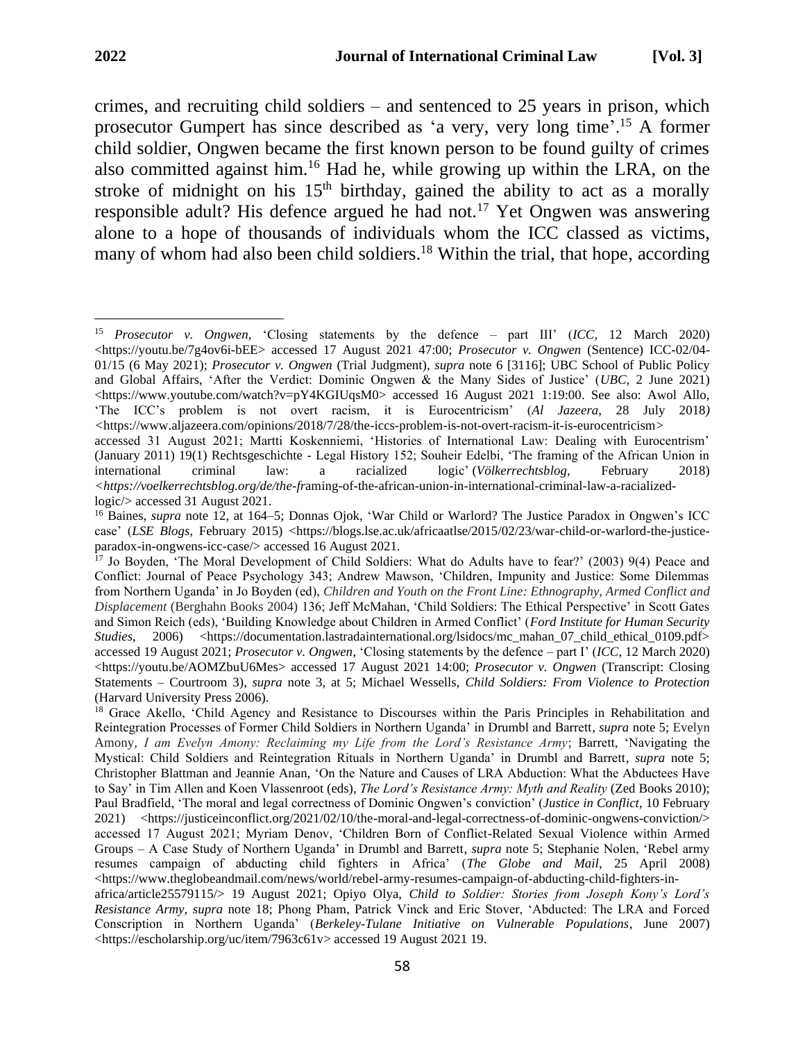crimes, and recruiting child soldiers – and sentenced to 25 years in prison, which prosecutor Gumpert has since described as 'a very, very long time'.[15] A former child soldier, Ongwen became the first known person to be found guilty of crimes also committed against him.[16] Had he, while growing up within the LRA, on the stroke of midnight on his 15th birthday, gained the ability to act as a morally responsible adult? His defence argued he had not.[17] Yet Ongwen was answering alone to a hope of thousands of individuals whom the ICC classed as victims, many of whom had also been child soldiers.[18] Within the trial, that hope, according

---

[15] *Prosecutor v. Ongwen*, 'Closing statements by the defence – part III' (*ICC*, 12 March 2020) <https://youtu.be/7g4ov6i-bEE> accessed 17 August 2021 47:00; *Prosecutor v. Ongwen* (Sentence) ICC-02/04-01/15 (6 May 2021); *Prosecutor v. Ongwen* (Trial Judgment), *supra* note 6 [3116]; UBC School of Public Policy and Global Affairs, 'After the Verdict: Dominic Ongwen & the Many Sides of Justice' (*UBC*, 2 June 2021) <https://www.youtube.com/watch?v=pY4KGIUqsM0> accessed 16 August 2021 1:19:00. See also: Awol Allo, 'The ICC's problem is not overt racism, it is Eurocentricism' (*Al Jazeera*, 28 July 2018) <https://www.aljazeera.com/opinions/2018/7/28/the-iccs-problem-is-not-overt-racism-it-is-eurocentricism> accessed 31 August 2021; Martti Koskenniemi, 'Histories of International Law: Dealing with Eurocentrism' (January 2011) 19(1) Rechtsgeschichte - Legal History 152; Souheir Edelbi, 'The framing of the African Union in international criminal law: a racialized logic' (*Völkerrechtsblog*, February 2018) <*https://voelkerrechtsblog.org/de/the-f*raming-of-the-african-union-in-international-criminal-law-a-racialized-logic/> accessed 31 August 2021.

[16] Baines, *supra* note 12, at 164–5; Donnas Ojok, 'War Child or Warlord? The Justice Paradox in Ongwen's ICC case' (*LSE Blogs*, February 2015) <https://blogs.lse.ac.uk/africaatlse/2015/02/23/war-child-or-warlord-the-justice-paradox-in-ongwens-icc-case/> accessed 16 August 2021.

[17] Jo Boyden, 'The Moral Development of Child Soldiers: What do Adults have to fear?' (2003) 9(4) Peace and Conflict: Journal of Peace Psychology 343; Andrew Mawson, 'Children, Impunity and Justice: Some Dilemmas from Northern Uganda' in Jo Boyden (ed), *Children and Youth on the Front Line: Ethnography, Armed Conflict and Displacement* (Berghahn Books 2004) 136; Jeff McMahan, 'Child Soldiers: The Ethical Perspective' in Scott Gates and Simon Reich (eds), 'Building Knowledge about Children in Armed Conflict' (*Ford Institute for Human Security Studies*, 2006) <https://documentation.lastradainternational.org/lsidocs/mc_mahan_07_child_ethical_0109.pdf> accessed 19 August 2021; *Prosecutor v. Ongwen*, 'Closing statements by the defence – part I' (*ICC*, 12 March 2020) <https://youtu.be/AOMZbuU6Mes> accessed 17 August 2021 14:00; *Prosecutor v. Ongwen* (Transcript: Closing Statements – Courtroom 3), *supra* note 3, at 5; Michael Wessells, *Child Soldiers: From Violence to Protection* (Harvard University Press 2006).

[18] Grace Akello, 'Child Agency and Resistance to Discourses within the Paris Principles in Rehabilitation and Reintegration Processes of Former Child Soldiers in Northern Uganda' in Drumbl and Barrett, *supra* note 5; Evelyn Amony, *I am Evelyn Amony: Reclaiming my Life from the Lord's Resistance Army*; Barrett, 'Navigating the Mystical: Child Soldiers and Reintegration Rituals in Northern Uganda' in Drumbl and Barrett, *supra* note 5; Christopher Blattman and Jeannie Anan, 'On the Nature and Causes of LRA Abduction: What the Abductees Have to Say' in Tim Allen and Koen Vlassenroot (eds), *The Lord's Resistance Army: Myth and Reality* (Zed Books 2010); Paul Bradfield, 'The moral and legal correctness of Dominic Ongwen's conviction' (*Justice in Conflict*, 10 February 2021) <https://justiceinconflict.org/2021/02/10/the-moral-and-legal-correctness-of-dominic-ongwens-conviction/> accessed 17 August 2021; Myriam Denov, 'Children Born of Conflict-Related Sexual Violence within Armed Groups – A Case Study of Northern Uganda' in Drumbl and Barrett, *supra* note 5; Stephanie Nolen, 'Rebel army resumes campaign of abducting child fighters in Africa' (*The Globe and Mail*, 25 April 2008) <https://www.theglobeandmail.com/news/world/rebel-army-resumes-campaign-of-abducting-child-fighters-in-africa/article25579115/> 19 August 2021; Opiyo Olya, *Child to Soldier: Stories from Joseph Kony's Lord's Resistance Army*, *supra* note 18; Phong Pham, Patrick Vinck and Eric Stover, 'Abducted: The LRA and Forced Conscription in Northern Uganda' (*Berkeley-Tulane Initiative on Vulnerable Populations*, June 2007) <https://escholarship.org/uc/item/7963c61v> accessed 19 August 2021 19.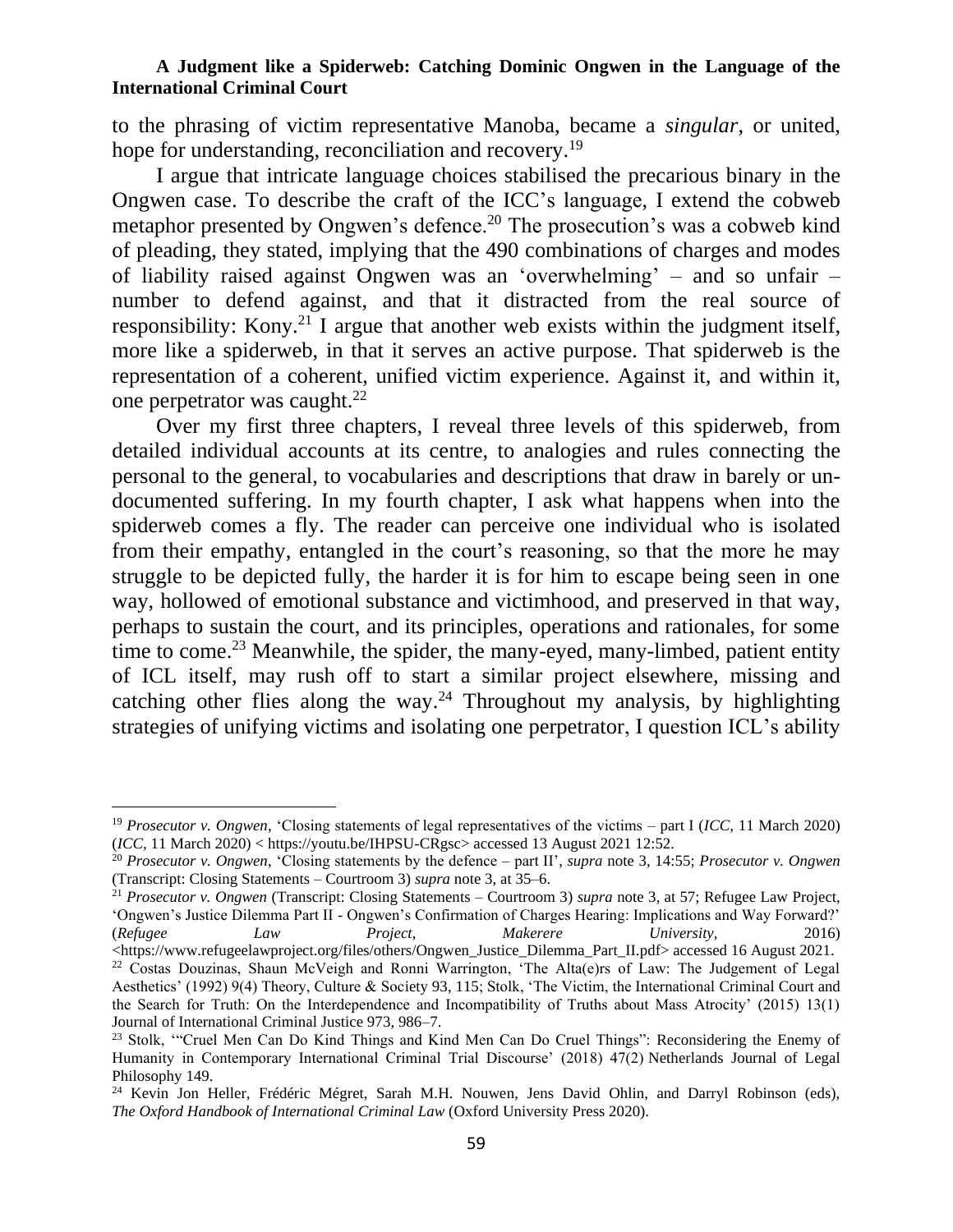to the phrasing of victim representative Manoba, became a *singular*, or united, hope for understanding, reconciliation and recovery.[19]

I argue that intricate language choices stabilised the precarious binary in the Ongwen case. To describe the craft of the ICC's language, I extend the cobweb metaphor presented by Ongwen's defence.[20] The prosecution's was a cobweb kind of pleading, they stated, implying that the 490 combinations of charges and modes of liability raised against Ongwen was an 'overwhelming' – and so unfair – number to defend against, and that it distracted from the real source of responsibility: Kony.[21] I argue that another web exists within the judgment itself, more like a spiderweb, in that it serves an active purpose. That spiderweb is the representation of a coherent, unified victim experience. Against it, and within it, one perpetrator was caught.[22]

Over my first three chapters, I reveal three levels of this spiderweb, from detailed individual accounts at its centre, to analogies and rules connecting the personal to the general, to vocabularies and descriptions that draw in barely or un-documented suffering. In my fourth chapter, I ask what happens when into the spiderweb comes a fly. The reader can perceive one individual who is isolated from their empathy, entangled in the court's reasoning, so that the more he may struggle to be depicted fully, the harder it is for him to escape being seen in one way, hollowed of emotional substance and victimhood, and preserved in that way, perhaps to sustain the court, and its principles, operations and rationales, for some time to come.[23] Meanwhile, the spider, the many-eyed, many-limbed, patient entity of ICL itself, may rush off to start a similar project elsewhere, missing and catching other flies along the way.[24] Throughout my analysis, by highlighting strategies of unifying victims and isolating one perpetrator, I question ICL's ability

---

[19] *Prosecutor v. Ongwen*, 'Closing statements of legal representatives of the victims – part I (*ICC*, 11 March 2020) (*ICC*, 11 March 2020) < https://youtu.be/IHPSU-CRgsc> accessed 13 August 2021 12:52.

[20] *Prosecutor v. Ongwen*, 'Closing statements by the defence – part II', *supra* note 3, 14:55; *Prosecutor v. Ongwen* (Transcript: Closing Statements – Courtroom 3) *supra* note 3, at 35–6.

[21] *Prosecutor v. Ongwen* (Transcript: Closing Statements – Courtroom 3) *supra* note 3, at 57; Refugee Law Project, 'Ongwen's Justice Dilemma Part II - Ongwen's Confirmation of Charges Hearing: Implications and Way Forward?' (*Refugee Law Project*, *Makerere University*, 2016) <https://www.refugeelawproject.org/files/others/Ongwen_Justice_Dilemma_Part_II.pdf> accessed 16 August 2021.

[22] Costas Douzinas, Shaun McVeigh and Ronni Warrington, 'The Alta(e)rs of Law: The Judgement of Legal Aesthetics' (1992) 9(4) Theory, Culture & Society 93, 115; Stolk, 'The Victim, the International Criminal Court and the Search for Truth: On the Interdependence and Incompatibility of Truths about Mass Atrocity' (2015) 13(1) Journal of International Criminal Justice 973, 986–7.

[23] Stolk, '"Cruel Men Can Do Kind Things and Kind Men Can Do Cruel Things": Reconsidering the Enemy of Humanity in Contemporary International Criminal Trial Discourse' (2018) 47(2) Netherlands Journal of Legal Philosophy 149.

[24] Kevin Jon Heller, Frédéric Mégret, Sarah M.H. Nouwen, Jens David Ohlin, and Darryl Robinson (eds), *The Oxford Handbook of International Criminal Law* (Oxford University Press 2020).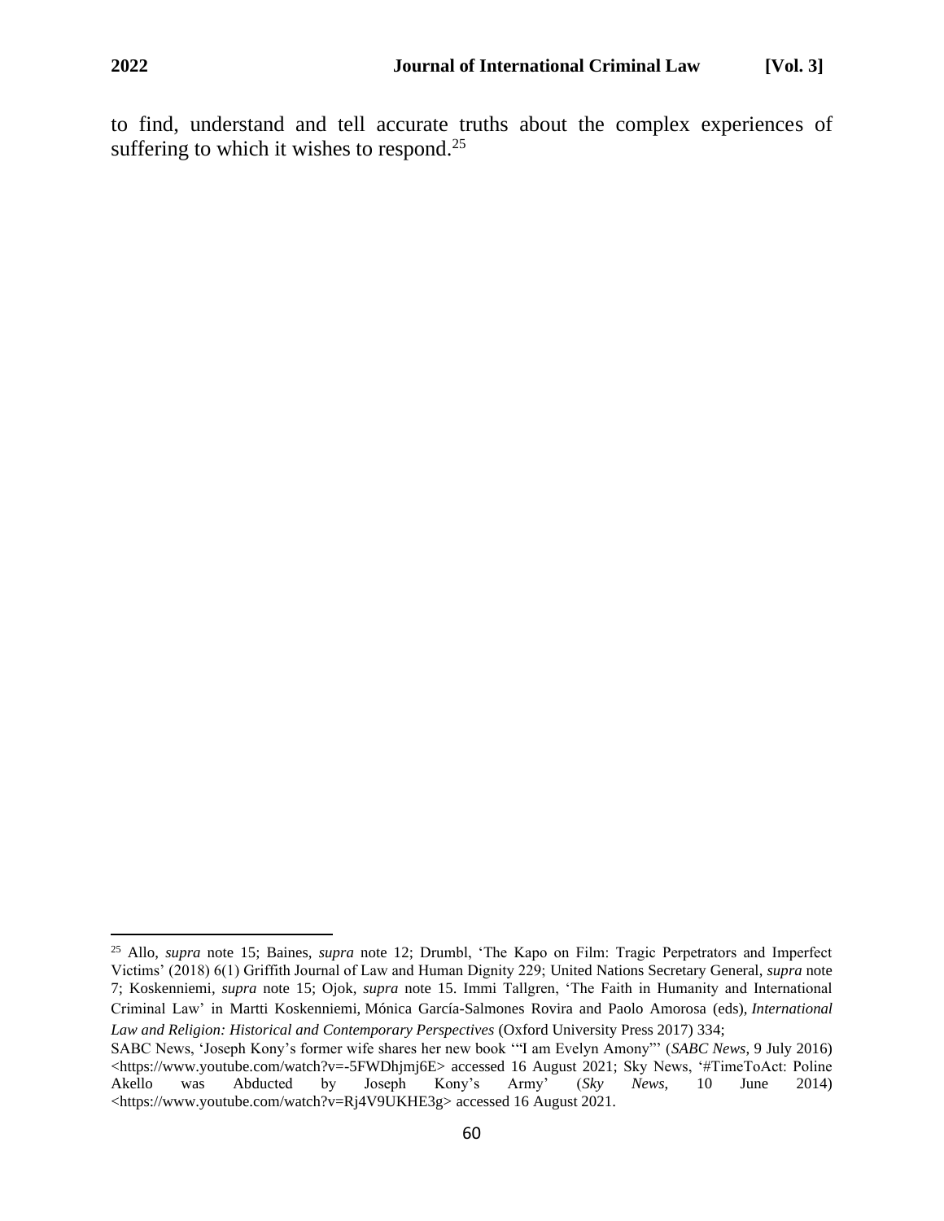to find, understand and tell accurate truths about the complex experiences of suffering to which it wishes to respond.[25]

---

[25] Allo, *supra* note 15; Baines, *supra* note 12; Drumbl, 'The Kapo on Film: Tragic Perpetrators and Imperfect Victims' (2018) 6(1) Griffith Journal of Law and Human Dignity 229; United Nations Secretary General, *supra* note 7; Koskenniemi, *supra* note 15; Ojok, *supra* note 15. Immi Tallgren, 'The Faith in Humanity and International Criminal Law' in Martti Koskenniemi, Mónica García-Salmones Rovira and Paolo Amorosa (eds), *International Law and Religion: Historical and Contemporary Perspectives* (Oxford University Press 2017) 334;
SABC News, 'Joseph Kony's former wife shares her new book '"I am Evelyn Amony"' (*SABC News*, 9 July 2016) <https://www.youtube.com/watch?v=-5FWDhjmj6E> accessed 16 August 2021; Sky News, '#TimeToAct: Poline Akello was Abducted by Joseph Kony's Army' (*Sky News*, 10 June 2014) <https://www.youtube.com/watch?v=Rj4V9UKHE3g> accessed 16 August 2021.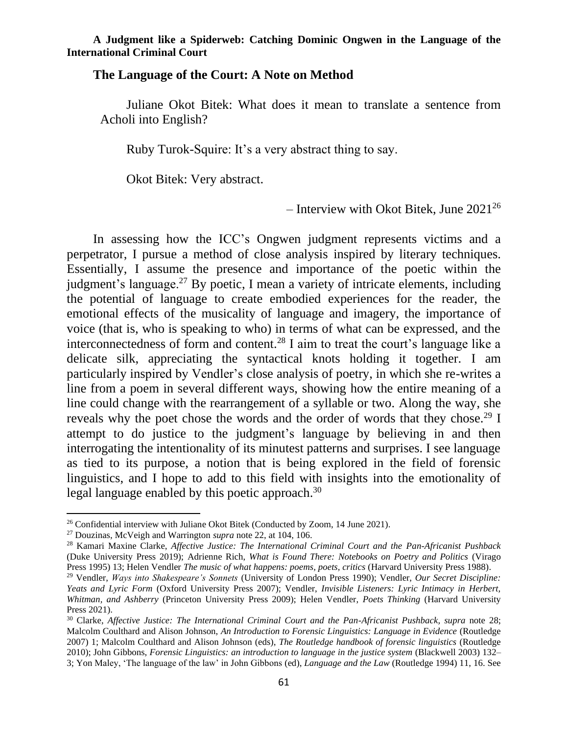## The Language of the Court: A Note on Method

> Juliane Okot Bitek: What does it mean to translate a sentence from Acholi into English?
>
> Ruby Turok-Squire: It's a very abstract thing to say.
>
> Okot Bitek: Very abstract.
>
> – Interview with Okot Bitek, June 2021[26]

In assessing how the ICC's Ongwen judgment represents victims and a perpetrator, I pursue a method of close analysis inspired by literary techniques. Essentially, I assume the presence and importance of the poetic within the judgment's language.[27] By poetic, I mean a variety of intricate elements, including the potential of language to create embodied experiences for the reader, the emotional effects of the musicality of language and imagery, the importance of voice (that is, who is speaking to who) in terms of what can be expressed, and the interconnectedness of form and content.[28] I aim to treat the court's language like a delicate silk, appreciating the syntactical knots holding it together. I am particularly inspired by Vendler's close analysis of poetry, in which she re-writes a line from a poem in several different ways, showing how the entire meaning of a line could change with the rearrangement of a syllable or two. Along the way, she reveals why the poet chose the words and the order of words that they chose.[29] I attempt to do justice to the judgment's language by believing in and then interrogating the intentionality of its minutest patterns and surprises. I see language as tied to its purpose, a notion that is being explored in the field of forensic linguistics, and I hope to add to this field with insights into the emotionality of legal language enabled by this poetic approach.[30]

---

[26] Confidential interview with Juliane Okot Bitek (Conducted by Zoom, 14 June 2021).

[27] Douzinas, McVeigh and Warrington *supra* note 22, at 104, 106.

[28] Kamari Maxine Clarke, *Affective Justice: The International Criminal Court and the Pan-Africanist Pushback* (Duke University Press 2019); Adrienne Rich, *What is Found There: Notebooks on Poetry and Politics* (Virago Press 1995) 13; Helen Vendler *The music of what happens: poems, poets, critics* (Harvard University Press 1988).

[29] Vendler, *Ways into Shakespeare's Sonnets* (University of London Press 1990); Vendler, *Our Secret Discipline: Yeats and Lyric Form* (Oxford University Press 2007); Vendler, *Invisible Listeners: Lyric Intimacy in Herbert, Whitman, and Ashberry* (Princeton University Press 2009); Helen Vendler, *Poets Thinking* (Harvard University Press 2021).

[30] Clarke, *Affective Justice: The International Criminal Court and the Pan-Africanist Pushback, supra* note 28; Malcolm Coulthard and Alison Johnson, *An Introduction to Forensic Linguistics: Language in Evidence* (Routledge 2007) 1; Malcolm Coulthard and Alison Johnson (eds), *The Routledge handbook of forensic linguistics* (Routledge 2010); John Gibbons, *Forensic Linguistics: an introduction to language in the justice system* (Blackwell 2003) 132–3; Yon Maley, 'The language of the law' in John Gibbons (ed), *Language and the Law* (Routledge 1994) 11, 16. See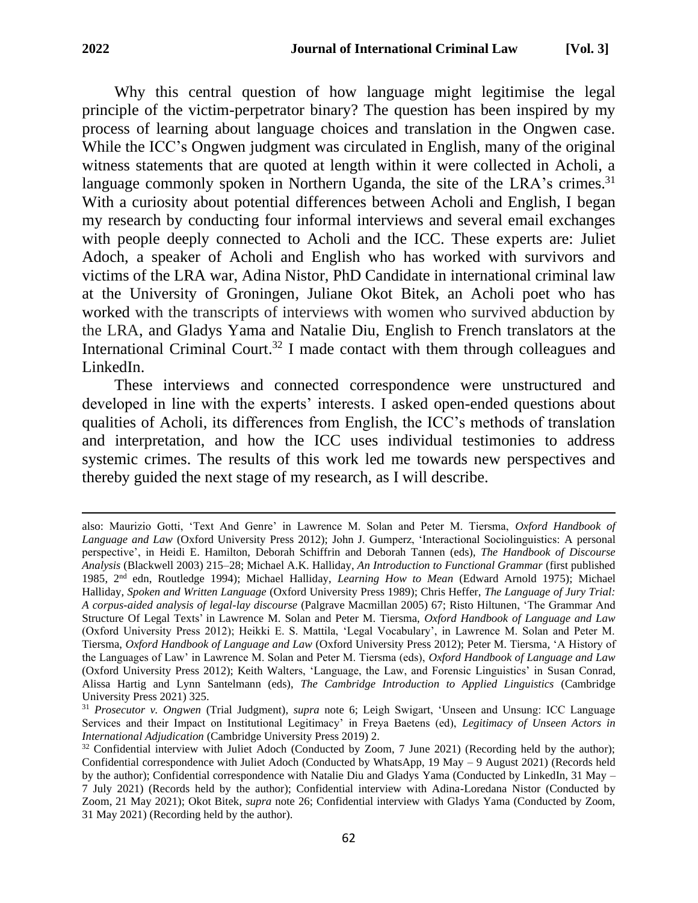Why this central question of how language might legitimise the legal principle of the victim-perpetrator binary? The question has been inspired by my process of learning about language choices and translation in the Ongwen case. While the ICC's Ongwen judgment was circulated in English, many of the original witness statements that are quoted at length within it were collected in Acholi, a language commonly spoken in Northern Uganda, the site of the LRA's crimes.[31] With a curiosity about potential differences between Acholi and English, I began my research by conducting four informal interviews and several email exchanges with people deeply connected to Acholi and the ICC. These experts are: Juliet Adoch, a speaker of Acholi and English who has worked with survivors and victims of the LRA war, Adina Nistor, PhD Candidate in international criminal law at the University of Groningen, Juliane Okot Bitek, an Acholi poet who has worked with the transcripts of interviews with women who survived abduction by the LRA, and Gladys Yama and Natalie Diu, English to French translators at the International Criminal Court.[32] I made contact with them through colleagues and LinkedIn.

These interviews and connected correspondence were unstructured and developed in line with the experts' interests. I asked open-ended questions about qualities of Acholi, its differences from English, the ICC's methods of translation and interpretation, and how the ICC uses individual testimonies to address systemic crimes. The results of this work led me towards new perspectives and thereby guided the next stage of my research, as I will describe.

---

also: Maurizio Gotti, 'Text And Genre' in Lawrence M. Solan and Peter M. Tiersma, *Oxford Handbook of Language and Law* (Oxford University Press 2012); John J. Gumperz, 'Interactional Sociolinguistics: A personal perspective', in Heidi E. Hamilton, Deborah Schiffrin and Deborah Tannen (eds), *The Handbook of Discourse Analysis* (Blackwell 2003) 215–28; Michael A.K. Halliday, *An Introduction to Functional Grammar* (first published 1985, 2nd edn, Routledge 1994); Michael Halliday, *Learning How to Mean* (Edward Arnold 1975); Michael Halliday, *Spoken and Written Language* (Oxford University Press 1989); Chris Heffer, *The Language of Jury Trial: A corpus-aided analysis of legal-lay discourse* (Palgrave Macmillan 2005) 67; Risto Hiltunen, 'The Grammar And Structure Of Legal Texts' in Lawrence M. Solan and Peter M. Tiersma, *Oxford Handbook of Language and Law* (Oxford University Press 2012); Heikki E. S. Mattila, 'Legal Vocabulary', in Lawrence M. Solan and Peter M. Tiersma, *Oxford Handbook of Language and Law* (Oxford University Press 2012); Peter M. Tiersma, 'A History of the Languages of Law' in Lawrence M. Solan and Peter M. Tiersma (eds), *Oxford Handbook of Language and Law* (Oxford University Press 2012); Keith Walters, 'Language, the Law, and Forensic Linguistics' in Susan Conrad, Alissa Hartig and Lynn Santelmann (eds), *The Cambridge Introduction to Applied Linguistics* (Cambridge University Press 2021) 325.

[31] *Prosecutor v. Ongwen* (Trial Judgment), *supra* note 6; Leigh Swigart, 'Unseen and Unsung: ICC Language Services and their Impact on Institutional Legitimacy' in Freya Baetens (ed), *Legitimacy of Unseen Actors in International Adjudication* (Cambridge University Press 2019) 2.

[32] Confidential interview with Juliet Adoch (Conducted by Zoom, 7 June 2021) (Recording held by the author); Confidential correspondence with Juliet Adoch (Conducted by WhatsApp, 19 May – 9 August 2021) (Records held by the author); Confidential correspondence with Natalie Diu and Gladys Yama (Conducted by LinkedIn, 31 May – 7 July 2021) (Records held by the author); Confidential interview with Adina-Loredana Nistor (Conducted by Zoom, 21 May 2021); Okot Bitek, *supra* note 26; Confidential interview with Gladys Yama (Conducted by Zoom, 31 May 2021) (Recording held by the author).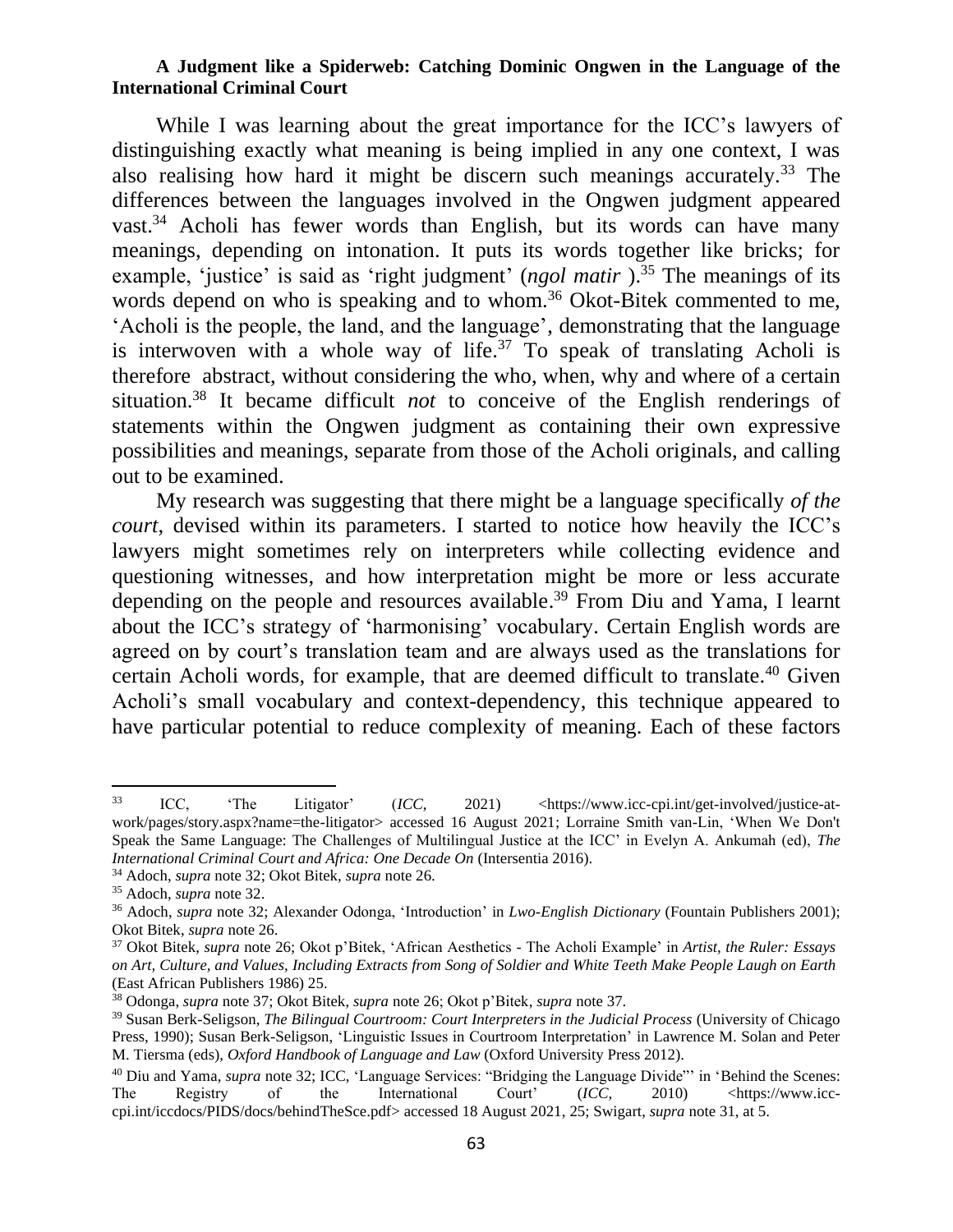While I was learning about the great importance for the ICC's lawyers of distinguishing exactly what meaning is being implied in any one context, I was also realising how hard it might be discern such meanings accurately.[33] The differences between the languages involved in the Ongwen judgment appeared vast.[34] Acholi has fewer words than English, but its words can have many meanings, depending on intonation. It puts its words together like bricks; for example, 'justice' is said as 'right judgment' (*ngol matir* ).[35] The meanings of its words depend on who is speaking and to whom.[36] Okot-Bitek commented to me, 'Acholi is the people, the land, and the language', demonstrating that the language is interwoven with a whole way of life.[37] To speak of translating Acholi is therefore abstract, without considering the who, when, why and where of a certain situation.[38] It became difficult *not* to conceive of the English renderings of statements within the Ongwen judgment as containing their own expressive possibilities and meanings, separate from those of the Acholi originals, and calling out to be examined.

My research was suggesting that there might be a language specifically *of the court*, devised within its parameters. I started to notice how heavily the ICC's lawyers might sometimes rely on interpreters while collecting evidence and questioning witnesses, and how interpretation might be more or less accurate depending on the people and resources available.[39] From Diu and Yama, I learnt about the ICC's strategy of 'harmonising' vocabulary. Certain English words are agreed on by court's translation team and are always used as the translations for certain Acholi words, for example, that are deemed difficult to translate.[40] Given Acholi's small vocabulary and context-dependency, this technique appeared to have particular potential to reduce complexity of meaning. Each of these factors

---

[33] ICC, 'The Litigator' (*ICC,* 2021) <https://www.icc-cpi.int/get-involved/justice-at-work/pages/story.aspx?name=the-litigator> accessed 16 August 2021; Lorraine Smith van-Lin, 'When We Don't Speak the Same Language: The Challenges of Multilingual Justice at the ICC' in Evelyn A. Ankumah (ed), *The International Criminal Court and Africa: One Decade On* (Intersentia 2016).

[34] Adoch, *supra* note 32; Okot Bitek, *supra* note 26.

[35] Adoch, *supra* note 32.

[36] Adoch, *supra* note 32; Alexander Odonga, 'Introduction' in *Lwo-English Dictionary* (Fountain Publishers 2001); Okot Bitek, *supra* note 26.

[37] Okot Bitek, *supra* note 26; Okot p'Bitek, 'African Aesthetics - The Acholi Example' in *Artist, the Ruler: Essays on Art, Culture, and Values, Including Extracts from Song of Soldier and White Teeth Make People Laugh on Earth* (East African Publishers 1986) 25.

[38] Odonga, *supra* note 37; Okot Bitek, *supra* note 26; Okot p'Bitek, *supra* note 37.

[39] Susan Berk-Seligson, *The Bilingual Courtroom: Court Interpreters in the Judicial Process* (University of Chicago Press, 1990); Susan Berk-Seligson, 'Linguistic Issues in Courtroom Interpretation' in Lawrence M. Solan and Peter M. Tiersma (eds), *Oxford Handbook of Language and Law* (Oxford University Press 2012).

[40] Diu and Yama, *supra* note 32; ICC, 'Language Services: "Bridging the Language Divide"' in 'Behind the Scenes: The Registry of the International Court' (*ICC,* 2010) <https://www.icc-cpi.int/iccdocs/PIDS/docs/behindTheSce.pdf> accessed 18 August 2021, 25; Swigart, *supra* note 31, at 5.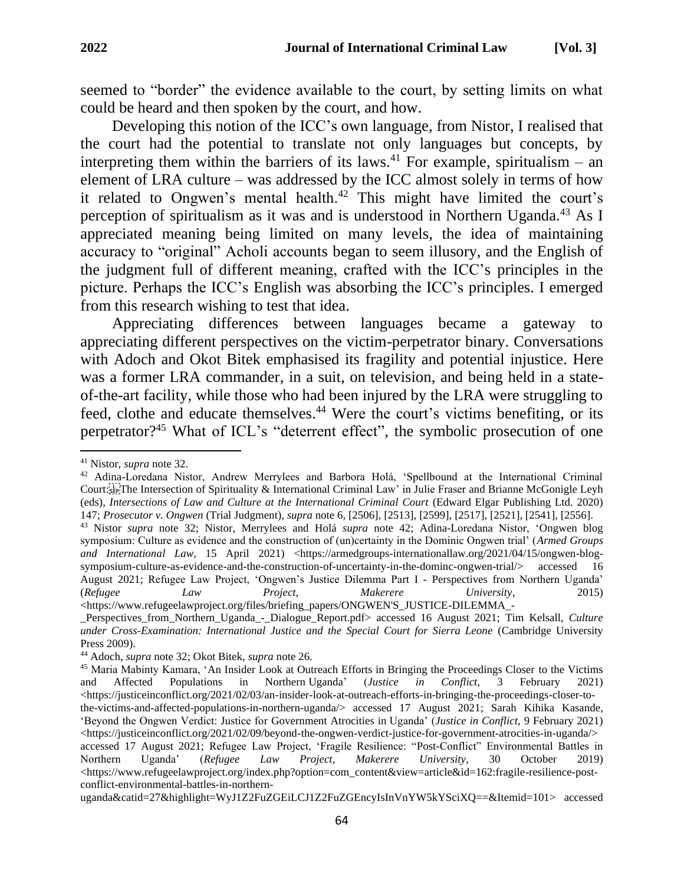seemed to "border" the evidence available to the court, by setting limits on what could be heard and then spoken by the court, and how.

Developing this notion of the ICC's own language, from Nistor, I realised that the court had the potential to translate not only languages but concepts, by interpreting them within the barriers of its laws.[41] For example, spiritualism – an element of LRA culture – was addressed by the ICC almost solely in terms of how it related to Ongwen's mental health.[42] This might have limited the court's perception of spiritualism as it was and is understood in Northern Uganda.[43] As I appreciated meaning being limited on many levels, the idea of maintaining accuracy to "original" Acholi accounts began to seem illusory, and the English of the judgment full of different meaning, crafted with the ICC's principles in the picture. Perhaps the ICC's English was absorbing the ICC's principles. I emerged from this research wishing to test that idea.

Appreciating differences between languages became a gateway to appreciating different perspectives on the victim-perpetrator binary. Conversations with Adoch and Okot Bitek emphasised its fragility and potential injustice. Here was a former LRA commander, in a suit, on television, and being held in a state-of-the-art facility, while those who had been injured by the LRA were struggling to feed, clothe and educate themselves.[44] Were the court's victims benefiting, or its perpetrator?[45] What of ICL's "deterrent effect", the symbolic prosecution of one

---

[41] Nistor, *supra* note 32.

[42] Adina-Loredana Nistor, Andrew Merrylees and Barbora Holá, 'Spellbound at the International Criminal Court: The Intersection of Spirituality & International Criminal Law' in Julie Fraser and Brianne McGonigle Leyh (eds), *Intersections of Law and Culture at the International Criminal Court* (Edward Elgar Publishing Ltd. 2020) 147; *Prosecutor v. Ongwen* (Trial Judgment), *supra* note 6, [2506], [2513], [2599], [2517], [2521], [2541], [2556].

[43] Nistor *supra* note 32; Nistor, Merrylees and Holá *supra* note 42; Adina-Loredana Nistor, 'Ongwen blog symposium: Culture as evidence and the construction of (un)certainty in the Dominic Ongwen trial' (*Armed Groups and International Law*, 15 April 2021) <https://armedgroups-internationallaw.org/2021/04/15/ongwen-blog-symposium-culture-as-evidence-and-the-construction-of-uncertainty-in-the-dominc-ongwen-trial/> accessed 16 August 2021; Refugee Law Project, 'Ongwen's Justice Dilemma Part I - Perspectives from Northern Uganda' (*Refugee Law Project, Makerere University*, 2015) <https://www.refugeelawproject.org/files/briefing_papers/ONGWEN'S_JUSTICE-DILEMMA_-_Perspectives_from_Northern_Uganda_-_Dialogue_Report.pdf> accessed 16 August 2021; Tim Kelsall, *Culture under Cross-Examination: International Justice and the Special Court for Sierra Leone* (Cambridge University Press 2009).

[44] Adoch, *supra* note 32; Okot Bitek, *supra* note 26.

[45] Maria Mabinty Kamara, 'An Insider Look at Outreach Efforts in Bringing the Proceedings Closer to the Victims and Affected Populations in Northern Uganda' (*Justice in Conflict*, 3 February 2021) <https://justiceinconflict.org/2021/02/03/an-insider-look-at-outreach-efforts-in-bringing-the-proceedings-closer-to-the-victims-and-affected-populations-in-northern-uganda/> accessed 17 August 2021; Sarah Kihika Kasande, 'Beyond the Ongwen Verdict: Justice for Government Atrocities in Uganda' (*Justice in Conflict*, 9 February 2021) <https://justiceinconflict.org/2021/02/09/beyond-the-ongwen-verdict-justice-for-government-atrocities-in-uganda/> accessed 17 August 2021; Refugee Law Project, 'Fragile Resilience: "Post-Conflict" Environmental Battles in Northern Uganda' (*Refugee Law Project, Makerere University*, 30 October 2019) <https://www.refugeelawproject.org/index.php?option=com_content&view=article&id=162:fragile-resilience-post-conflict-environmental-battles-in-northern-uganda&catid=27&highlight=WyJ1Z2FuZGEiLCJ1Z2FuZGEncyIsInVnYW5kYSciXQ==&Itemid=101> accessed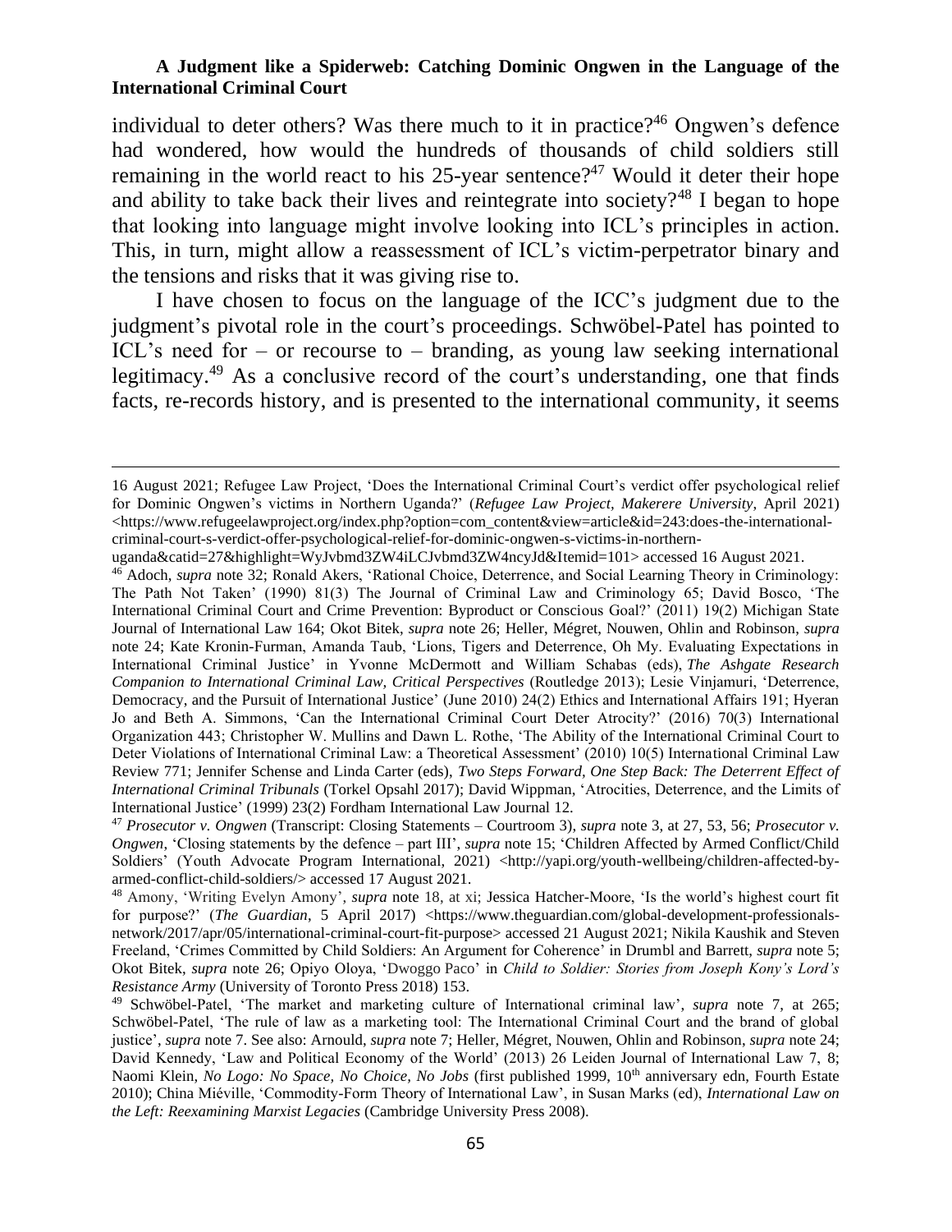individual to deter others? Was there much to it in practice?[46] Ongwen's defence had wondered, how would the hundreds of thousands of child soldiers still remaining in the world react to his 25-year sentence?[47] Would it deter their hope and ability to take back their lives and reintegrate into society?[48] I began to hope that looking into language might involve looking into ICL's principles in action. This, in turn, might allow a reassessment of ICL's victim-perpetrator binary and the tensions and risks that it was giving rise to.

I have chosen to focus on the language of the ICC's judgment due to the judgment's pivotal role in the court's proceedings. Schwöbel-Patel has pointed to ICL's need for – or recourse to – branding, as young law seeking international legitimacy.[49] As a conclusive record of the court's understanding, one that finds facts, re-records history, and is presented to the international community, it seems

---

16 August 2021; Refugee Law Project, 'Does the International Criminal Court's verdict offer psychological relief for Dominic Ongwen's victims in Northern Uganda?' (*Refugee Law Project, Makerere University*, April 2021) <https://www.refugeelawproject.org/index.php?option=com_content&view=article&id=243:does-the-international-criminal-court-s-verdict-offer-psychological-relief-for-dominic-ongwen-s-victims-in-northern-uganda&catid=27&highlight=WyJvbmd3ZW4iLCJvbmd3ZW4ncyJd&Itemid=101> accessed 16 August 2021.

[46] Adoch, *supra* note 32; Ronald Akers, 'Rational Choice, Deterrence, and Social Learning Theory in Criminology: The Path Not Taken' (1990) 81(3) The Journal of Criminal Law and Criminology 65; David Bosco, 'The International Criminal Court and Crime Prevention: Byproduct or Conscious Goal?' (2011) 19(2) Michigan State Journal of International Law 164; Okot Bitek, *supra* note 26; Heller, Mégret, Nouwen, Ohlin and Robinson, *supra* note 24; Kate Kronin-Furman, Amanda Taub, 'Lions, Tigers and Deterrence, Oh My. Evaluating Expectations in International Criminal Justice' in Yvonne McDermott and William Schabas (eds), *The Ashgate Research Companion to International Criminal Law, Critical Perspectives* (Routledge 2013); Lesie Vinjamuri, 'Deterrence, Democracy, and the Pursuit of International Justice' (June 2010) 24(2) Ethics and International Affairs 191; Hyeran Jo and Beth A. Simmons, 'Can the International Criminal Court Deter Atrocity?' (2016) 70(3) International Organization 443; Christopher W. Mullins and Dawn L. Rothe, 'The Ability of the International Criminal Court to Deter Violations of International Criminal Law: a Theoretical Assessment' (2010) 10(5) International Criminal Law Review 771; Jennifer Schense and Linda Carter (eds), *Two Steps Forward, One Step Back: The Deterrent Effect of International Criminal Tribunals* (Torkel Opsahl 2017); David Wippman, 'Atrocities, Deterrence, and the Limits of International Justice' (1999) 23(2) Fordham International Law Journal 12.

[47] *Prosecutor v. Ongwen* (Transcript: Closing Statements – Courtroom 3), *supra* note 3, at 27, 53, 56; *Prosecutor v. Ongwen*, 'Closing statements by the defence – part III', *supra* note 15; 'Children Affected by Armed Conflict/Child Soldiers' (Youth Advocate Program International, 2021) <http://yapi.org/youth-wellbeing/children-affected-by-armed-conflict-child-soldiers/> accessed 17 August 2021.

[48] Amony, 'Writing Evelyn Amony', *supra* note 18, at xi; Jessica Hatcher-Moore, 'Is the world's highest court fit for purpose?' (*The Guardian*, 5 April 2017) <https://www.theguardian.com/global-development-professionals-network/2017/apr/05/international-criminal-court-fit-purpose> accessed 21 August 2021; Nikila Kaushik and Steven Freeland, 'Crimes Committed by Child Soldiers: An Argument for Coherence' in Drumbl and Barrett, *supra* note 5; Okot Bitek, *supra* note 26; Opiyo Oloya, 'Dwoggo Paco' in *Child to Soldier: Stories from Joseph Kony's Lord's Resistance Army* (University of Toronto Press 2018) 153.

[49] Schwöbel-Patel, 'The market and marketing culture of International criminal law', *supra* note 7, at 265; Schwöbel-Patel, 'The rule of law as a marketing tool: The International Criminal Court and the brand of global justice', *supra* note 7. See also: Arnould, *supra* note 7; Heller, Mégret, Nouwen, Ohlin and Robinson, *supra* note 24; David Kennedy, 'Law and Political Economy of the World' (2013) 26 Leiden Journal of International Law 7, 8; Naomi Klein, *No Logo: No Space, No Choice, No Jobs* (first published 1999, 10th anniversary edn, Fourth Estate 2010); China Miéville, 'Commodity-Form Theory of International Law', in Susan Marks (ed), *International Law on the Left: Reexamining Marxist Legacies* (Cambridge University Press 2008).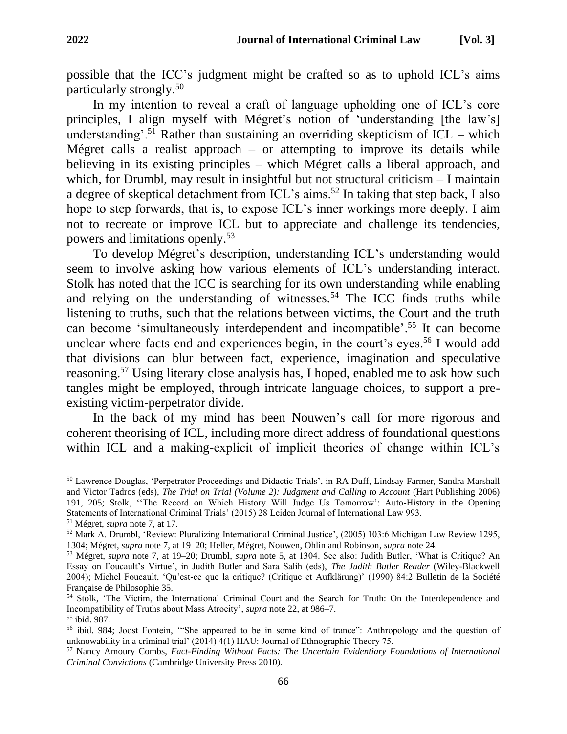possible that the ICC's judgment might be crafted so as to uphold ICL's aims particularly strongly.[50]

In my intention to reveal a craft of language upholding one of ICL's core principles, I align myself with Mégret's notion of 'understanding [the law's] understanding'.[51] Rather than sustaining an overriding skepticism of ICL – which Mégret calls a realist approach – or attempting to improve its details while believing in its existing principles – which Mégret calls a liberal approach, and which, for Drumbl, may result in insightful but not structural criticism – I maintain a degree of skeptical detachment from ICL's aims.[52] In taking that step back, I also hope to step forwards, that is, to expose ICL's inner workings more deeply. I aim not to recreate or improve ICL but to appreciate and challenge its tendencies, powers and limitations openly.[53]

To develop Mégret's description, understanding ICL's understanding would seem to involve asking how various elements of ICL's understanding interact. Stolk has noted that the ICC is searching for its own understanding while enabling and relying on the understanding of witnesses.[54] The ICC finds truths while listening to truths, such that the relations between victims, the Court and the truth can become 'simultaneously interdependent and incompatible'.[55] It can become unclear where facts end and experiences begin, in the court's eyes.[56] I would add that divisions can blur between fact, experience, imagination and speculative reasoning.[57] Using literary close analysis has, I hoped, enabled me to ask how such tangles might be employed, through intricate language choices, to support a pre-existing victim-perpetrator divide.

In the back of my mind has been Nouwen's call for more rigorous and coherent theorising of ICL, including more direct address of foundational questions within ICL and a making-explicit of implicit theories of change within ICL's

---

[50] Lawrence Douglas, 'Perpetrator Proceedings and Didactic Trials', in RA Duff, Lindsay Farmer, Sandra Marshall and Victor Tadros (eds), *The Trial on Trial (Volume 2): Judgment and Calling to Account* (Hart Publishing 2006) 191, 205; Stolk, ''The Record on Which History Will Judge Us Tomorrow': Auto-History in the Opening Statements of International Criminal Trials' (2015) 28 Leiden Journal of International Law 993.

[51] Mégret, *supra* note 7, at 17.

[52] Mark A. Drumbl, 'Review: Pluralizing International Criminal Justice', (2005) 103:6 Michigan Law Review 1295, 1304; Mégret, *supra* note 7, at 19–20; Heller, Mégret, Nouwen, Ohlin and Robinson, *supra* note 24.

[53] Mégret, *supra* note 7, at 19–20; Drumbl, *supra* note 5, at 1304. See also: Judith Butler, 'What is Critique? An Essay on Foucault's Virtue', in Judith Butler and Sara Salih (eds), *The Judith Butler Reader* (Wiley-Blackwell 2004); Michel Foucault, 'Qu'est-ce que la critique? (Critique et Aufklärung)' (1990) 84:2 Bulletin de la Société Française de Philosophie 35.

[54] Stolk, 'The Victim, the International Criminal Court and the Search for Truth: On the Interdependence and Incompatibility of Truths about Mass Atrocity', *supra* note 22, at 986–7.

[55] ibid. 987.

[56] ibid. 984; Joost Fontein, '"She appeared to be in some kind of trance": Anthropology and the question of unknowability in a criminal trial' (2014) 4(1) HAU: Journal of Ethnographic Theory 75.

[57] Nancy Amoury Combs, *Fact-Finding Without Facts: The Uncertain Evidentiary Foundations of International Criminal Convictions* (Cambridge University Press 2010).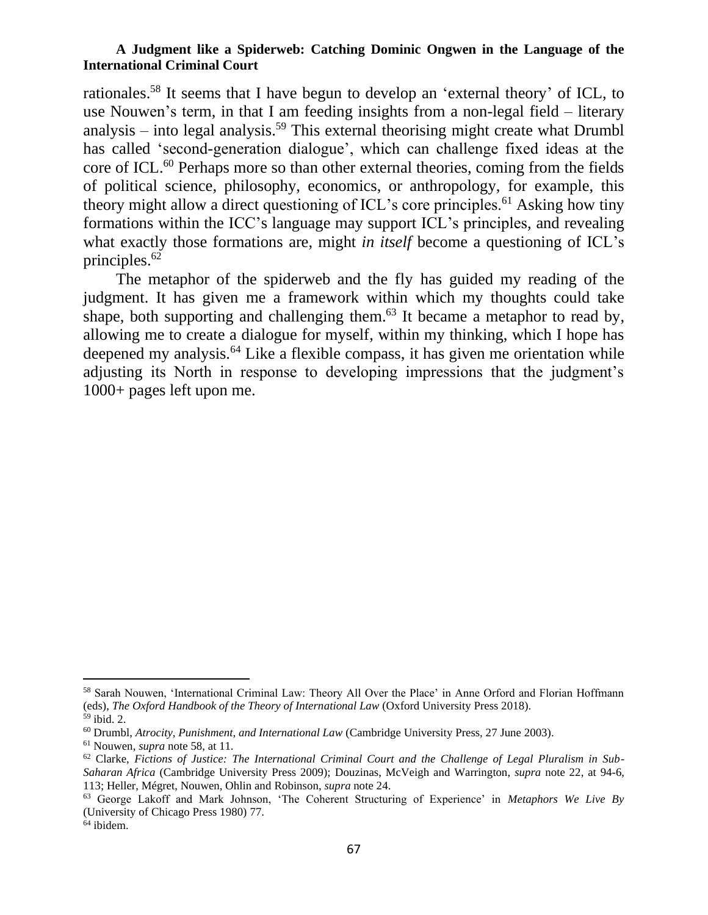rationales.[58] It seems that I have begun to develop an 'external theory' of ICL, to use Nouwen's term, in that I am feeding insights from a non-legal field – literary analysis – into legal analysis.[59] This external theorising might create what Drumbl has called 'second-generation dialogue', which can challenge fixed ideas at the core of ICL.[60] Perhaps more so than other external theories, coming from the fields of political science, philosophy, economics, or anthropology, for example, this theory might allow a direct questioning of ICL's core principles.[61] Asking how tiny formations within the ICC's language may support ICL's principles, and revealing what exactly those formations are, might *in itself* become a questioning of ICL's principles.[62]

The metaphor of the spiderweb and the fly has guided my reading of the judgment. It has given me a framework within which my thoughts could take shape, both supporting and challenging them.[63] It became a metaphor to read by, allowing me to create a dialogue for myself, within my thinking, which I hope has deepened my analysis.[64] Like a flexible compass, it has given me orientation while adjusting its North in response to developing impressions that the judgment's 1000+ pages left upon me.

---

[58] Sarah Nouwen, 'International Criminal Law: Theory All Over the Place' in Anne Orford and Florian Hoffmann (eds), *The Oxford Handbook of the Theory of International Law* (Oxford University Press 2018).

[59] ibid. 2.

[60] Drumbl, *Atrocity, Punishment, and International Law* (Cambridge University Press, 27 June 2003).

[61] Nouwen, *supra* note 58, at 11.

[62] Clarke, *Fictions of Justice: The International Criminal Court and the Challenge of Legal Pluralism in Sub-Saharan Africa* (Cambridge University Press 2009); Douzinas, McVeigh and Warrington, *supra* note 22, at 94-6, 113; Heller, Mégret, Nouwen, Ohlin and Robinson, *supra* note 24.

[63] George Lakoff and Mark Johnson, 'The Coherent Structuring of Experience' in *Metaphors We Live By* (University of Chicago Press 1980) 77.

[64] ibidem.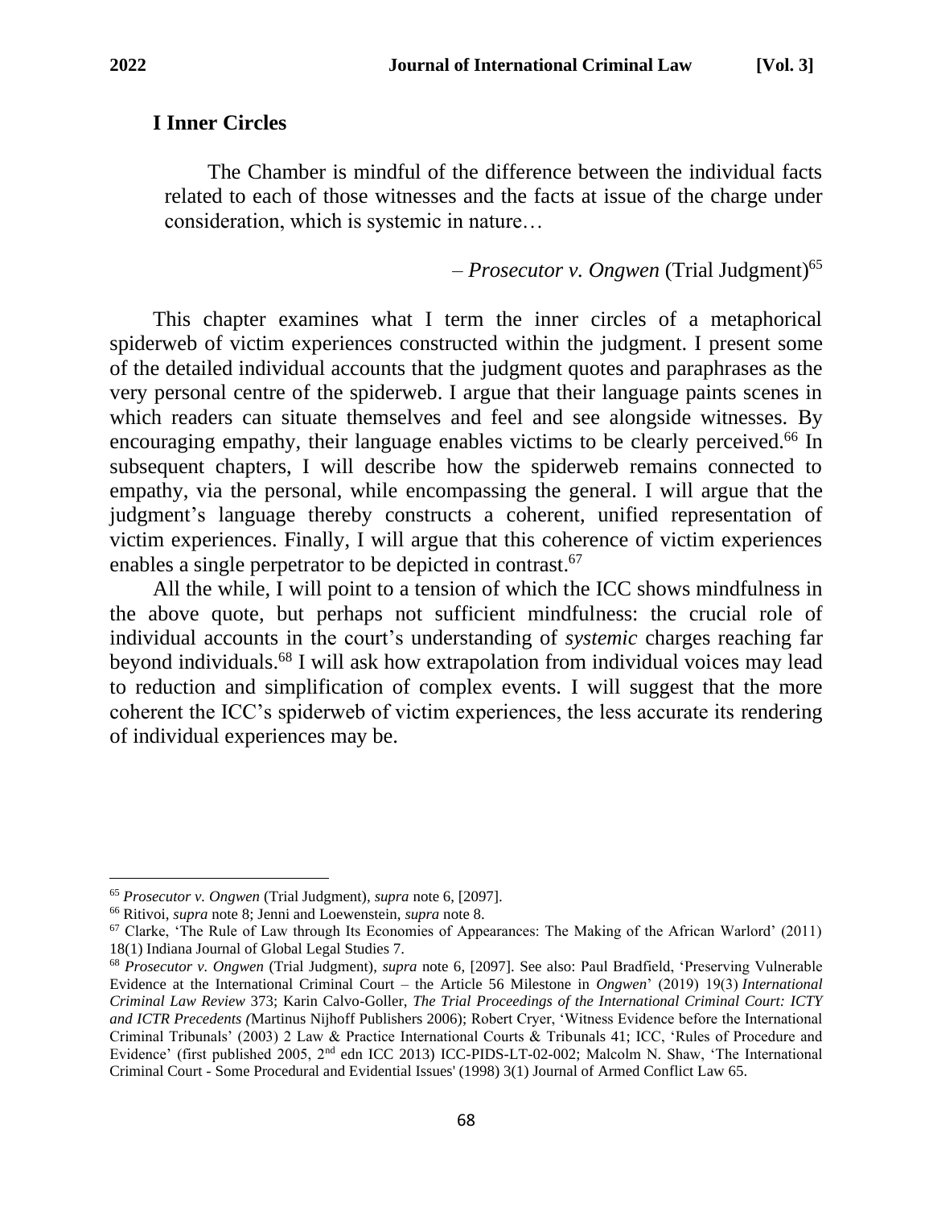## I Inner Circles

> The Chamber is mindful of the difference between the individual facts related to each of those witnesses and the facts at issue of the charge under consideration, which is systemic in nature…
>
> – *Prosecutor v. Ongwen* (Trial Judgment)[65]

This chapter examines what I term the inner circles of a metaphorical spiderweb of victim experiences constructed within the judgment. I present some of the detailed individual accounts that the judgment quotes and paraphrases as the very personal centre of the spiderweb. I argue that their language paints scenes in which readers can situate themselves and feel and see alongside witnesses. By encouraging empathy, their language enables victims to be clearly perceived.[66] In subsequent chapters, I will describe how the spiderweb remains connected to empathy, via the personal, while encompassing the general. I will argue that the judgment's language thereby constructs a coherent, unified representation of victim experiences. Finally, I will argue that this coherence of victim experiences enables a single perpetrator to be depicted in contrast.[67]

All the while, I will point to a tension of which the ICC shows mindfulness in the above quote, but perhaps not sufficient mindfulness: the crucial role of individual accounts in the court's understanding of *systemic* charges reaching far beyond individuals.[68] I will ask how extrapolation from individual voices may lead to reduction and simplification of complex events. I will suggest that the more coherent the ICC's spiderweb of victim experiences, the less accurate its rendering of individual experiences may be.

---

[65] *Prosecutor v. Ongwen* (Trial Judgment), *supra* note 6, [2097].

[66] Ritivoi, *supra* note 8; Jenni and Loewenstein, *supra* note 8.

[67] Clarke, 'The Rule of Law through Its Economies of Appearances: The Making of the African Warlord' (2011) 18(1) Indiana Journal of Global Legal Studies 7.

[68] *Prosecutor v. Ongwen* (Trial Judgment), *supra* note 6, [2097]. See also: Paul Bradfield, 'Preserving Vulnerable Evidence at the International Criminal Court – the Article 56 Milestone in *Ongwen*' (2019) 19(3) *International Criminal Law Review* 373; Karin Calvo-Goller, *The Trial Proceedings of the International Criminal Court: ICTY and ICTR Precedents (*Martinus Nijhoff Publishers 2006); Robert Cryer, 'Witness Evidence before the International Criminal Tribunals' (2003) 2 Law & Practice International Courts & Tribunals 41; ICC, 'Rules of Procedure and Evidence' (first published 2005, 2nd edn ICC 2013) ICC-PIDS-LT-02-002; Malcolm N. Shaw, 'The International Criminal Court - Some Procedural and Evidential Issues' (1998) 3(1) Journal of Armed Conflict Law 65.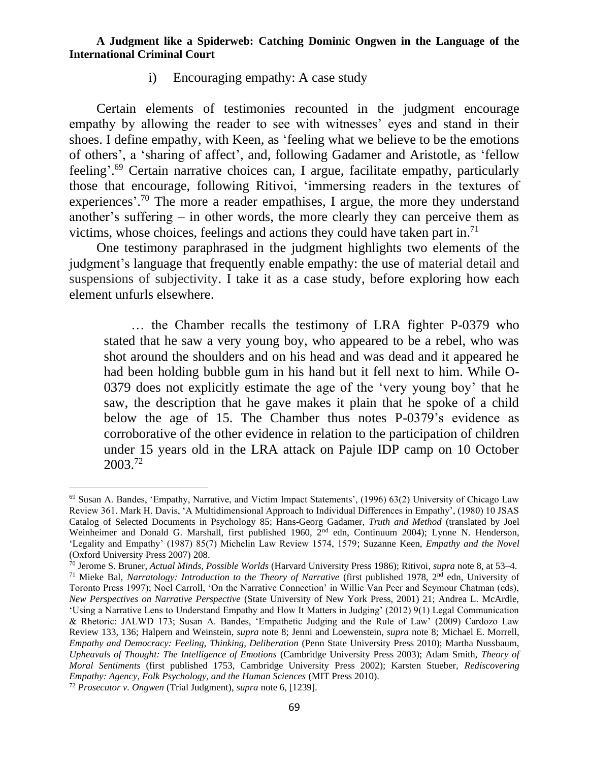i) Encouraging empathy: A case study

Certain elements of testimonies recounted in the judgment encourage empathy by allowing the reader to see with witnesses' eyes and stand in their shoes. I define empathy, with Keen, as 'feeling what we believe to be the emotions of others', a 'sharing of affect', and, following Gadamer and Aristotle, as 'fellow feeling'.[69] Certain narrative choices can, I argue, facilitate empathy, particularly those that encourage, following Ritivoi, 'immersing readers in the textures of experiences'.[70] The more a reader empathises, I argue, the more they understand another's suffering – in other words, the more clearly they can perceive them as victims, whose choices, feelings and actions they could have taken part in.[71]

One testimony paraphrased in the judgment highlights two elements of the judgment's language that frequently enable empathy: the use of material detail and suspensions of subjectivity. I take it as a case study, before exploring how each element unfurls elsewhere.

> … the Chamber recalls the testimony of LRA fighter P-0379 who stated that he saw a very young boy, who appeared to be a rebel, who was shot around the shoulders and on his head and was dead and it appeared he had been holding bubble gum in his hand but it fell next to him. While O-0379 does not explicitly estimate the age of the 'very young boy' that he saw, the description that he gave makes it plain that he spoke of a child below the age of 15. The Chamber thus notes P-0379's evidence as corroborative of the other evidence in relation to the participation of children under 15 years old in the LRA attack on Pajule IDP camp on 10 October 2003.[72]

---

[69] Susan A. Bandes, 'Empathy, Narrative, and Victim Impact Statements', (1996) 63(2) University of Chicago Law Review 361. Mark H. Davis, 'A Multidimensional Approach to Individual Differences in Empathy', (1980) 10 JSAS Catalog of Selected Documents in Psychology 85; Hans-Georg Gadamer, *Truth and Method* (translated by Joel Weinheimer and Donald G. Marshall, first published 1960, 2nd edn, Continuum 2004); Lynne N. Henderson, 'Legality and Empathy' (1987) 85(7) Michelin Law Review 1574, 1579; Suzanne Keen, *Empathy and the Novel* (Oxford University Press 2007) 208.

[70] Jerome S. Bruner, *Actual Minds, Possible Worlds* (Harvard University Press 1986); Ritivoi, *supra* note 8, at 53–4.

[71] Mieke Bal, *Narratology: Introduction to the Theory of Narrative* (first published 1978, 2nd edn, University of Toronto Press 1997); Noel Carroll, 'On the Narrative Connection' in Willie Van Peer and Seymour Chatman (eds), *New Perspectives on Narrative Perspective* (State University of New York Press, 2001) 21; Andrea L. McArdle, 'Using a Narrative Lens to Understand Empathy and How It Matters in Judging' (2012) 9(1) Legal Communication & Rhetoric: JALWD 173; Susan A. Bandes, 'Empathetic Judging and the Rule of Law' (2009) Cardozo Law Review 133, 136; Halpern and Weinstein, *supra* note 8; Jenni and Loewenstein, *supra* note 8; Michael E. Morrell, *Empathy and Democracy: Feeling, Thinking, Deliberation* (Penn State University Press 2010); Martha Nussbaum, *Upheavals of Thought: The Intelligence of Emotions* (Cambridge University Press 2003); Adam Smith, *Theory of Moral Sentiments* (first published 1753, Cambridge University Press 2002); Karsten Stueber, *Rediscovering Empathy: Agency, Folk Psychology, and the Human Sciences* (MIT Press 2010).

[72] *Prosecutor v. Ongwen* (Trial Judgment), *supra* note 6, [1239].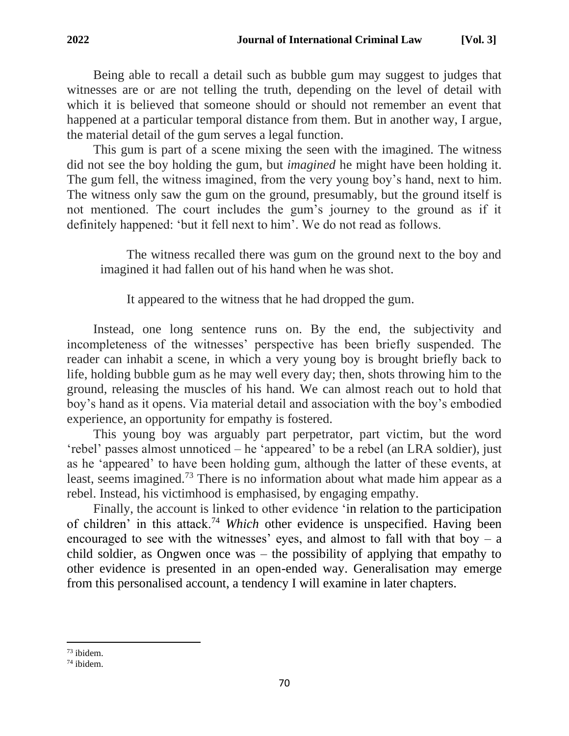Being able to recall a detail such as bubble gum may suggest to judges that witnesses are or are not telling the truth, depending on the level of detail with which it is believed that someone should or should not remember an event that happened at a particular temporal distance from them. But in another way, I argue, the material detail of the gum serves a legal function.

This gum is part of a scene mixing the seen with the imagined. The witness did not see the boy holding the gum, but *imagined* he might have been holding it. The gum fell, the witness imagined, from the very young boy's hand, next to him. The witness only saw the gum on the ground, presumably, but the ground itself is not mentioned. The court includes the gum's journey to the ground as if it definitely happened: 'but it fell next to him'. We do not read as follows.

> The witness recalled there was gum on the ground next to the boy and imagined it had fallen out of his hand when he was shot.
>
> It appeared to the witness that he had dropped the gum.

Instead, one long sentence runs on. By the end, the subjectivity and incompleteness of the witnesses' perspective has been briefly suspended. The reader can inhabit a scene, in which a very young boy is brought briefly back to life, holding bubble gum as he may well every day; then, shots throwing him to the ground, releasing the muscles of his hand. We can almost reach out to hold that boy's hand as it opens. Via material detail and association with the boy's embodied experience, an opportunity for empathy is fostered.

This young boy was arguably part perpetrator, part victim, but the word 'rebel' passes almost unnoticed – he 'appeared' to be a rebel (an LRA soldier), just as he 'appeared' to have been holding gum, although the latter of these events, at least, seems imagined.[73] There is no information about what made him appear as a rebel. Instead, his victimhood is emphasised, by engaging empathy.

Finally, the account is linked to other evidence 'in relation to the participation of children' in this attack.[74] *Which* other evidence is unspecified. Having been encouraged to see with the witnesses' eyes, and almost to fall with that boy – a child soldier, as Ongwen once was – the possibility of applying that empathy to other evidence is presented in an open-ended way. Generalisation may emerge from this personalised account, a tendency I will examine in later chapters.

---

[73] ibidem.

[74] ibidem.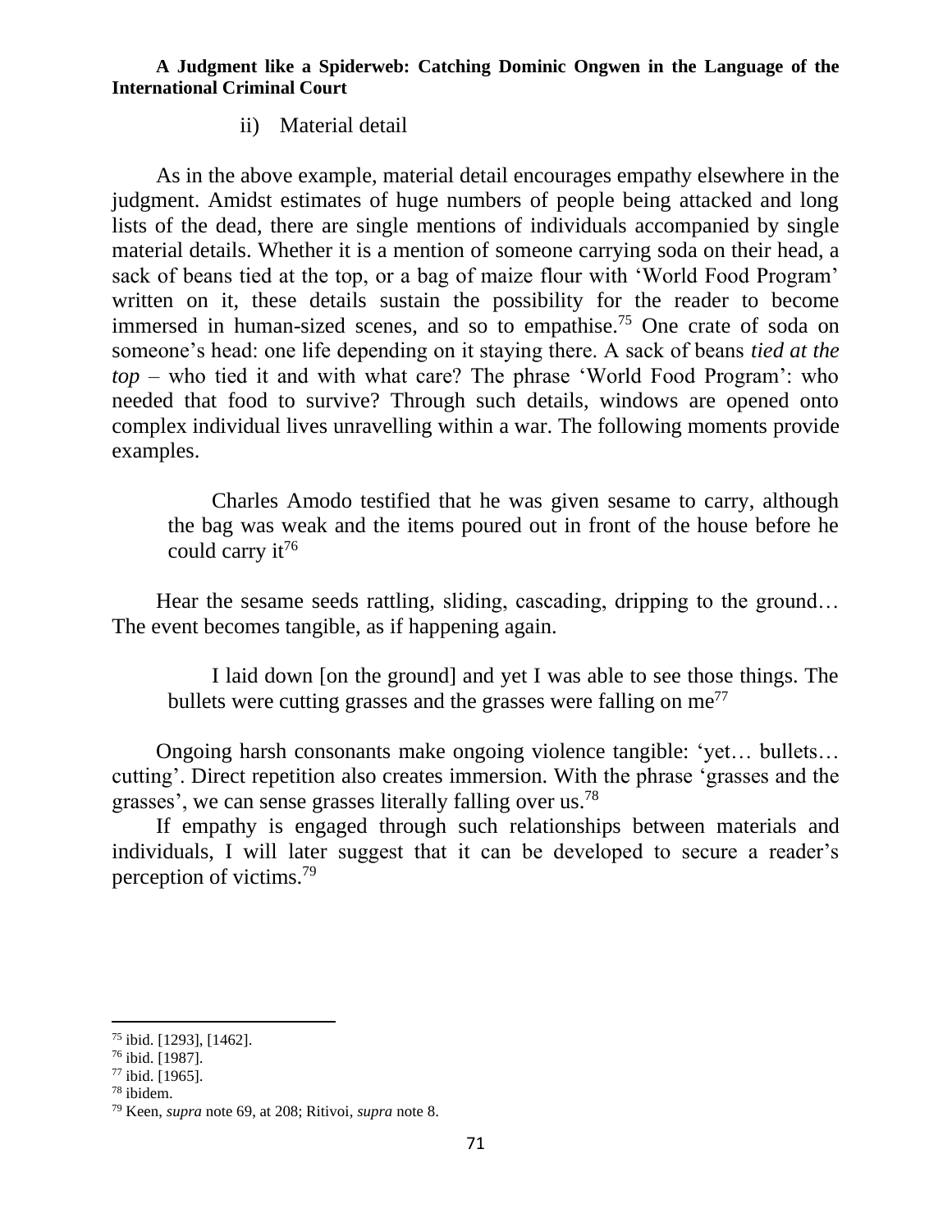ii) Material detail

As in the above example, material detail encourages empathy elsewhere in the judgment. Amidst estimates of huge numbers of people being attacked and long lists of the dead, there are single mentions of individuals accompanied by single material details. Whether it is a mention of someone carrying soda on their head, a sack of beans tied at the top, or a bag of maize flour with 'World Food Program' written on it, these details sustain the possibility for the reader to become immersed in human-sized scenes, and so to empathise.[75] One crate of soda on someone's head: one life depending on it staying there. A sack of beans *tied at the top* – who tied it and with what care? The phrase 'World Food Program': who needed that food to survive? Through such details, windows are opened onto complex individual lives unravelling within a war. The following moments provide examples.

> Charles Amodo testified that he was given sesame to carry, although the bag was weak and the items poured out in front of the house before he could carry it[76]

Hear the sesame seeds rattling, sliding, cascading, dripping to the ground… The event becomes tangible, as if happening again.

> I laid down [on the ground] and yet I was able to see those things. The bullets were cutting grasses and the grasses were falling on me[77]

Ongoing harsh consonants make ongoing violence tangible: 'yet… bullets… cutting'. Direct repetition also creates immersion. With the phrase 'grasses and the grasses', we can sense grasses literally falling over us.[78]

If empathy is engaged through such relationships between materials and individuals, I will later suggest that it can be developed to secure a reader's perception of victims.[79]

---

[75] ibid. [1293], [1462].
[76] ibid. [1987].
[77] ibid. [1965].
[78] ibidem.
[79] Keen, *supra* note 69, at 208; Ritivoi, *supra* note 8.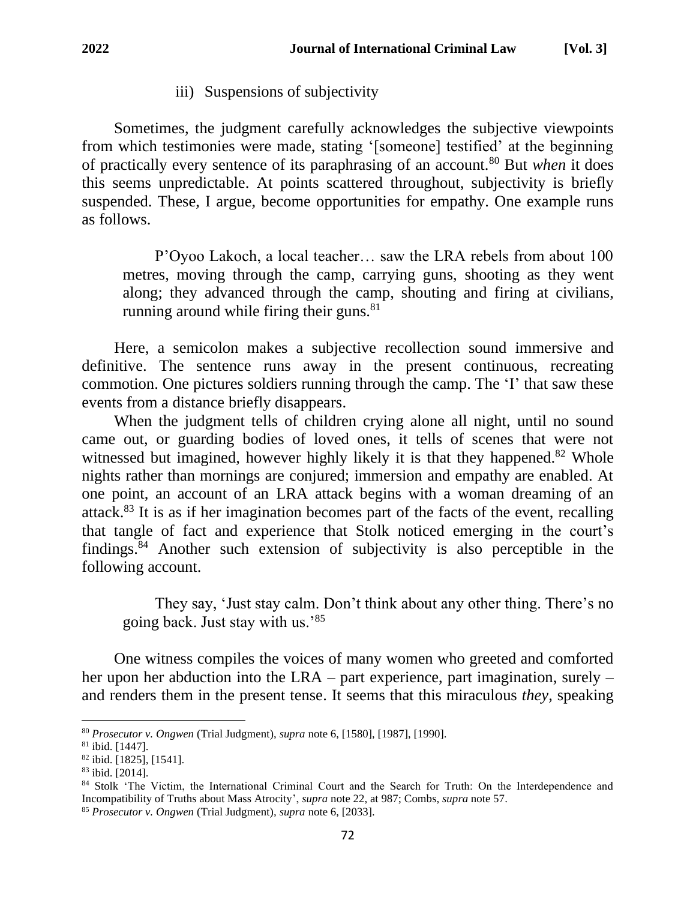iii) Suspensions of subjectivity

Sometimes, the judgment carefully acknowledges the subjective viewpoints from which testimonies were made, stating '[someone] testified' at the beginning of practically every sentence of its paraphrasing of an account.[80] But *when* it does this seems unpredictable. At points scattered throughout, subjectivity is briefly suspended. These, I argue, become opportunities for empathy. One example runs as follows.

> P'Oyoo Lakoch, a local teacher… saw the LRA rebels from about 100 metres, moving through the camp, carrying guns, shooting as they went along; they advanced through the camp, shouting and firing at civilians, running around while firing their guns.[81]

Here, a semicolon makes a subjective recollection sound immersive and definitive. The sentence runs away in the present continuous, recreating commotion. One pictures soldiers running through the camp. The 'I' that saw these events from a distance briefly disappears.

When the judgment tells of children crying alone all night, until no sound came out, or guarding bodies of loved ones, it tells of scenes that were not witnessed but imagined, however highly likely it is that they happened.[82] Whole nights rather than mornings are conjured; immersion and empathy are enabled. At one point, an account of an LRA attack begins with a woman dreaming of an attack.[83] It is as if her imagination becomes part of the facts of the event, recalling that tangle of fact and experience that Stolk noticed emerging in the court's findings.[84] Another such extension of subjectivity is also perceptible in the following account.

> They say, 'Just stay calm. Don't think about any other thing. There's no going back. Just stay with us.'[85]

One witness compiles the voices of many women who greeted and comforted her upon her abduction into the LRA – part experience, part imagination, surely – and renders them in the present tense. It seems that this miraculous *they,* speaking

---

[80] *Prosecutor v. Ongwen* (Trial Judgment), *supra* note 6, [1580], [1987], [1990].

[81] ibid. [1447].

[82] ibid. [1825], [1541].

[83] ibid. [2014].

[84] Stolk 'The Victim, the International Criminal Court and the Search for Truth: On the Interdependence and Incompatibility of Truths about Mass Atrocity', *supra* note 22, at 987; Combs, *supra* note 57.

[85] *Prosecutor v. Ongwen* (Trial Judgment), *supra* note 6, [2033].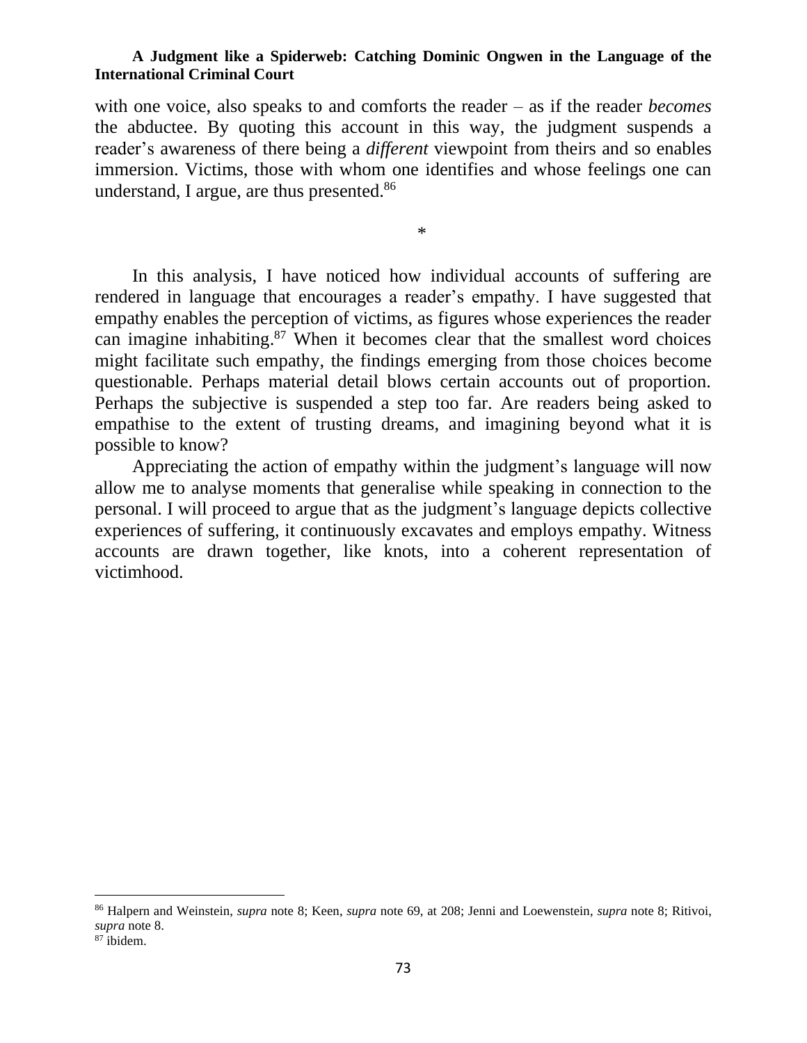with one voice, also speaks to and comforts the reader – as if the reader *becomes* the abductee. By quoting this account in this way, the judgment suspends a reader's awareness of there being a *different* viewpoint from theirs and so enables immersion. Victims, those with whom one identifies and whose feelings one can understand, I argue, are thus presented.[86]

*

In this analysis, I have noticed how individual accounts of suffering are rendered in language that encourages a reader's empathy. I have suggested that empathy enables the perception of victims, as figures whose experiences the reader can imagine inhabiting.[87] When it becomes clear that the smallest word choices might facilitate such empathy, the findings emerging from those choices become questionable. Perhaps material detail blows certain accounts out of proportion. Perhaps the subjective is suspended a step too far. Are readers being asked to empathise to the extent of trusting dreams, and imagining beyond what it is possible to know?

Appreciating the action of empathy within the judgment's language will now allow me to analyse moments that generalise while speaking in connection to the personal. I will proceed to argue that as the judgment's language depicts collective experiences of suffering, it continuously excavates and employs empathy. Witness accounts are drawn together, like knots, into a coherent representation of victimhood.

---

[86] Halpern and Weinstein, *supra* note 8; Keen, *supra* note 69, at 208; Jenni and Loewenstein, *supra* note 8; Ritivoi, *supra* note 8.

[87] ibidem.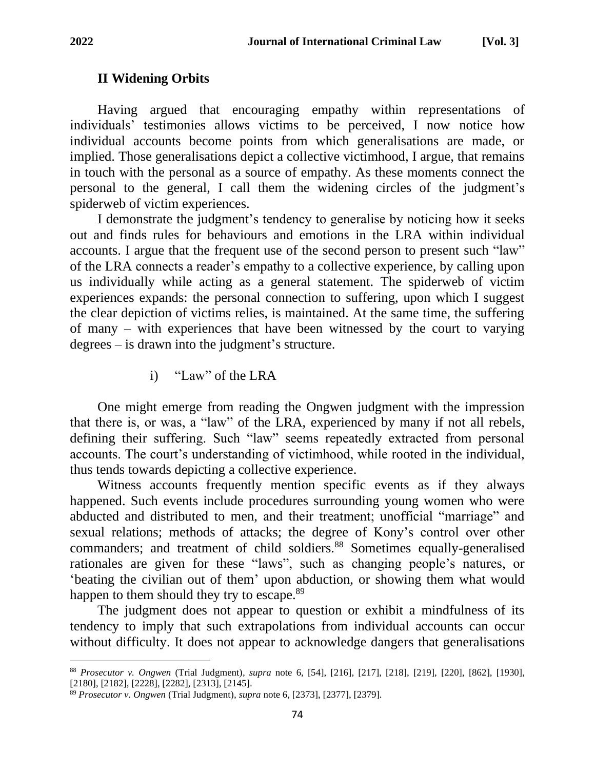## II Widening Orbits

Having argued that encouraging empathy within representations of individuals' testimonies allows victims to be perceived, I now notice how individual accounts become points from which generalisations are made, or implied. Those generalisations depict a collective victimhood, I argue, that remains in touch with the personal as a source of empathy. As these moments connect the personal to the general, I call them the widening circles of the judgment's spiderweb of victim experiences.

I demonstrate the judgment's tendency to generalise by noticing how it seeks out and finds rules for behaviours and emotions in the LRA within individual accounts. I argue that the frequent use of the second person to present such "law" of the LRA connects a reader's empathy to a collective experience, by calling upon us individually while acting as a general statement. The spiderweb of victim experiences expands: the personal connection to suffering, upon which I suggest the clear depiction of victims relies, is maintained. At the same time, the suffering of many – with experiences that have been witnessed by the court to varying degrees – is drawn into the judgment's structure.

### i) "Law" of the LRA

One might emerge from reading the Ongwen judgment with the impression that there is, or was, a "law" of the LRA, experienced by many if not all rebels, defining their suffering. Such "law" seems repeatedly extracted from personal accounts. The court's understanding of victimhood, while rooted in the individual, thus tends towards depicting a collective experience.

Witness accounts frequently mention specific events as if they always happened. Such events include procedures surrounding young women who were abducted and distributed to men, and their treatment; unofficial "marriage" and sexual relations; methods of attacks; the degree of Kony's control over other commanders; and treatment of child soldiers.[88] Sometimes equally-generalised rationales are given for these "laws", such as changing people's natures, or 'beating the civilian out of them' upon abduction, or showing them what would happen to them should they try to escape.[89]

The judgment does not appear to question or exhibit a mindfulness of its tendency to imply that such extrapolations from individual accounts can occur without difficulty. It does not appear to acknowledge dangers that generalisations

---

[88] *Prosecutor v. Ongwen* (Trial Judgment), *supra* note 6, [54], [216], [217], [218], [219], [220], [862], [1930], [2180], [2182], [2228], [2282], [2313], [2145].

[89] *Prosecutor v. Ongwen* (Trial Judgment), *supra* note 6, [2373], [2377], [2379].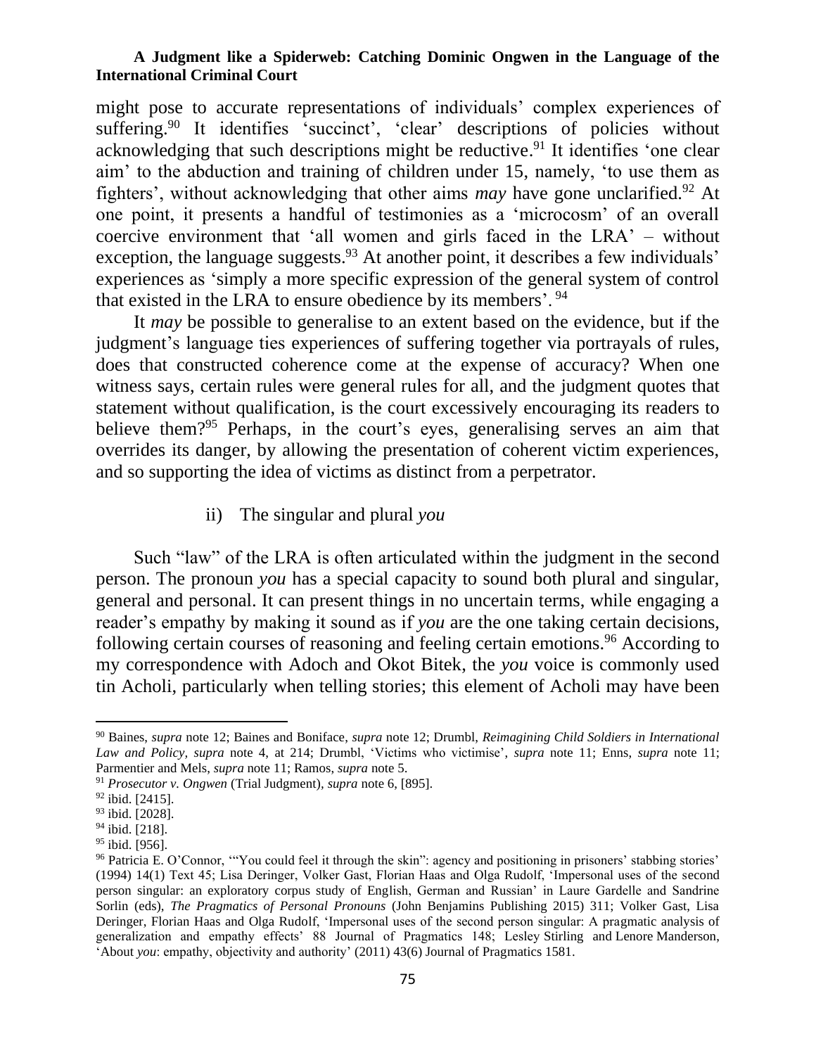might pose to accurate representations of individuals' complex experiences of suffering.[90] It identifies 'succinct', 'clear' descriptions of policies without acknowledging that such descriptions might be reductive.[91] It identifies 'one clear aim' to the abduction and training of children under 15, namely, 'to use them as fighters', without acknowledging that other aims *may* have gone unclarified.[92] At one point, it presents a handful of testimonies as a 'microcosm' of an overall coercive environment that 'all women and girls faced in the LRA' – without exception, the language suggests.[93] At another point, it describes a few individuals' experiences as 'simply a more specific expression of the general system of control that existed in the LRA to ensure obedience by its members'.[94]

It *may* be possible to generalise to an extent based on the evidence, but if the judgment's language ties experiences of suffering together via portrayals of rules, does that constructed coherence come at the expense of accuracy? When one witness says, certain rules were general rules for all, and the judgment quotes that statement without qualification, is the court excessively encouraging its readers to believe them?[95] Perhaps, in the court's eyes, generalising serves an aim that overrides its danger, by allowing the presentation of coherent victim experiences, and so supporting the idea of victims as distinct from a perpetrator.

### ii) The singular and plural *you*

Such "law" of the LRA is often articulated within the judgment in the second person. The pronoun *you* has a special capacity to sound both plural and singular, general and personal. It can present things in no uncertain terms, while engaging a reader's empathy by making it sound as if *you* are the one taking certain decisions, following certain courses of reasoning and feeling certain emotions.[96] According to my correspondence with Adoch and Okot Bitek, the *you* voice is commonly used tin Acholi, particularly when telling stories; this element of Acholi may have been

---

[90] Baines, *supra* note 12; Baines and Boniface, *supra* note 12; Drumbl, *Reimagining Child Soldiers in International Law and Policy*, *supra* note 4, at 214; Drumbl, 'Victims who victimise', *supra* note 11; Enns, *supra* note 11; Parmentier and Mels, *supra* note 11; Ramos, *supra* note 5.

[91] *Prosecutor v. Ongwen* (Trial Judgment), *supra* note 6, [895].

[92] ibid. [2415].

[93] ibid. [2028].

[94] ibid. [218].

[95] ibid. [956].

[96] Patricia E. O'Connor, '"You could feel it through the skin": agency and positioning in prisoners' stabbing stories' (1994) 14(1) Text 45; Lisa Deringer, Volker Gast, Florian Haas and Olga Rudolf, 'Impersonal uses of the second person singular: an exploratory corpus study of English, German and Russian' in Laure Gardelle and Sandrine Sorlin (eds), *The Pragmatics of Personal Pronouns* (John Benjamins Publishing 2015) 311; Volker Gast, Lisa Deringer, Florian Haas and Olga Rudolf, 'Impersonal uses of the second person singular: A pragmatic analysis of generalization and empathy effects' 88 Journal of Pragmatics 148; Lesley Stirling and Lenore Manderson, 'About *you*: empathy, objectivity and authority' (2011) 43(6) Journal of Pragmatics 1581.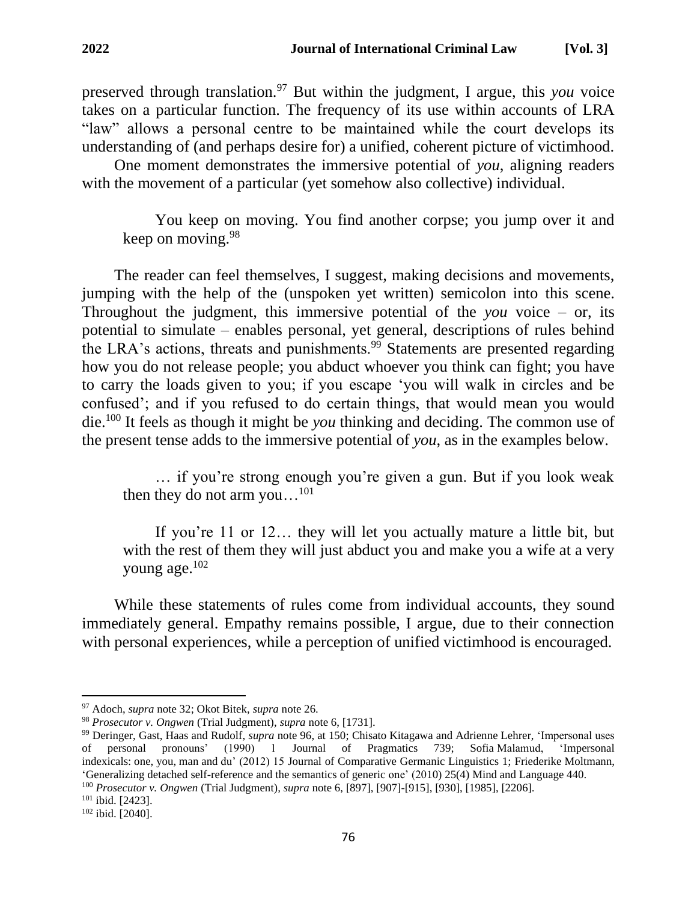preserved through translation.[97] But within the judgment, I argue, this *you* voice takes on a particular function. The frequency of its use within accounts of LRA "law" allows a personal centre to be maintained while the court develops its understanding of (and perhaps desire for) a unified, coherent picture of victimhood.

One moment demonstrates the immersive potential of *you*, aligning readers with the movement of a particular (yet somehow also collective) individual.

> You keep on moving. You find another corpse; you jump over it and keep on moving.[98]

The reader can feel themselves, I suggest, making decisions and movements, jumping with the help of the (unspoken yet written) semicolon into this scene. Throughout the judgment, this immersive potential of the *you* voice – or, its potential to simulate – enables personal, yet general, descriptions of rules behind the LRA's actions, threats and punishments.[99] Statements are presented regarding how you do not release people; you abduct whoever you think can fight; you have to carry the loads given to you; if you escape 'you will walk in circles and be confused'; and if you refused to do certain things, that would mean you would die.[100] It feels as though it might be *you* thinking and deciding. The common use of the present tense adds to the immersive potential of *you*, as in the examples below.

> … if you're strong enough you're given a gun. But if you look weak then they do not arm you…[101]

> If you're 11 or 12… they will let you actually mature a little bit, but with the rest of them they will just abduct you and make you a wife at a very young age.[102]

While these statements of rules come from individual accounts, they sound immediately general. Empathy remains possible, I argue, due to their connection with personal experiences, while a perception of unified victimhood is encouraged.

---

[97] Adoch, *supra* note 32; Okot Bitek, *supra* note 26.

[98] *Prosecutor v. Ongwen* (Trial Judgment), *supra* note 6, [1731].

[99] Deringer, Gast, Haas and Rudolf, *supra* note 96, at 150; Chisato Kitagawa and Adrienne Lehrer, 'Impersonal uses of personal pronouns' (1990) 1 Journal of Pragmatics 739; Sofia Malamud, 'Impersonal indexicals: one, you, man and du' (2012) 15 Journal of Comparative Germanic Linguistics 1; Friederike Moltmann, 'Generalizing detached self-reference and the semantics of generic one' (2010) 25(4) Mind and Language 440.

[100] *Prosecutor v. Ongwen* (Trial Judgment), *supra* note 6, [897], [907]-[915], [930], [1985], [2206].

[101] ibid. [2423].

[102] ibid. [2040].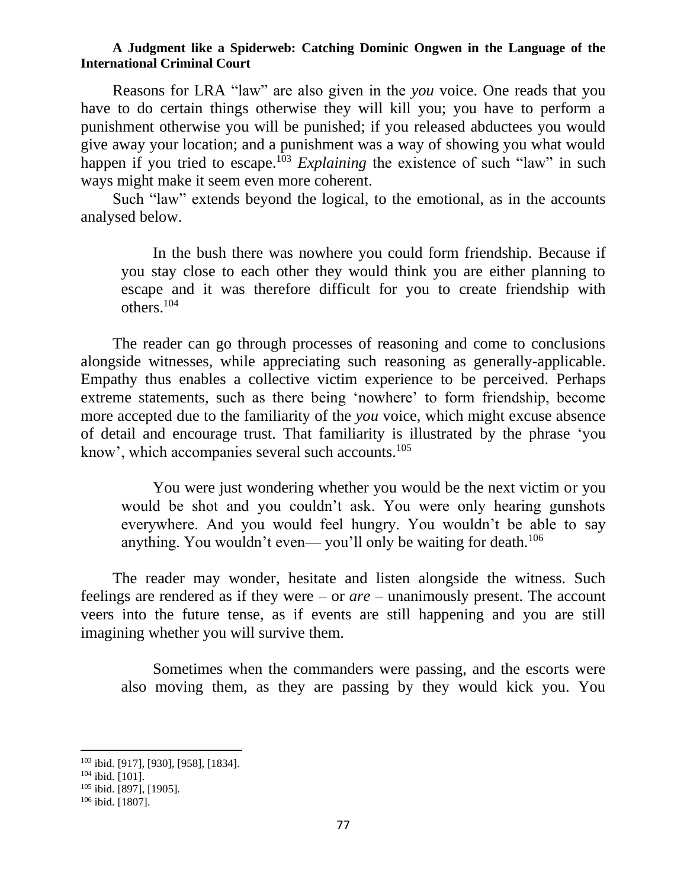Reasons for LRA "law" are also given in the *you* voice. One reads that you have to do certain things otherwise they will kill you; you have to perform a punishment otherwise you will be punished; if you released abductees you would give away your location; and a punishment was a way of showing you what would happen if you tried to escape.[103] *Explaining* the existence of such "law" in such ways might make it seem even more coherent.

Such "law" extends beyond the logical, to the emotional, as in the accounts analysed below.

> In the bush there was nowhere you could form friendship. Because if you stay close to each other they would think you are either planning to escape and it was therefore difficult for you to create friendship with others.[104]

The reader can go through processes of reasoning and come to conclusions alongside witnesses, while appreciating such reasoning as generally-applicable. Empathy thus enables a collective victim experience to be perceived. Perhaps extreme statements, such as there being 'nowhere' to form friendship, become more accepted due to the familiarity of the *you* voice, which might excuse absence of detail and encourage trust. That familiarity is illustrated by the phrase 'you know', which accompanies several such accounts.[105]

> You were just wondering whether you would be the next victim or you would be shot and you couldn't ask. You were only hearing gunshots everywhere. And you would feel hungry. You wouldn't be able to say anything. You wouldn't even— you'll only be waiting for death.[106]

The reader may wonder, hesitate and listen alongside the witness. Such feelings are rendered as if they were – or *are* – unanimously present. The account veers into the future tense, as if events are still happening and you are still imagining whether you will survive them.

> Sometimes when the commanders were passing, and the escorts were also moving them, as they are passing by they would kick you. You

---

[103] ibid. [917], [930], [958], [1834].

[104] ibid. [101].

[105] ibid. [897], [1905].

[106] ibid. [1807].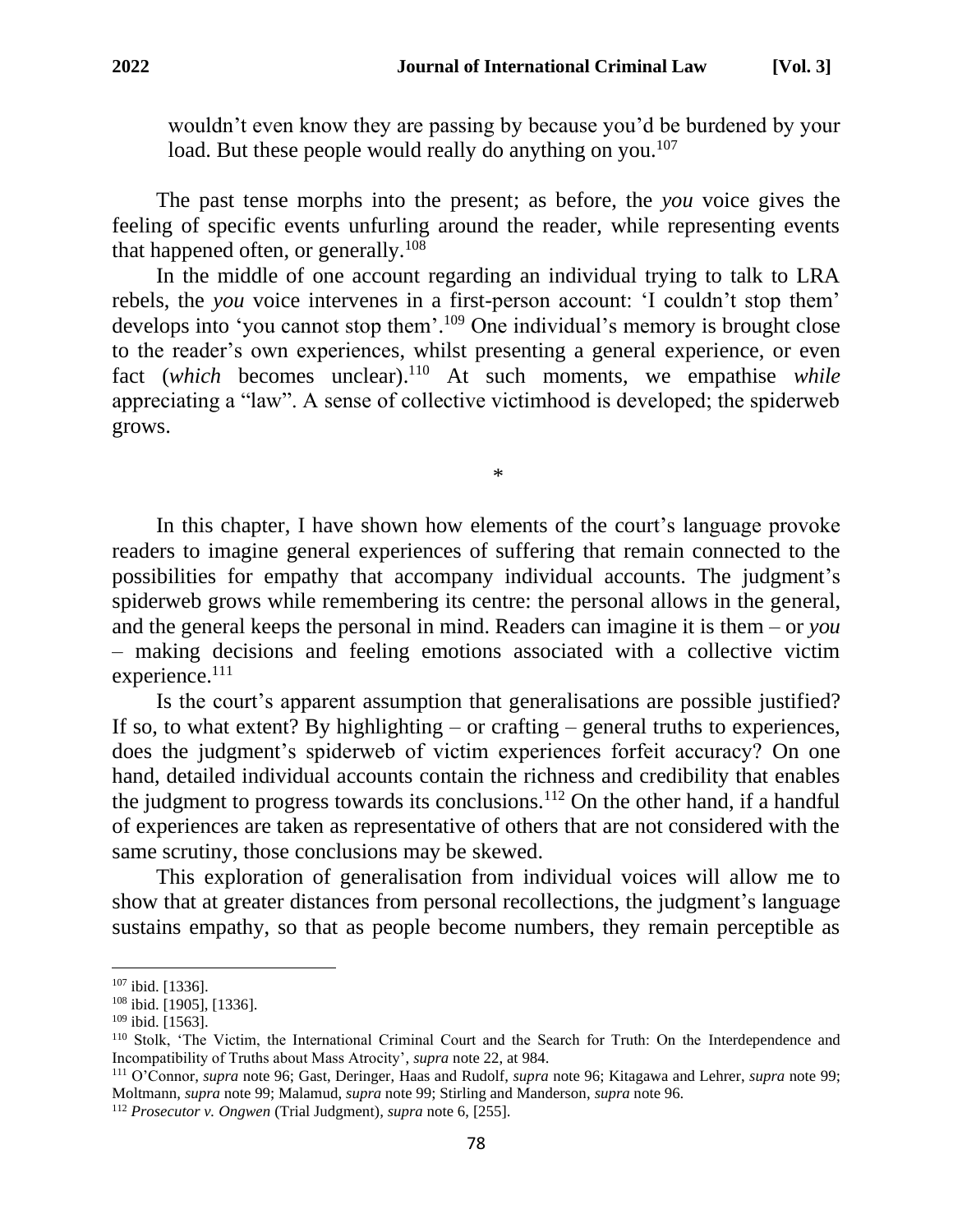> wouldn't even know they are passing by because you'd be burdened by your load. But these people would really do anything on you.[107]

The past tense morphs into the present; as before, the *you* voice gives the feeling of specific events unfurling around the reader, while representing events that happened often, or generally.[108]

In the middle of one account regarding an individual trying to talk to LRA rebels, the *you* voice intervenes in a first-person account: 'I couldn't stop them' develops into 'you cannot stop them'.[109] One individual's memory is brought close to the reader's own experiences, whilst presenting a general experience, or even fact (*which* becomes unclear).[110] At such moments, we empathise *while* appreciating a "law". A sense of collective victimhood is developed; the spiderweb grows.

*

In this chapter, I have shown how elements of the court's language provoke readers to imagine general experiences of suffering that remain connected to the possibilities for empathy that accompany individual accounts. The judgment's spiderweb grows while remembering its centre: the personal allows in the general, and the general keeps the personal in mind. Readers can imagine it is them – or *you* – making decisions and feeling emotions associated with a collective victim experience.[111]

Is the court's apparent assumption that generalisations are possible justified? If so, to what extent? By highlighting – or crafting – general truths to experiences, does the judgment's spiderweb of victim experiences forfeit accuracy? On one hand, detailed individual accounts contain the richness and credibility that enables the judgment to progress towards its conclusions.[112] On the other hand, if a handful of experiences are taken as representative of others that are not considered with the same scrutiny, those conclusions may be skewed.

This exploration of generalisation from individual voices will allow me to show that at greater distances from personal recollections, the judgment's language sustains empathy, so that as people become numbers, they remain perceptible as

---

[107] ibid. [1336].

[108] ibid. [1905], [1336].

[109] ibid. [1563].

[110] Stolk, 'The Victim, the International Criminal Court and the Search for Truth: On the Interdependence and Incompatibility of Truths about Mass Atrocity', *supra* note 22, at 984.

[111] O'Connor, *supra* note 96; Gast, Deringer, Haas and Rudolf, *supra* note 96; Kitagawa and Lehrer, *supra* note 99; Moltmann, *supra* note 99; Malamud, *supra* note 99; Stirling and Manderson, *supra* note 96.

[112] *Prosecutor v. Ongwen* (Trial Judgment), *supra* note 6, [255].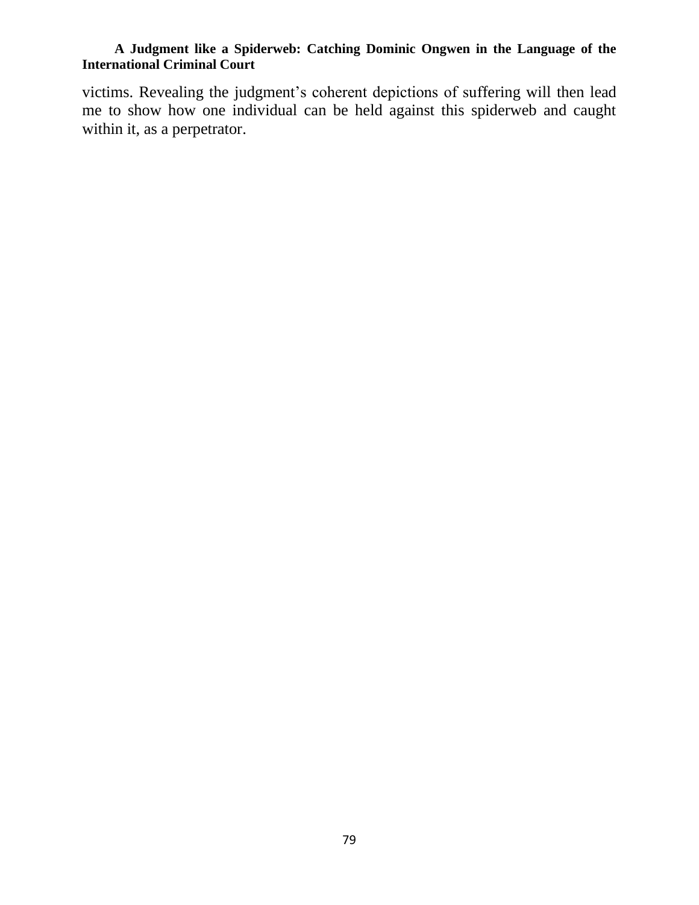victims. Revealing the judgment's coherent depictions of suffering will then lead me to show how one individual can be held against this spiderweb and caught within it, as a perpetrator.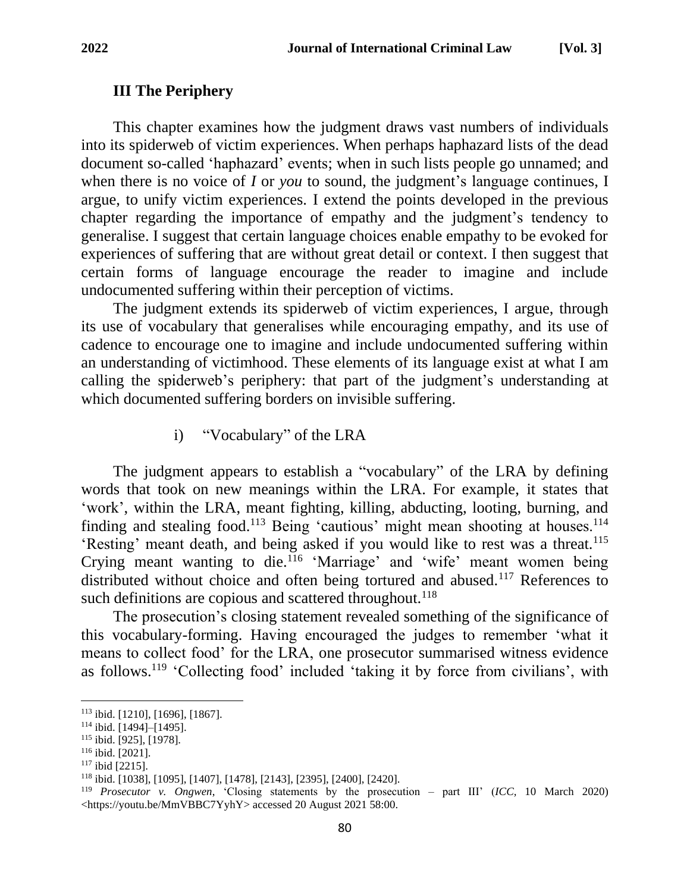## III The Periphery

This chapter examines how the judgment draws vast numbers of individuals into its spiderweb of victim experiences. When perhaps haphazard lists of the dead document so-called 'haphazard' events; when in such lists people go unnamed; and when there is no voice of *I* or *you* to sound, the judgment's language continues, I argue, to unify victim experiences. I extend the points developed in the previous chapter regarding the importance of empathy and the judgment's tendency to generalise. I suggest that certain language choices enable empathy to be evoked for experiences of suffering that are without great detail or context. I then suggest that certain forms of language encourage the reader to imagine and include undocumented suffering within their perception of victims.

The judgment extends its spiderweb of victim experiences, I argue, through its use of vocabulary that generalises while encouraging empathy, and its use of cadence to encourage one to imagine and include undocumented suffering within an understanding of victimhood. These elements of its language exist at what I am calling the spiderweb's periphery: that part of the judgment's understanding at which documented suffering borders on invisible suffering.

### i) "Vocabulary" of the LRA

The judgment appears to establish a "vocabulary" of the LRA by defining words that took on new meanings within the LRA. For example, it states that 'work', within the LRA, meant fighting, killing, abducting, looting, burning, and finding and stealing food.[113] Being 'cautious' might mean shooting at houses.[114] 'Resting' meant death, and being asked if you would like to rest was a threat.[115] Crying meant wanting to die.[116] 'Marriage' and 'wife' meant women being distributed without choice and often being tortured and abused.[117] References to such definitions are copious and scattered throughout.[118]

The prosecution's closing statement revealed something of the significance of this vocabulary-forming. Having encouraged the judges to remember 'what it means to collect food' for the LRA, one prosecutor summarised witness evidence as follows.[119] 'Collecting food' included 'taking it by force from civilians', with

---

[113] ibid. [1210], [1696], [1867].

[114] ibid. [1494]–[1495].

[115] ibid. [925], [1978].

[116] ibid. [2021].

[117] ibid [2215].

[118] ibid. [1038], [1095], [1407], [1478], [2143], [2395], [2400], [2420].

[119] *Prosecutor v. Ongwen*, 'Closing statements by the prosecution – part III' (*ICC*, 10 March 2020) <https://youtu.be/MmVBBC7YyhY> accessed 20 August 2021 58:00.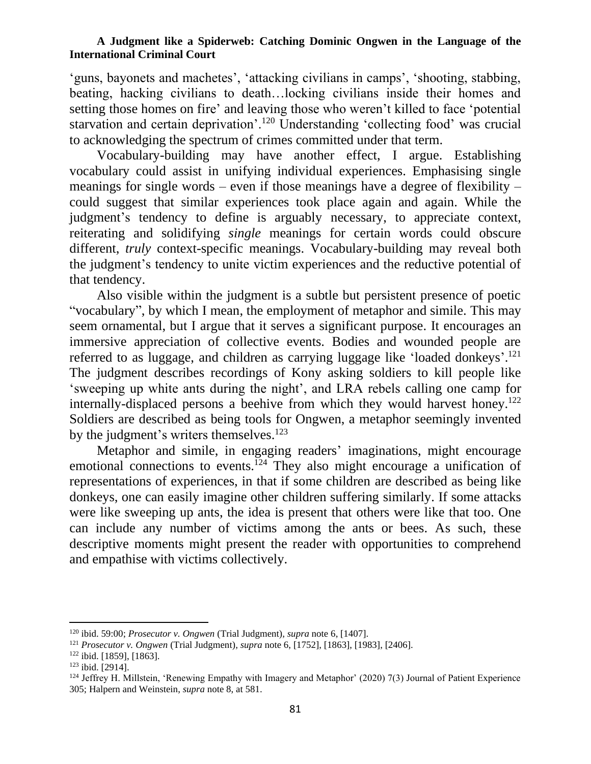'guns, bayonets and machetes', 'attacking civilians in camps', 'shooting, stabbing, beating, hacking civilians to death…locking civilians inside their homes and setting those homes on fire' and leaving those who weren't killed to face 'potential starvation and certain deprivation'.[120] Understanding 'collecting food' was crucial to acknowledging the spectrum of crimes committed under that term.

Vocabulary-building may have another effect, I argue. Establishing vocabulary could assist in unifying individual experiences. Emphasising single meanings for single words – even if those meanings have a degree of flexibility – could suggest that similar experiences took place again and again. While the judgment's tendency to define is arguably necessary, to appreciate context, reiterating and solidifying *single* meanings for certain words could obscure different, *truly* context-specific meanings. Vocabulary-building may reveal both the judgment's tendency to unite victim experiences and the reductive potential of that tendency.

Also visible within the judgment is a subtle but persistent presence of poetic "vocabulary", by which I mean, the employment of metaphor and simile. This may seem ornamental, but I argue that it serves a significant purpose. It encourages an immersive appreciation of collective events. Bodies and wounded people are referred to as luggage, and children as carrying luggage like 'loaded donkeys'.[121] The judgment describes recordings of Kony asking soldiers to kill people like 'sweeping up white ants during the night', and LRA rebels calling one camp for internally-displaced persons a beehive from which they would harvest honey.[122] Soldiers are described as being tools for Ongwen, a metaphor seemingly invented by the judgment's writers themselves.[123]

Metaphor and simile, in engaging readers' imaginations, might encourage emotional connections to events.[124] They also might encourage a unification of representations of experiences, in that if some children are described as being like donkeys, one can easily imagine other children suffering similarly. If some attacks were like sweeping up ants, the idea is present that others were like that too. One can include any number of victims among the ants or bees. As such, these descriptive moments might present the reader with opportunities to comprehend and empathise with victims collectively.

---

[120] ibid. 59:00; *Prosecutor v. Ongwen* (Trial Judgment), *supra* note 6, [1407].

[121] *Prosecutor v. Ongwen* (Trial Judgment), *supra* note 6, [1752], [1863], [1983], [2406].

[122] ibid. [1859], [1863].

[123] ibid. [2914].

[124] Jeffrey H. Millstein, 'Renewing Empathy with Imagery and Metaphor' (2020) 7(3) Journal of Patient Experience 305; Halpern and Weinstein, *supra* note 8, at 581.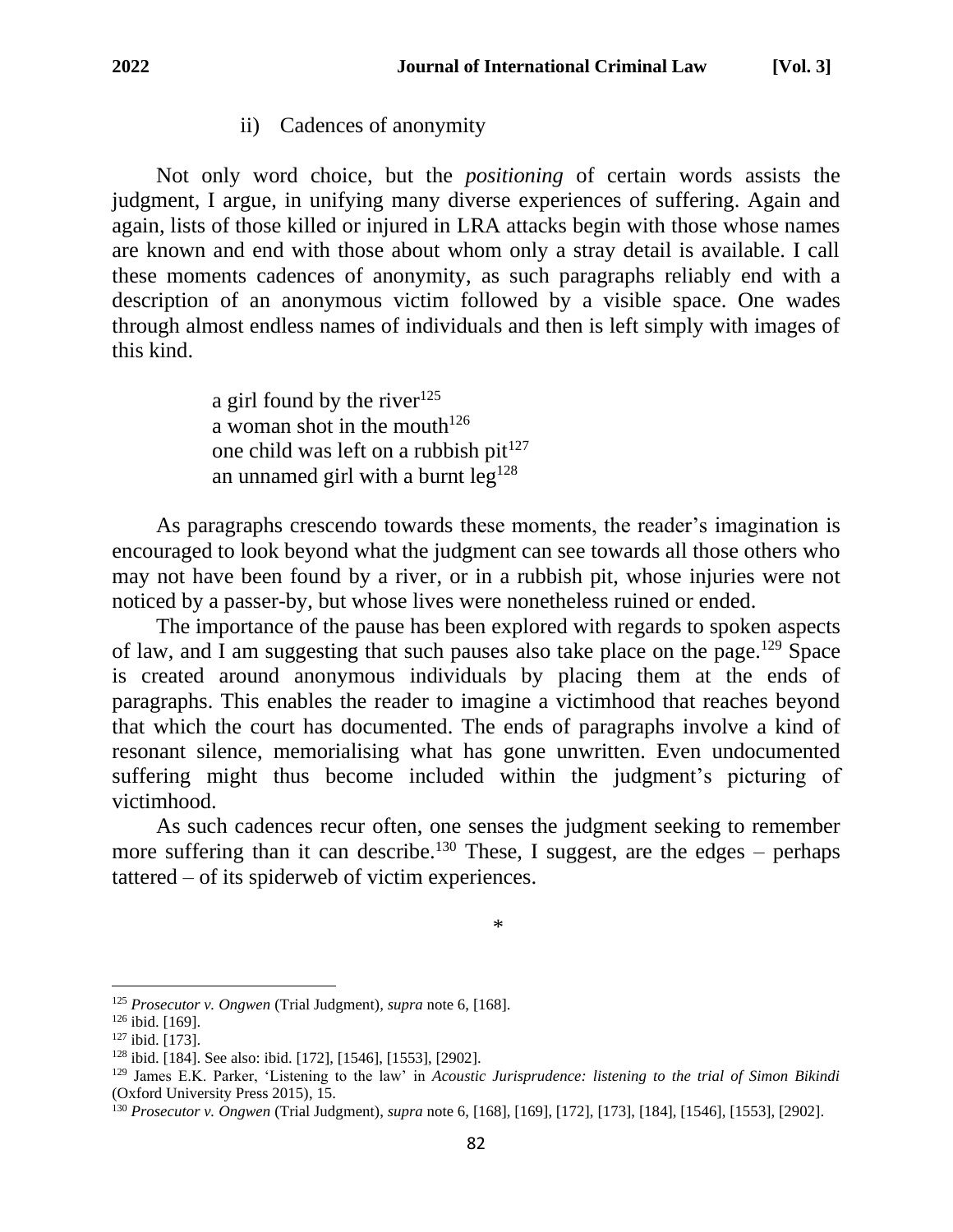### ii) Cadences of anonymity

Not only word choice, but the *positioning* of certain words assists the judgment, I argue, in unifying many diverse experiences of suffering. Again and again, lists of those killed or injured in LRA attacks begin with those whose names are known and end with those about whom only a stray detail is available. I call these moments cadences of anonymity, as such paragraphs reliably end with a description of an anonymous victim followed by a visible space. One wades through almost endless names of individuals and then is left simply with images of this kind.

> a girl found by the river[125]
> a woman shot in the mouth[126]
> one child was left on a rubbish pit[127]
> an unnamed girl with a burnt leg[128]

As paragraphs crescendo towards these moments, the reader's imagination is encouraged to look beyond what the judgment can see towards all those others who may not have been found by a river, or in a rubbish pit, whose injuries were not noticed by a passer-by, but whose lives were nonetheless ruined or ended.

The importance of the pause has been explored with regards to spoken aspects of law, and I am suggesting that such pauses also take place on the page.[129] Space is created around anonymous individuals by placing them at the ends of paragraphs. This enables the reader to imagine a victimhood that reaches beyond that which the court has documented. The ends of paragraphs involve a kind of resonant silence, memorialising what has gone unwritten. Even undocumented suffering might thus become included within the judgment's picturing of victimhood.

As such cadences recur often, one senses the judgment seeking to remember more suffering than it can describe.[130] These, I suggest, are the edges – perhaps tattered – of its spiderweb of victim experiences.

*

---

[125] *Prosecutor v. Ongwen* (Trial Judgment), *supra* note 6, [168].
[126] ibid. [169].
[127] ibid. [173].
[128] ibid. [184]. See also: ibid. [172], [1546], [1553], [2902].
[129] James E.K. Parker, 'Listening to the law' in *Acoustic Jurisprudence: listening to the trial of Simon Bikindi* (Oxford University Press 2015), 15.
[130] *Prosecutor v. Ongwen* (Trial Judgment), *supra* note 6, [168], [169], [172], [173], [184], [1546], [1553], [2902].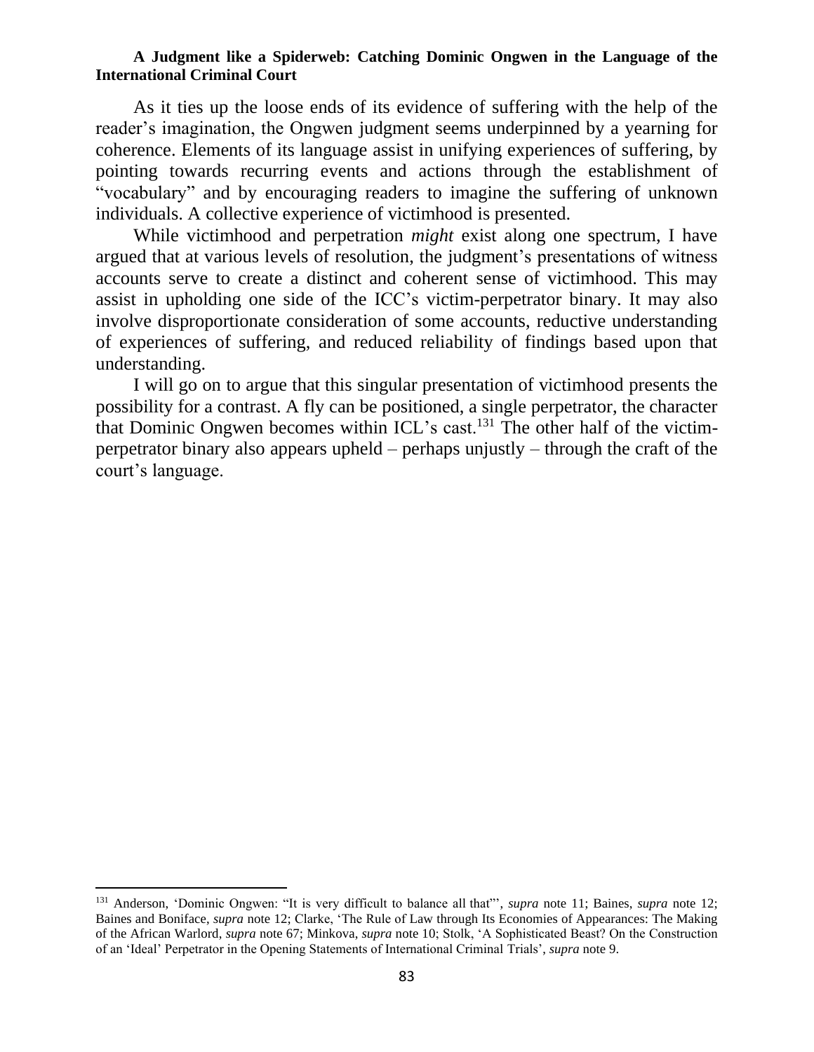As it ties up the loose ends of its evidence of suffering with the help of the reader's imagination, the Ongwen judgment seems underpinned by a yearning for coherence. Elements of its language assist in unifying experiences of suffering, by pointing towards recurring events and actions through the establishment of "vocabulary" and by encouraging readers to imagine the suffering of unknown individuals. A collective experience of victimhood is presented.

While victimhood and perpetration *might* exist along one spectrum, I have argued that at various levels of resolution, the judgment's presentations of witness accounts serve to create a distinct and coherent sense of victimhood. This may assist in upholding one side of the ICC's victim-perpetrator binary. It may also involve disproportionate consideration of some accounts, reductive understanding of experiences of suffering, and reduced reliability of findings based upon that understanding.

I will go on to argue that this singular presentation of victimhood presents the possibility for a contrast. A fly can be positioned, a single perpetrator, the character that Dominic Ongwen becomes within ICL's cast.[131] The other half of the victim-perpetrator binary also appears upheld – perhaps unjustly – through the craft of the court's language.

---

[131] Anderson, 'Dominic Ongwen: "It is very difficult to balance all that"', *supra* note 11; Baines, *supra* note 12; Baines and Boniface, *supra* note 12; Clarke, 'The Rule of Law through Its Economies of Appearances: The Making of the African Warlord, *supra* note 67; Minkova, *supra* note 10; Stolk, 'A Sophisticated Beast? On the Construction of an 'Ideal' Perpetrator in the Opening Statements of International Criminal Trials', *supra* note 9.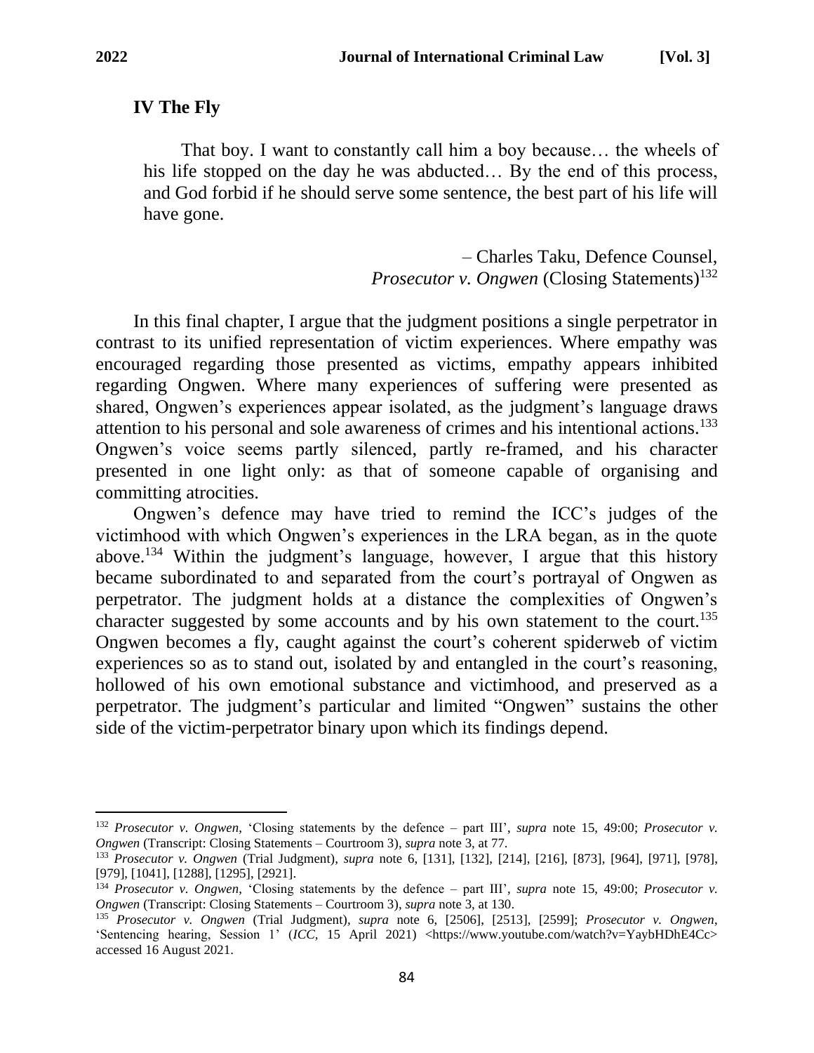## IV The Fly

> That boy. I want to constantly call him a boy because… the wheels of his life stopped on the day he was abducted… By the end of this process, and God forbid if he should serve some sentence, the best part of his life will have gone.
>
> – Charles Taku, Defence Counsel, *Prosecutor v. Ongwen* (Closing Statements)[132]

In this final chapter, I argue that the judgment positions a single perpetrator in contrast to its unified representation of victim experiences. Where empathy was encouraged regarding those presented as victims, empathy appears inhibited regarding Ongwen. Where many experiences of suffering were presented as shared, Ongwen's experiences appear isolated, as the judgment's language draws attention to his personal and sole awareness of crimes and his intentional actions.[133] Ongwen's voice seems partly silenced, partly re-framed, and his character presented in one light only: as that of someone capable of organising and committing atrocities.

Ongwen's defence may have tried to remind the ICC's judges of the victimhood with which Ongwen's experiences in the LRA began, as in the quote above.[134] Within the judgment's language, however, I argue that this history became subordinated to and separated from the court's portrayal of Ongwen as perpetrator. The judgment holds at a distance the complexities of Ongwen's character suggested by some accounts and by his own statement to the court.[135] Ongwen becomes a fly, caught against the court's coherent spiderweb of victim experiences so as to stand out, isolated by and entangled in the court's reasoning, hollowed of his own emotional substance and victimhood, and preserved as a perpetrator. The judgment's particular and limited "Ongwen" sustains the other side of the victim-perpetrator binary upon which its findings depend.

---

[132] *Prosecutor v. Ongwen*, 'Closing statements by the defence – part III', *supra* note 15, 49:00; *Prosecutor v. Ongwen* (Transcript: Closing Statements – Courtroom 3), *supra* note 3, at 77.

[133] *Prosecutor v. Ongwen* (Trial Judgment), *supra* note 6, [131], [132], [214], [216], [873], [964], [971], [978], [979], [1041], [1288], [1295], [2921].

[134] *Prosecutor v. Ongwen*, 'Closing statements by the defence – part III', *supra* note 15, 49:00; *Prosecutor v. Ongwen* (Transcript: Closing Statements – Courtroom 3), *supra* note 3, at 130.

[135] *Prosecutor v. Ongwen* (Trial Judgment), *supra* note 6, [2506], [2513], [2599]; *Prosecutor v. Ongwen*, 'Sentencing hearing, Session 1' (*ICC*, 15 April 2021) <https://www.youtube.com/watch?v=YaybHDhE4Cc> accessed 16 August 2021.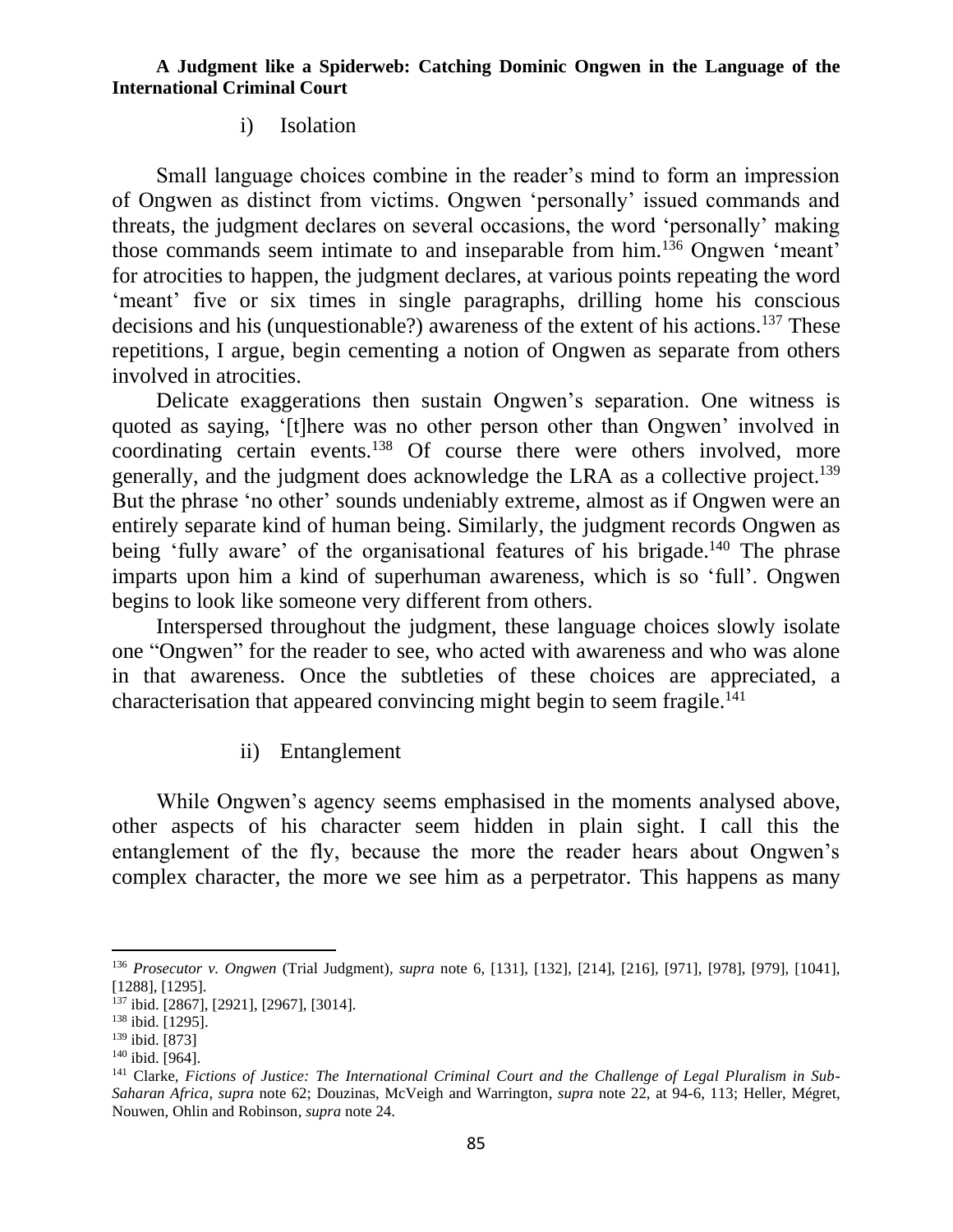### i) Isolation

Small language choices combine in the reader's mind to form an impression of Ongwen as distinct from victims. Ongwen 'personally' issued commands and threats, the judgment declares on several occasions, the word 'personally' making those commands seem intimate to and inseparable from him.[136] Ongwen 'meant' for atrocities to happen, the judgment declares, at various points repeating the word 'meant' five or six times in single paragraphs, drilling home his conscious decisions and his (unquestionable?) awareness of the extent of his actions.[137] These repetitions, I argue, begin cementing a notion of Ongwen as separate from others involved in atrocities.

Delicate exaggerations then sustain Ongwen's separation. One witness is quoted as saying, '[t]here was no other person other than Ongwen' involved in coordinating certain events.[138] Of course there were others involved, more generally, and the judgment does acknowledge the LRA as a collective project.[139] But the phrase 'no other' sounds undeniably extreme, almost as if Ongwen were an entirely separate kind of human being. Similarly, the judgment records Ongwen as being 'fully aware' of the organisational features of his brigade.[140] The phrase imparts upon him a kind of superhuman awareness, which is so 'full'. Ongwen begins to look like someone very different from others.

Interspersed throughout the judgment, these language choices slowly isolate one "Ongwen" for the reader to see, who acted with awareness and who was alone in that awareness. Once the subtleties of these choices are appreciated, a characterisation that appeared convincing might begin to seem fragile.[141]

### ii) Entanglement

While Ongwen's agency seems emphasised in the moments analysed above, other aspects of his character seem hidden in plain sight. I call this the entanglement of the fly, because the more the reader hears about Ongwen's complex character, the more we see him as a perpetrator. This happens as many

---

[136] *Prosecutor v. Ongwen* (Trial Judgment), *supra* note 6, [131], [132], [214], [216], [971], [978], [979], [1041], [1288], [1295].

[137] ibid. [2867], [2921], [2967], [3014].

[138] ibid. [1295].

[139] ibid. [873]

[140] ibid. [964].

[141] Clarke, *Fictions of Justice: The International Criminal Court and the Challenge of Legal Pluralism in Sub-Saharan Africa*, *supra* note 62; Douzinas, McVeigh and Warrington, *supra* note 22, at 94-6, 113; Heller, Mégret, Nouwen, Ohlin and Robinson, *supra* note 24.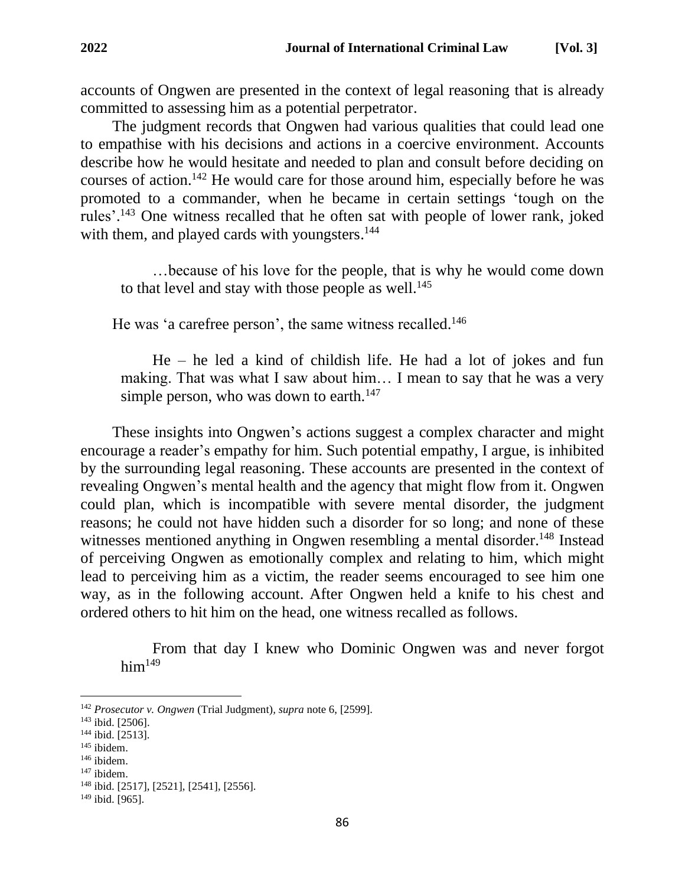accounts of Ongwen are presented in the context of legal reasoning that is already committed to assessing him as a potential perpetrator.

The judgment records that Ongwen had various qualities that could lead one to empathise with his decisions and actions in a coercive environment. Accounts describe how he would hesitate and needed to plan and consult before deciding on courses of action.[142] He would care for those around him, especially before he was promoted to a commander, when he became in certain settings 'tough on the rules'.[143] One witness recalled that he often sat with people of lower rank, joked with them, and played cards with youngsters.[144]

> …because of his love for the people, that is why he would come down to that level and stay with those people as well.[145]

He was 'a carefree person', the same witness recalled.[146]

> He – he led a kind of childish life. He had a lot of jokes and fun making. That was what I saw about him… I mean to say that he was a very simple person, who was down to earth.[147]

These insights into Ongwen's actions suggest a complex character and might encourage a reader's empathy for him. Such potential empathy, I argue, is inhibited by the surrounding legal reasoning. These accounts are presented in the context of revealing Ongwen's mental health and the agency that might flow from it. Ongwen could plan, which is incompatible with severe mental disorder, the judgment reasons; he could not have hidden such a disorder for so long; and none of these witnesses mentioned anything in Ongwen resembling a mental disorder.[148] Instead of perceiving Ongwen as emotionally complex and relating to him, which might lead to perceiving him as a victim, the reader seems encouraged to see him one way, as in the following account. After Ongwen held a knife to his chest and ordered others to hit him on the head, one witness recalled as follows.

> From that day I knew who Dominic Ongwen was and never forgot him[149]

---

[142] *Prosecutor v. Ongwen* (Trial Judgment), *supra* note 6, [2599].

[143] ibid. [2506].

[144] ibid. [2513].

[145] ibidem.

[146] ibidem.

[147] ibidem.

[148] ibid. [2517], [2521], [2541], [2556].

[149] ibid. [965].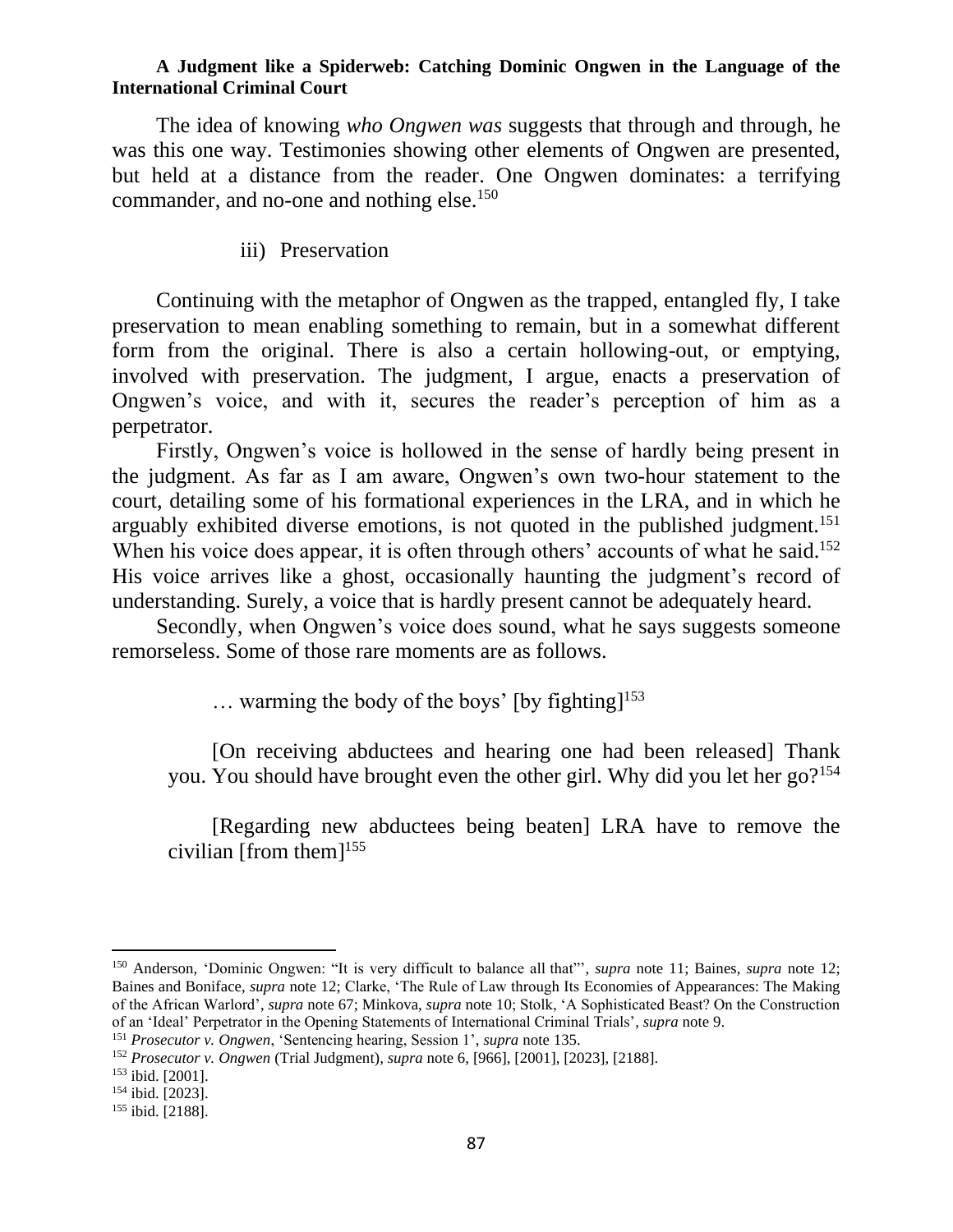The idea of knowing *who Ongwen was* suggests that through and through, he was this one way. Testimonies showing other elements of Ongwen are presented, but held at a distance from the reader. One Ongwen dominates: a terrifying commander, and no-one and nothing else.[150]

### iii) Preservation

Continuing with the metaphor of Ongwen as the trapped, entangled fly, I take preservation to mean enabling something to remain, but in a somewhat different form from the original. There is also a certain hollowing-out, or emptying, involved with preservation. The judgment, I argue, enacts a preservation of Ongwen's voice, and with it, secures the reader's perception of him as a perpetrator.

Firstly, Ongwen's voice is hollowed in the sense of hardly being present in the judgment. As far as I am aware, Ongwen's own two-hour statement to the court, detailing some of his formational experiences in the LRA, and in which he arguably exhibited diverse emotions, is not quoted in the published judgment.[151] When his voice does appear, it is often through others' accounts of what he said.[152] His voice arrives like a ghost, occasionally haunting the judgment's record of understanding. Surely, a voice that is hardly present cannot be adequately heard.

Secondly, when Ongwen's voice does sound, what he says suggests someone remorseless. Some of those rare moments are as follows.

> … warming the body of the boys' [by fighting][153]
>
> [On receiving abductees and hearing one had been released] Thank you. You should have brought even the other girl. Why did you let her go?[154]
>
> [Regarding new abductees being beaten] LRA have to remove the civilian [from them][155]

---

[150] Anderson, 'Dominic Ongwen: "It is very difficult to balance all that"', *supra* note 11; Baines, *supra* note 12; Baines and Boniface, *supra* note 12; Clarke, 'The Rule of Law through Its Economies of Appearances: The Making of the African Warlord', *supra* note 67; Minkova, *supra* note 10; Stolk, 'A Sophisticated Beast? On the Construction of an 'Ideal' Perpetrator in the Opening Statements of International Criminal Trials', *supra* note 9.

[151] *Prosecutor v. Ongwen*, 'Sentencing hearing, Session 1', *supra* note 135.

[152] *Prosecutor v. Ongwen* (Trial Judgment), *supra* note 6, [966], [2001], [2023], [2188].

[153] ibid. [2001].

[154] ibid. [2023].

[155] ibid. [2188].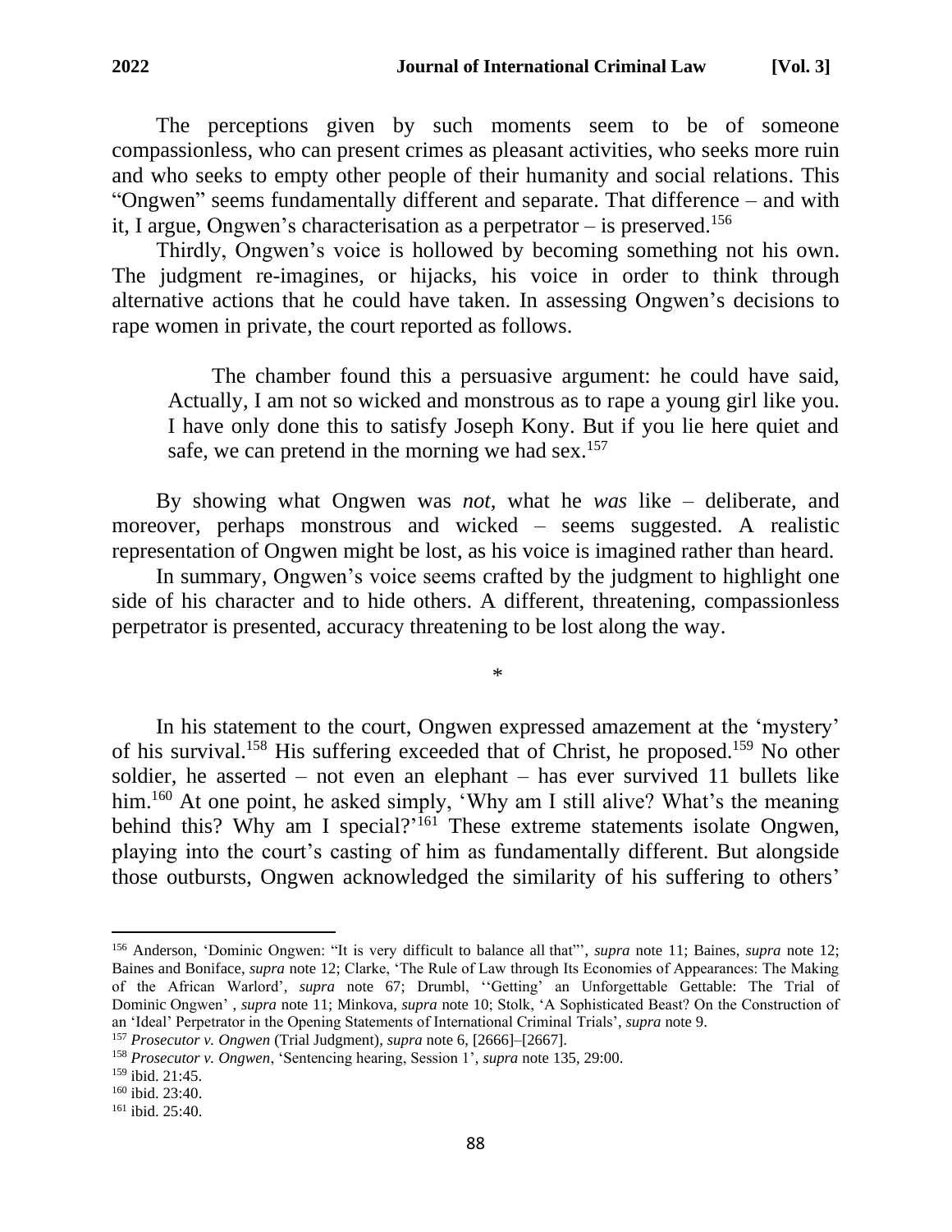The perceptions given by such moments seem to be of someone compassionless, who can present crimes as pleasant activities, who seeks more ruin and who seeks to empty other people of their humanity and social relations. This "Ongwen" seems fundamentally different and separate. That difference – and with it, I argue, Ongwen's characterisation as a perpetrator – is preserved.[156]

Thirdly, Ongwen's voice is hollowed by becoming something not his own. The judgment re-imagines, or hijacks, his voice in order to think through alternative actions that he could have taken. In assessing Ongwen's decisions to rape women in private, the court reported as follows.

> The chamber found this a persuasive argument: he could have said, Actually, I am not so wicked and monstrous as to rape a young girl like you. I have only done this to satisfy Joseph Kony. But if you lie here quiet and safe, we can pretend in the morning we had sex.[157]

By showing what Ongwen was *not*, what he *was* like – deliberate, and moreover, perhaps monstrous and wicked – seems suggested. A realistic representation of Ongwen might be lost, as his voice is imagined rather than heard.

In summary, Ongwen's voice seems crafted by the judgment to highlight one side of his character and to hide others. A different, threatening, compassionless perpetrator is presented, accuracy threatening to be lost along the way.

*

In his statement to the court, Ongwen expressed amazement at the 'mystery' of his survival.[158] His suffering exceeded that of Christ, he proposed.[159] No other soldier, he asserted – not even an elephant – has ever survived 11 bullets like him.[160] At one point, he asked simply, 'Why am I still alive? What's the meaning behind this? Why am I special?'[161] These extreme statements isolate Ongwen, playing into the court's casting of him as fundamentally different. But alongside those outbursts, Ongwen acknowledged the similarity of his suffering to others'

---

[156] Anderson, 'Dominic Ongwen: "It is very difficult to balance all that"', *supra* note 11; Baines, *supra* note 12; Baines and Boniface, *supra* note 12; Clarke, 'The Rule of Law through Its Economies of Appearances: The Making of the African Warlord', *supra* note 67; Drumbl, ''Getting' an Unforgettable Gettable: The Trial of Dominic Ongwen' , *supra* note 11; Minkova, *supra* note 10; Stolk, 'A Sophisticated Beast? On the Construction of an 'Ideal' Perpetrator in the Opening Statements of International Criminal Trials', *supra* note 9.

[157] *Prosecutor v. Ongwen* (Trial Judgment), *supra* note 6, [2666]–[2667].

[158] *Prosecutor v. Ongwen*, 'Sentencing hearing, Session 1', *supra* note 135, 29:00.

[159] ibid. 21:45.

[160] ibid. 23:40.

[161] ibid. 25:40.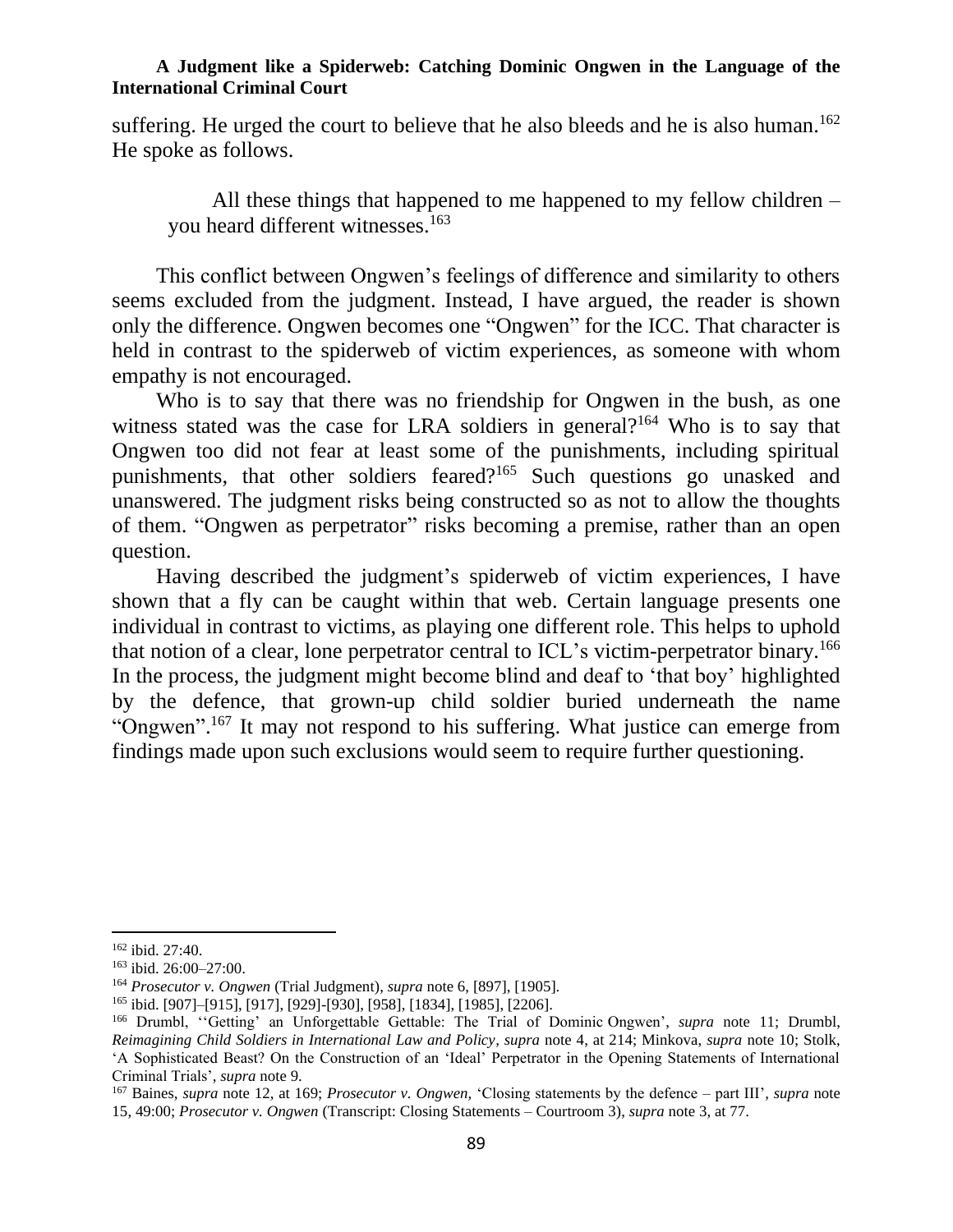suffering. He urged the court to believe that he also bleeds and he is also human.[162] He spoke as follows.

> All these things that happened to me happened to my fellow children – you heard different witnesses.[163]

This conflict between Ongwen's feelings of difference and similarity to others seems excluded from the judgment. Instead, I have argued, the reader is shown only the difference. Ongwen becomes one "Ongwen" for the ICC. That character is held in contrast to the spiderweb of victim experiences, as someone with whom empathy is not encouraged.

Who is to say that there was no friendship for Ongwen in the bush, as one witness stated was the case for LRA soldiers in general?[164] Who is to say that Ongwen too did not fear at least some of the punishments, including spiritual punishments, that other soldiers feared?[165] Such questions go unasked and unanswered. The judgment risks being constructed so as not to allow the thoughts of them. "Ongwen as perpetrator" risks becoming a premise, rather than an open question.

Having described the judgment's spiderweb of victim experiences, I have shown that a fly can be caught within that web. Certain language presents one individual in contrast to victims, as playing one different role. This helps to uphold that notion of a clear, lone perpetrator central to ICL's victim-perpetrator binary.[166] In the process, the judgment might become blind and deaf to 'that boy' highlighted by the defence, that grown-up child soldier buried underneath the name "Ongwen".[167] It may not respond to his suffering. What justice can emerge from findings made upon such exclusions would seem to require further questioning.

---

[162] ibid. 27:40.

[163] ibid. 26:00–27:00.

[164] *Prosecutor v. Ongwen* (Trial Judgment), *supra* note 6, [897], [1905].

[165] ibid. [907]–[915], [917], [929]-[930], [958], [1834], [1985], [2206].

[166] Drumbl, ''Getting' an Unforgettable Gettable: The Trial of Dominic Ongwen', *supra* note 11; Drumbl, *Reimagining Child Soldiers in International Law and Policy*, *supra* note 4, at 214; Minkova, *supra* note 10; Stolk, 'A Sophisticated Beast? On the Construction of an 'Ideal' Perpetrator in the Opening Statements of International Criminal Trials', *supra* note 9.

[167] Baines, *supra* note 12, at 169; *Prosecutor v. Ongwen*, 'Closing statements by the defence – part III', *supra* note 15, 49:00; *Prosecutor v. Ongwen* (Transcript: Closing Statements – Courtroom 3), *supra* note 3, at 77.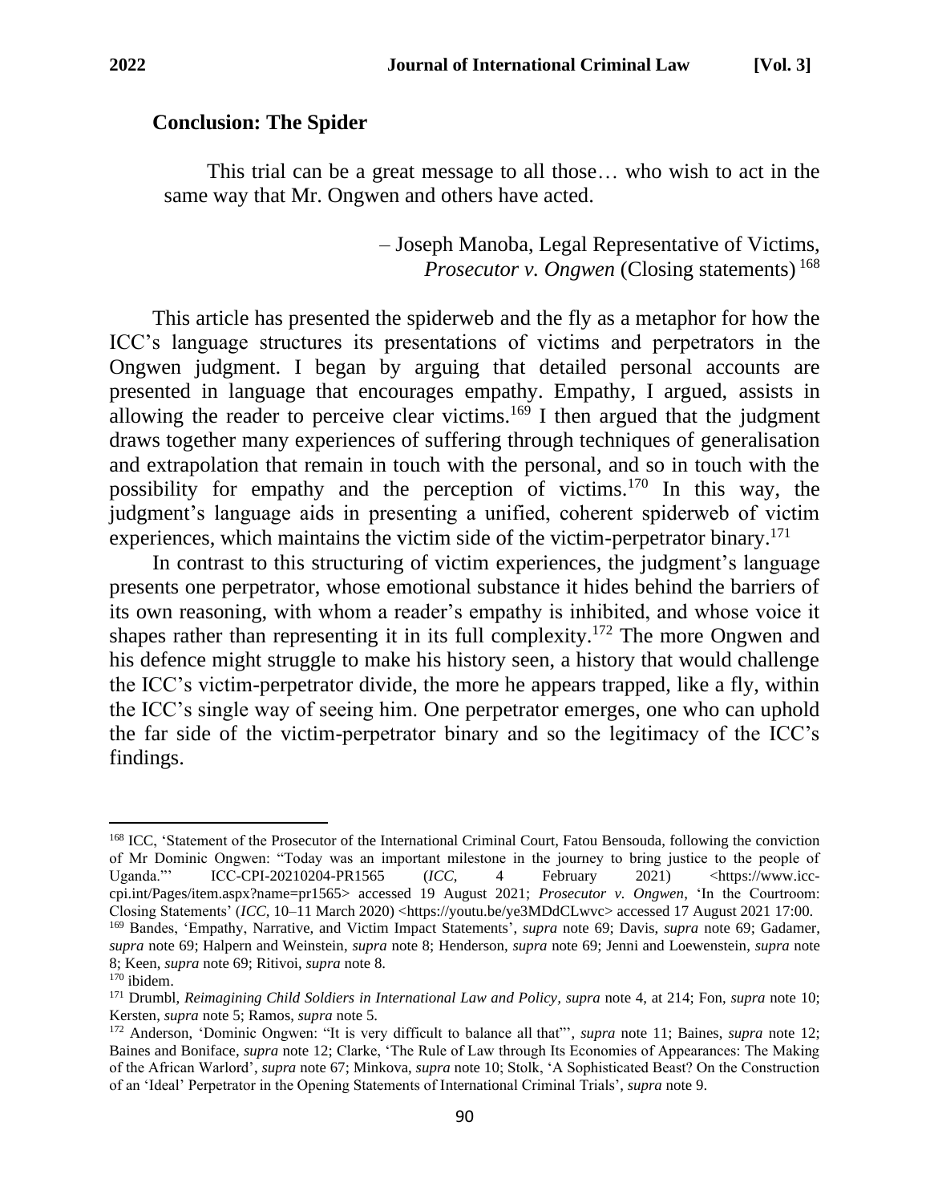## Conclusion: The Spider

> This trial can be a great message to all those… who wish to act in the same way that Mr. Ongwen and others have acted.
>
> – Joseph Manoba, Legal Representative of Victims, *Prosecutor v. Ongwen* (Closing statements) [168]

This article has presented the spiderweb and the fly as a metaphor for how the ICC's language structures its presentations of victims and perpetrators in the Ongwen judgment. I began by arguing that detailed personal accounts are presented in language that encourages empathy. Empathy, I argued, assists in allowing the reader to perceive clear victims.[169] I then argued that the judgment draws together many experiences of suffering through techniques of generalisation and extrapolation that remain in touch with the personal, and so in touch with the possibility for empathy and the perception of victims.[170] In this way, the judgment's language aids in presenting a unified, coherent spiderweb of victim experiences, which maintains the victim side of the victim-perpetrator binary.[171]

In contrast to this structuring of victim experiences, the judgment's language presents one perpetrator, whose emotional substance it hides behind the barriers of its own reasoning, with whom a reader's empathy is inhibited, and whose voice it shapes rather than representing it in its full complexity.[172] The more Ongwen and his defence might struggle to make his history seen, a history that would challenge the ICC's victim-perpetrator divide, the more he appears trapped, like a fly, within the ICC's single way of seeing him. One perpetrator emerges, one who can uphold the far side of the victim-perpetrator binary and so the legitimacy of the ICC's findings.

---

[168] ICC, 'Statement of the Prosecutor of the International Criminal Court, Fatou Bensouda, following the conviction of Mr Dominic Ongwen: "Today was an important milestone in the journey to bring justice to the people of Uganda."' ICC-CPI-20210204-PR1565 (*ICC*, 4 February 2021) <https://www.icc-cpi.int/Pages/item.aspx?name=pr1565> accessed 19 August 2021; *Prosecutor v. Ongwen*, 'In the Courtroom: Closing Statements' (*ICC*, 10–11 March 2020) <https://youtu.be/ye3MDdCLwvc> accessed 17 August 2021 17:00.

[169] Bandes, 'Empathy, Narrative, and Victim Impact Statements', *supra* note 69; Davis, *supra* note 69; Gadamer, *supra* note 69; Halpern and Weinstein, *supra* note 8; Henderson, *supra* note 69; Jenni and Loewenstein, *supra* note 8; Keen, *supra* note 69; Ritivoi, *supra* note 8.

[170] ibidem.

[171] Drumbl, *Reimagining Child Soldiers in International Law and Policy*, *supra* note 4, at 214; Fon, *supra* note 10; Kersten, *supra* note 5; Ramos, *supra* note 5.

[172] Anderson, 'Dominic Ongwen: "It is very difficult to balance all that"', *supra* note 11; Baines, *supra* note 12; Baines and Boniface, *supra* note 12; Clarke, 'The Rule of Law through Its Economies of Appearances: The Making of the African Warlord', *supra* note 67; Minkova, *supra* note 10; Stolk, 'A Sophisticated Beast? On the Construction of an 'Ideal' Perpetrator in the Opening Statements of International Criminal Trials', *supra* note 9.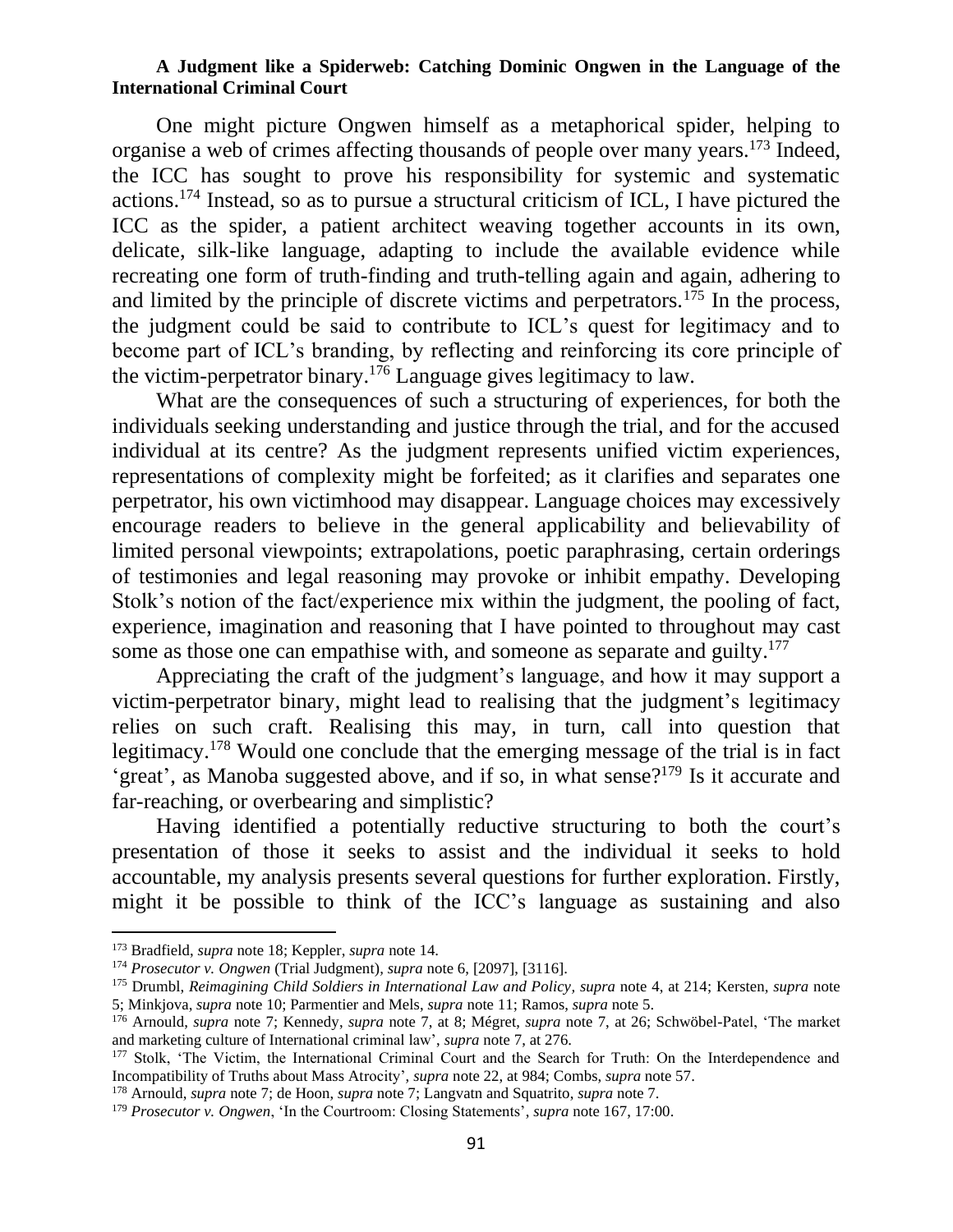One might picture Ongwen himself as a metaphorical spider, helping to organise a web of crimes affecting thousands of people over many years.[173] Indeed, the ICC has sought to prove his responsibility for systemic and systematic actions.[174] Instead, so as to pursue a structural criticism of ICL, I have pictured the ICC as the spider, a patient architect weaving together accounts in its own, delicate, silk-like language, adapting to include the available evidence while recreating one form of truth-finding and truth-telling again and again, adhering to and limited by the principle of discrete victims and perpetrators.[175] In the process, the judgment could be said to contribute to ICL's quest for legitimacy and to become part of ICL's branding, by reflecting and reinforcing its core principle of the victim-perpetrator binary.[176] Language gives legitimacy to law.

What are the consequences of such a structuring of experiences, for both the individuals seeking understanding and justice through the trial, and for the accused individual at its centre? As the judgment represents unified victim experiences, representations of complexity might be forfeited; as it clarifies and separates one perpetrator, his own victimhood may disappear. Language choices may excessively encourage readers to believe in the general applicability and believability of limited personal viewpoints; extrapolations, poetic paraphrasing, certain orderings of testimonies and legal reasoning may provoke or inhibit empathy. Developing Stolk's notion of the fact/experience mix within the judgment, the pooling of fact, experience, imagination and reasoning that I have pointed to throughout may cast some as those one can empathise with, and someone as separate and guilty.[177]

Appreciating the craft of the judgment's language, and how it may support a victim-perpetrator binary, might lead to realising that the judgment's legitimacy relies on such craft. Realising this may, in turn, call into question that legitimacy.[178] Would one conclude that the emerging message of the trial is in fact 'great', as Manoba suggested above, and if so, in what sense?[179] Is it accurate and far-reaching, or overbearing and simplistic?

Having identified a potentially reductive structuring to both the court's presentation of those it seeks to assist and the individual it seeks to hold accountable, my analysis presents several questions for further exploration. Firstly, might it be possible to think of the ICC's language as sustaining and also

---

[173] Bradfield, *supra* note 18; Keppler, *supra* note 14.

[174] *Prosecutor v. Ongwen* (Trial Judgment), *supra* note 6, [2097], [3116].

[175] Drumbl, *Reimagining Child Soldiers in International Law and Policy*, *supra* note 4, at 214; Kersten, *supra* note 5; Minkjova, *supra* note 10; Parmentier and Mels, *supra* note 11; Ramos, *supra* note 5.

[176] Arnould, *supra* note 7; Kennedy, *supra* note 7, at 8; Mégret, *supra* note 7, at 26; Schwöbel-Patel, 'The market and marketing culture of International criminal law', *supra* note 7, at 276.

[177] Stolk, 'The Victim, the International Criminal Court and the Search for Truth: On the Interdependence and Incompatibility of Truths about Mass Atrocity', *supra* note 22, at 984; Combs, *supra* note 57.

[178] Arnould, *supra* note 7; de Hoon, *supra* note 7; Langvatn and Squatrito, *supra* note 7.

[179] *Prosecutor v. Ongwen*, 'In the Courtroom: Closing Statements', *supra* note 167, 17:00.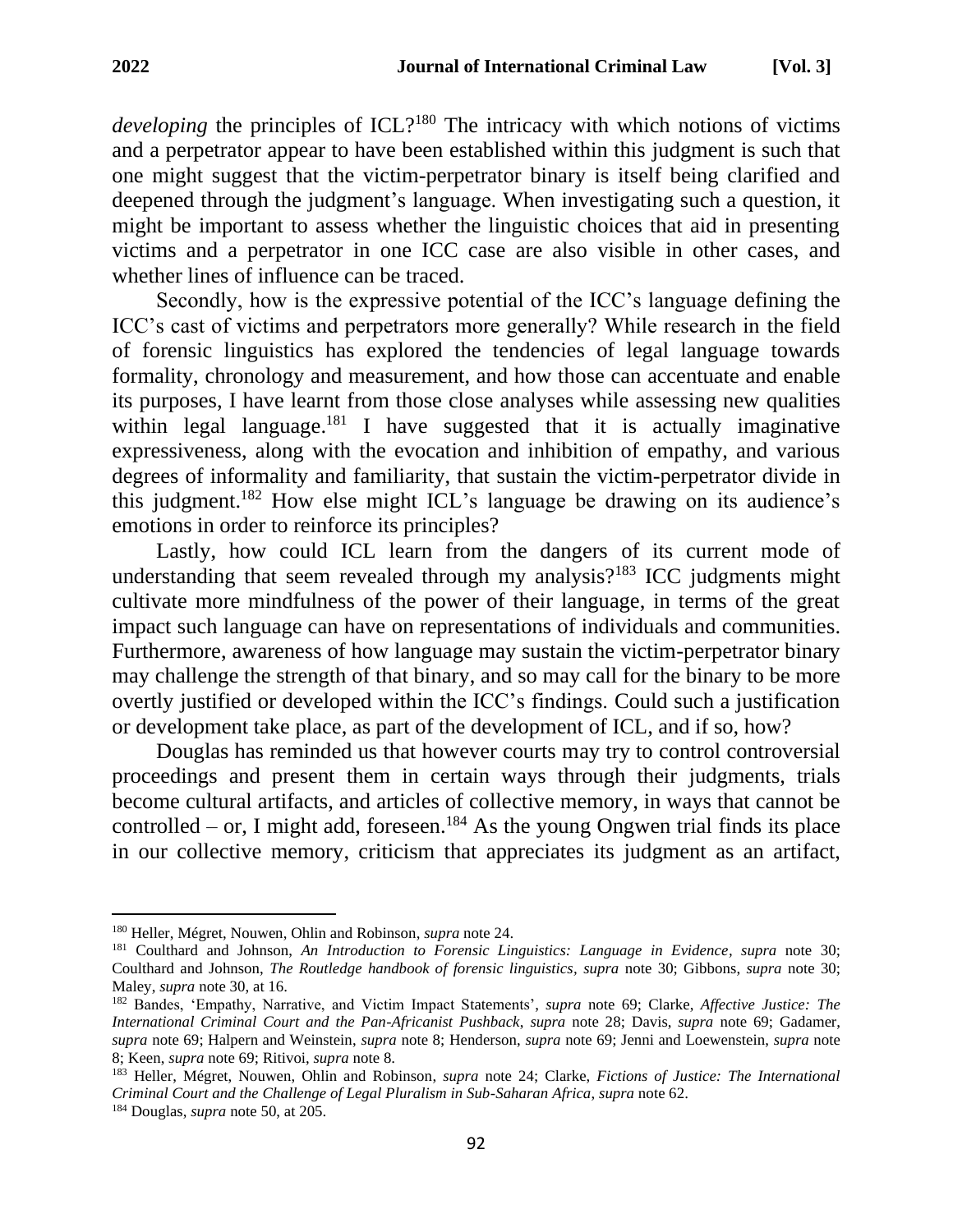*developing* the principles of ICL?[180] The intricacy with which notions of victims and a perpetrator appear to have been established within this judgment is such that one might suggest that the victim-perpetrator binary is itself being clarified and deepened through the judgment's language. When investigating such a question, it might be important to assess whether the linguistic choices that aid in presenting victims and a perpetrator in one ICC case are also visible in other cases, and whether lines of influence can be traced.

Secondly, how is the expressive potential of the ICC's language defining the ICC's cast of victims and perpetrators more generally? While research in the field of forensic linguistics has explored the tendencies of legal language towards formality, chronology and measurement, and how those can accentuate and enable its purposes, I have learnt from those close analyses while assessing new qualities within legal language.[181] I have suggested that it is actually imaginative expressiveness, along with the evocation and inhibition of empathy, and various degrees of informality and familiarity, that sustain the victim-perpetrator divide in this judgment.[182] How else might ICL's language be drawing on its audience's emotions in order to reinforce its principles?

Lastly, how could ICL learn from the dangers of its current mode of understanding that seem revealed through my analysis?[183] ICC judgments might cultivate more mindfulness of the power of their language, in terms of the great impact such language can have on representations of individuals and communities. Furthermore, awareness of how language may sustain the victim-perpetrator binary may challenge the strength of that binary, and so may call for the binary to be more overtly justified or developed within the ICC's findings. Could such a justification or development take place, as part of the development of ICL, and if so, how?

Douglas has reminded us that however courts may try to control controversial proceedings and present them in certain ways through their judgments, trials become cultural artifacts, and articles of collective memory, in ways that cannot be controlled – or, I might add, foreseen.[184] As the young Ongwen trial finds its place in our collective memory, criticism that appreciates its judgment as an artifact,

---

[180] Heller, Mégret, Nouwen, Ohlin and Robinson, *supra* note 24.

[181] Coulthard and Johnson, *An Introduction to Forensic Linguistics: Language in Evidence*, *supra* note 30; Coulthard and Johnson, *The Routledge handbook of forensic linguistics*, *supra* note 30; Gibbons, *supra* note 30; Maley, *supra* note 30, at 16.

[182] Bandes, 'Empathy, Narrative, and Victim Impact Statements', *supra* note 69; Clarke, *Affective Justice: The International Criminal Court and the Pan-Africanist Pushback*, *supra* note 28; Davis, *supra* note 69; Gadamer, *supra* note 69; Halpern and Weinstein, *supra* note 8; Henderson, *supra* note 69; Jenni and Loewenstein, *supra* note 8; Keen, *supra* note 69; Ritivoi, *supra* note 8.

[183] Heller, Mégret, Nouwen, Ohlin and Robinson, *supra* note 24; Clarke, *Fictions of Justice: The International Criminal Court and the Challenge of Legal Pluralism in Sub-Saharan Africa*, *supra* note 62.

[184] Douglas, *supra* note 50, at 205.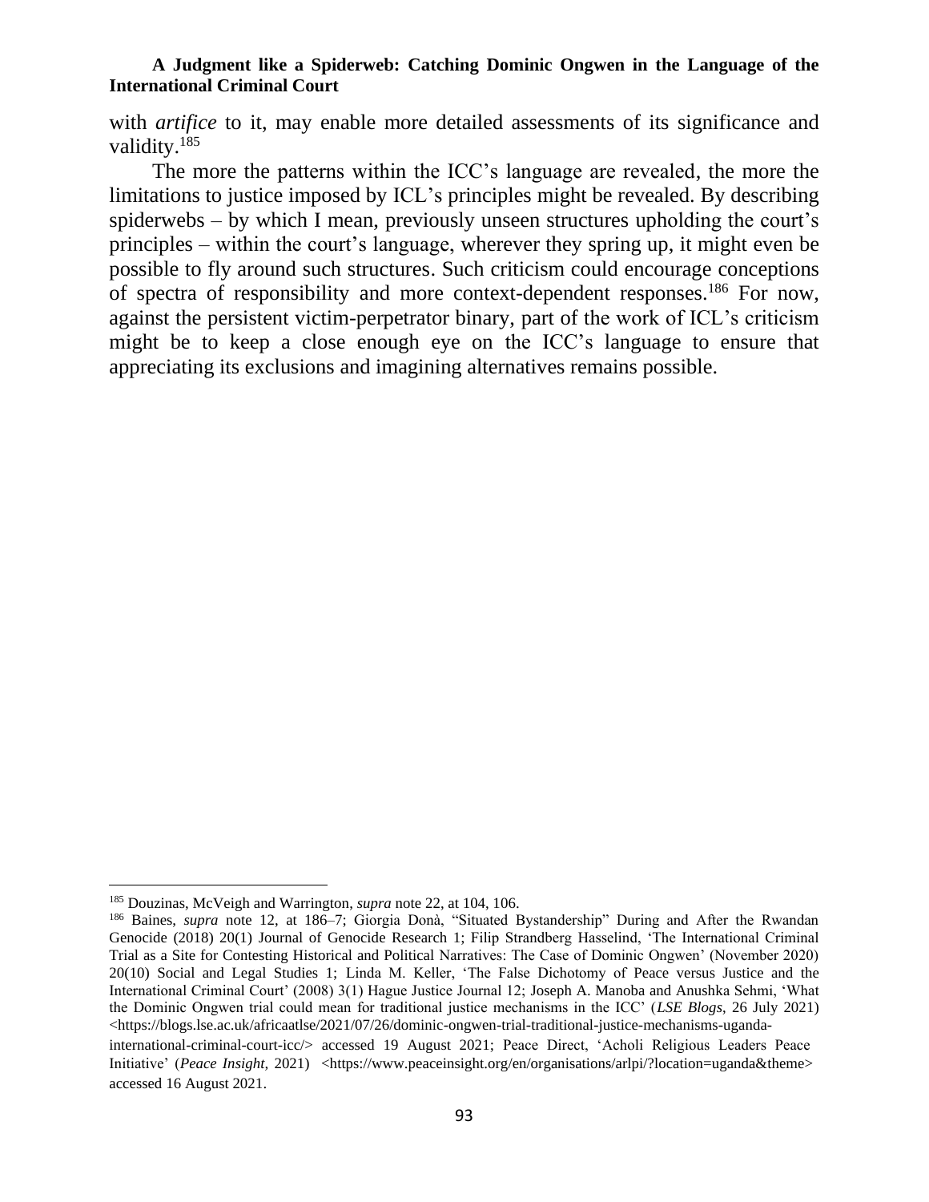with *artifice* to it, may enable more detailed assessments of its significance and validity.[185]

The more the patterns within the ICC's language are revealed, the more the limitations to justice imposed by ICL's principles might be revealed. By describing spiderwebs – by which I mean, previously unseen structures upholding the court's principles – within the court's language, wherever they spring up, it might even be possible to fly around such structures. Such criticism could encourage conceptions of spectra of responsibility and more context-dependent responses.[186] For now, against the persistent victim-perpetrator binary, part of the work of ICL's criticism might be to keep a close enough eye on the ICC's language to ensure that appreciating its exclusions and imagining alternatives remains possible.

---

[185] Douzinas, McVeigh and Warrington, *supra* note 22, at 104, 106.

[186] Baines, *supra* note 12, at 186–7; Giorgia Donà, "Situated Bystandership" During and After the Rwandan Genocide (2018) 20(1) Journal of Genocide Research 1; Filip Strandberg Hasselind, 'The International Criminal Trial as a Site for Contesting Historical and Political Narratives: The Case of Dominic Ongwen' (November 2020) 20(10) Social and Legal Studies 1; Linda M. Keller, 'The False Dichotomy of Peace versus Justice and the International Criminal Court' (2008) 3(1) Hague Justice Journal 12; Joseph A. Manoba and Anushka Sehmi, 'What the Dominic Ongwen trial could mean for traditional justice mechanisms in the ICC' (*LSE Blogs*, 26 July 2021) <https://blogs.lse.ac.uk/africaatlse/2021/07/26/dominic-ongwen-trial-traditional-justice-mechanisms-uganda-international-criminal-court-icc/> accessed 19 August 2021; Peace Direct, 'Acholi Religious Leaders Peace Initiative' (*Peace Insight*, 2021) <https://www.peaceinsight.org/en/organisations/arlpi/?location=uganda&theme> accessed 16 August 2021.